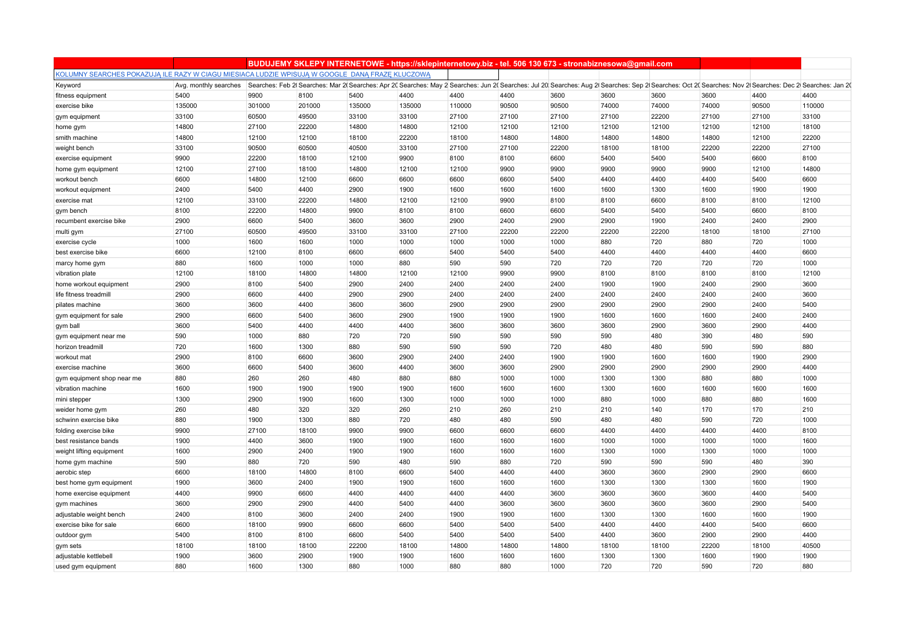**BUDUJEMY SKLEPY INTERNETOWE - https://sklepinternetowy.biz - tel. 506 130 673 - stronabiznesowa@gmail.com**

KOLUMNY SEARCHES POKAZUJĄ ILE RAZY W CIĄGU MIESIĄCA LUDZIE WPISUJĄ W GOOGLE DANĄ FRAZĘ KLUCZOWĄ

| Keyword | Avg. monthly searches | Searches: Feb 2( | Searches: Mar 2( | Searches: Apr 2( | Searches: May 2 | Searches: Jun 2( | Searches: Jul 20 | Searches: Aug 2( | Searches: Sep 2( | Searches: Oct 2( | Searches: Nov 2( | Searches: Dec 2( | Searches: Jan 2( |
|---|---|---|---|---|---|---|---|---|---|---|---|---|---|
| fitness equipment | 5400 | 9900 | 8100 | 5400 | 4400 | 4400 | 4400 | 3600 | 3600 | 3600 | 3600 | 4400 | 4400 |
| exercise bike | 135000 | 301000 | 201000 | 135000 | 135000 | 110000 | 90500 | 90500 | 74000 | 74000 | 74000 | 90500 | 110000 |
| gym equipment | 33100 | 60500 | 49500 | 33100 | 33100 | 27100 | 27100 | 27100 | 27100 | 22200 | 27100 | 27100 | 33100 |
| home gym | 14800 | 27100 | 22200 | 14800 | 14800 | 12100 | 12100 | 12100 | 12100 | 12100 | 12100 | 12100 | 18100 |
| smith machine | 14800 | 12100 | 12100 | 18100 | 22200 | 18100 | 14800 | 14800 | 14800 | 14800 | 14800 | 12100 | 22200 |
| weight bench | 33100 | 90500 | 60500 | 40500 | 33100 | 27100 | 27100 | 22200 | 18100 | 18100 | 22200 | 22200 | 27100 |
| exercise equipment | 9900 | 22200 | 18100 | 12100 | 9900 | 8100 | 8100 | 6600 | 5400 | 5400 | 5400 | 6600 | 8100 |
| home gym equipment | 12100 | 27100 | 18100 | 14800 | 12100 | 12100 | 9900 | 9900 | 9900 | 9900 | 9900 | 12100 | 14800 |
| workout bench | 6600 | 14800 | 12100 | 6600 | 6600 | 6600 | 6600 | 5400 | 4400 | 4400 | 4400 | 5400 | 6600 |
| workout equipment | 2400 | 5400 | 4400 | 2900 | 1900 | 1600 | 1600 | 1600 | 1600 | 1300 | 1600 | 1900 | 1900 |
| exercise mat | 12100 | 33100 | 22200 | 14800 | 12100 | 12100 | 9900 | 8100 | 8100 | 6600 | 8100 | 8100 | 12100 |
| gym bench | 8100 | 22200 | 14800 | 9900 | 8100 | 8100 | 6600 | 6600 | 5400 | 5400 | 5400 | 6600 | 8100 |
| recumbent exercise bike | 2900 | 6600 | 5400 | 3600 | 3600 | 2900 | 2400 | 2900 | 2900 | 1900 | 2400 | 2400 | 2900 |
| multi gym | 27100 | 60500 | 49500 | 33100 | 33100 | 27100 | 22200 | 22200 | 22200 | 22200 | 18100 | 18100 | 27100 |
| exercise cycle | 1000 | 1600 | 1600 | 1000 | 1000 | 1000 | 1000 | 1000 | 880 | 720 | 880 | 720 | 1000 |
| best exercise bike | 6600 | 12100 | 8100 | 6600 | 6600 | 5400 | 5400 | 5400 | 4400 | 4400 | 4400 | 4400 | 6600 |
| marcy home gym | 880 | 1600 | 1000 | 1000 | 880 | 590 | 590 | 720 | 720 | 720 | 720 | 720 | 1000 |
| vibration plate | 12100 | 18100 | 14800 | 14800 | 12100 | 12100 | 9900 | 9900 | 8100 | 8100 | 8100 | 8100 | 12100 |
| home workout equipment | 2900 | 8100 | 5400 | 2900 | 2400 | 2400 | 2400 | 2400 | 1900 | 1900 | 2400 | 2900 | 3600 |
| life fitness treadmill | 2900 | 6600 | 4400 | 2900 | 2900 | 2400 | 2400 | 2400 | 2400 | 2400 | 2400 | 2400 | 3600 |
| pilates machine | 3600 | 3600 | 4400 | 3600 | 3600 | 2900 | 2900 | 2900 | 2900 | 2900 | 2900 | 2400 | 5400 |
| gym equipment for sale | 2900 | 6600 | 5400 | 3600 | 2900 | 1900 | 1900 | 1900 | 1600 | 1600 | 1600 | 2400 | 2400 |
| gym ball | 3600 | 5400 | 4400 | 4400 | 4400 | 3600 | 3600 | 3600 | 3600 | 2900 | 3600 | 2900 | 4400 |
| gym equipment near me | 590 | 1000 | 880 | 720 | 720 | 590 | 590 | 590 | 590 | 480 | 390 | 480 | 590 |
| horizon treadmill | 720 | 1600 | 1300 | 880 | 590 | 590 | 590 | 720 | 480 | 480 | 590 | 590 | 880 |
| workout mat | 2900 | 8100 | 6600 | 3600 | 2900 | 2400 | 2400 | 1900 | 1900 | 1600 | 1600 | 1900 | 2900 |
| exercise machine | 3600 | 6600 | 5400 | 3600 | 4400 | 3600 | 3600 | 2900 | 2900 | 2900 | 2900 | 2900 | 4400 |
| gym equipment shop near me | 880 | 260 | 260 | 480 | 880 | 880 | 1000 | 1000 | 1300 | 1300 | 880 | 880 | 1000 |
| vibration machine | 1600 | 1900 | 1900 | 1900 | 1900 | 1600 | 1600 | 1600 | 1300 | 1600 | 1600 | 1600 | 1600 |
| mini stepper | 1300 | 2900 | 1900 | 1600 | 1300 | 1000 | 1000 | 1000 | 880 | 1000 | 880 | 880 | 1600 |
| weider home gym | 260 | 480 | 320 | 320 | 260 | 210 | 260 | 210 | 210 | 140 | 170 | 170 | 210 |
| schwinn exercise bike | 880 | 1900 | 1300 | 880 | 720 | 480 | 480 | 590 | 480 | 480 | 590 | 720 | 1000 |
| folding exercise bike | 9900 | 27100 | 18100 | 9900 | 9900 | 6600 | 6600 | 6600 | 4400 | 4400 | 4400 | 4400 | 8100 |
| best resistance bands | 1900 | 4400 | 3600 | 1900 | 1900 | 1600 | 1600 | 1600 | 1000 | 1000 | 1000 | 1000 | 1600 |
| weight lifting equipment | 1600 | 2900 | 2400 | 1900 | 1900 | 1600 | 1600 | 1600 | 1300 | 1000 | 1300 | 1000 | 1000 |
| home gym machine | 590 | 880 | 720 | 590 | 480 | 590 | 880 | 720 | 590 | 590 | 590 | 480 | 390 |
| aerobic step | 6600 | 18100 | 14800 | 8100 | 6600 | 5400 | 4400 | 4400 | 3600 | 3600 | 2900 | 2900 | 6600 |
| best home gym equipment | 1900 | 3600 | 2400 | 1900 | 1900 | 1600 | 1600 | 1600 | 1300 | 1300 | 1300 | 1600 | 1900 |
| home exercise equipment | 4400 | 9900 | 6600 | 4400 | 4400 | 4400 | 4400 | 3600 | 3600 | 3600 | 3600 | 4400 | 5400 |
| gym machines | 3600 | 2900 | 2900 | 4400 | 5400 | 4400 | 3600 | 3600 | 3600 | 3600 | 3600 | 2900 | 5400 |
| adjustable weight bench | 2400 | 8100 | 3600 | 2400 | 2400 | 1900 | 1900 | 1600 | 1300 | 1300 | 1600 | 1600 | 1900 |
| exercise bike for sale | 6600 | 18100 | 9900 | 6600 | 6600 | 5400 | 5400 | 5400 | 4400 | 4400 | 4400 | 5400 | 6600 |
| outdoor gym | 5400 | 8100 | 8100 | 6600 | 5400 | 5400 | 5400 | 5400 | 4400 | 3600 | 2900 | 2900 | 4400 |
| gym sets | 18100 | 18100 | 18100 | 22200 | 18100 | 14800 | 14800 | 14800 | 18100 | 18100 | 22200 | 18100 | 40500 |
| adjustable kettlebell | 1900 | 3600 | 2900 | 1900 | 1900 | 1600 | 1600 | 1600 | 1300 | 1300 | 1600 | 1900 | 1900 |
| used gym equipment | 880 | 1600 | 1300 | 880 | 1000 | 880 | 880 | 1000 | 720 | 720 | 590 | 720 | 880 |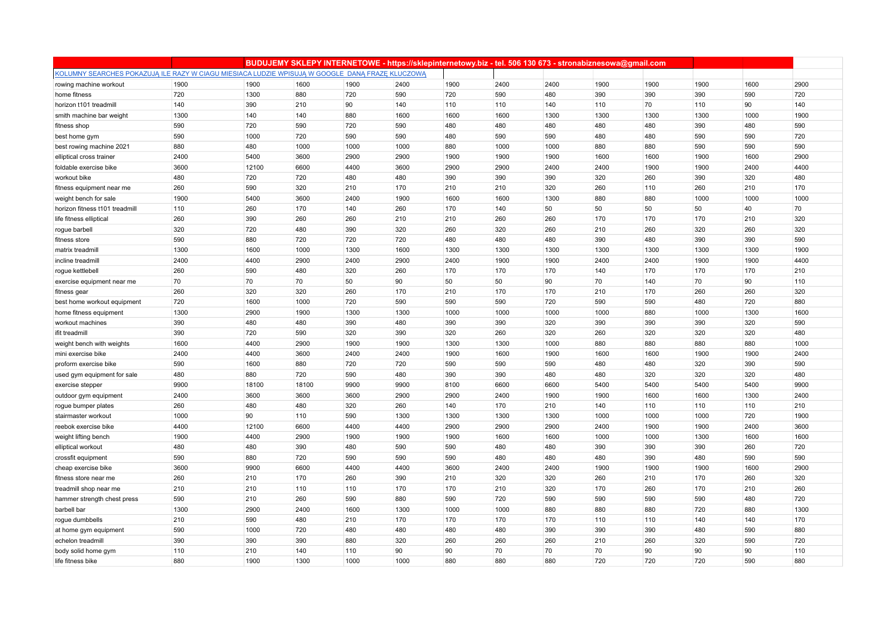| | | BUDUJEMY SKLEPY INTERNETOWE - https://sklepinternetowy.biz - tel. 506 130 673 - stronabiznesowa@gmail.com | | | | | | | | | | | |
|---|---|---|---|---|---|---|---|---|---|---|---|---|---|
| KOLUMNY SEARCHES POKAZUJĄ ILE RAZY W CIĄGU MIESIĄCA LUDZIE WPISUJĄ W GOOGLE DANĄ FRAZĘ KLUCZOWĄ | | | | | | | | | | | | | |
| rowing machine workout | 1900 | 1900 | 1600 | 1900 | 2400 | 1900 | 2400 | 2400 | 1900 | 1900 | 1900 | 1600 | 2900 |
| home fitness | 720 | 1300 | 880 | 720 | 590 | 720 | 590 | 480 | 390 | 390 | 390 | 590 | 720 |
| horizon t101 treadmill | 140 | 390 | 210 | 90 | 140 | 110 | 110 | 140 | 110 | 70 | 110 | 90 | 140 |
| smith machine bar weight | 1300 | 140 | 140 | 880 | 1600 | 1600 | 1600 | 1300 | 1300 | 1300 | 1300 | 1000 | 1900 |
| fitness shop | 590 | 720 | 590 | 720 | 590 | 480 | 480 | 480 | 480 | 480 | 390 | 480 | 590 |
| best home gym | 590 | 1000 | 720 | 590 | 590 | 480 | 590 | 590 | 480 | 480 | 590 | 590 | 720 |
| best rowing machine 2021 | 880 | 480 | 1000 | 1000 | 1000 | 880 | 1000 | 1000 | 880 | 880 | 590 | 590 | 590 |
| elliptical cross trainer | 2400 | 5400 | 3600 | 2900 | 2900 | 1900 | 1900 | 1900 | 1600 | 1600 | 1900 | 1600 | 2900 |
| foldable exercise bike | 3600 | 12100 | 6600 | 4400 | 3600 | 2900 | 2900 | 2400 | 2400 | 1900 | 1900 | 2400 | 4400 |
| workout bike | 480 | 720 | 720 | 480 | 480 | 390 | 390 | 390 | 320 | 260 | 390 | 320 | 480 |
| fitness equipment near me | 260 | 590 | 320 | 210 | 170 | 210 | 210 | 320 | 260 | 110 | 260 | 210 | 170 |
| weight bench for sale | 1900 | 5400 | 3600 | 2400 | 1900 | 1600 | 1600 | 1300 | 880 | 880 | 1000 | 1000 | 1000 |
| horizon fitness t101 treadmill | 110 | 260 | 170 | 140 | 260 | 170 | 140 | 50 | 50 | 50 | 50 | 40 | 70 |
| life fitness elliptical | 260 | 390 | 260 | 260 | 210 | 210 | 260 | 260 | 170 | 170 | 170 | 210 | 320 |
| rogue barbell | 320 | 720 | 480 | 390 | 320 | 260 | 320 | 260 | 210 | 260 | 320 | 260 | 320 |
| fitness store | 590 | 880 | 720 | 720 | 720 | 480 | 480 | 480 | 390 | 480 | 390 | 390 | 590 |
| matrix treadmill | 1300 | 1600 | 1000 | 1300 | 1600 | 1300 | 1300 | 1300 | 1300 | 1300 | 1300 | 1300 | 1900 |
| incline treadmill | 2400 | 4400 | 2900 | 2400 | 2900 | 2400 | 1900 | 1900 | 2400 | 2400 | 1900 | 1900 | 4400 |
| rogue kettlebell | 260 | 590 | 480 | 320 | 260 | 170 | 170 | 170 | 140 | 170 | 170 | 170 | 210 |
| exercise equipment near me | 70 | 70 | 70 | 50 | 90 | 50 | 50 | 90 | 70 | 140 | 70 | 90 | 110 |
| fitness gear | 260 | 320 | 320 | 260 | 170 | 210 | 170 | 170 | 210 | 170 | 260 | 260 | 320 |
| best home workout equipment | 720 | 1600 | 1000 | 720 | 590 | 590 | 590 | 720 | 590 | 590 | 480 | 720 | 880 |
| home fitness equipment | 1300 | 2900 | 1900 | 1300 | 1300 | 1000 | 1000 | 1000 | 1000 | 880 | 1000 | 1300 | 1600 |
| workout machines | 390 | 480 | 480 | 390 | 480 | 390 | 390 | 320 | 390 | 390 | 390 | 320 | 590 |
| ifit treadmill | 390 | 720 | 590 | 320 | 390 | 320 | 260 | 320 | 260 | 320 | 320 | 320 | 480 |
| weight bench with weights | 1600 | 4400 | 2900 | 1900 | 1900 | 1300 | 1300 | 1000 | 880 | 880 | 880 | 880 | 1000 |
| mini exercise bike | 2400 | 4400 | 3600 | 2400 | 2400 | 1900 | 1600 | 1900 | 1600 | 1600 | 1900 | 1900 | 2400 |
| proform exercise bike | 590 | 1600 | 880 | 720 | 720 | 590 | 590 | 590 | 480 | 480 | 320 | 390 | 590 |
| used gym equipment for sale | 480 | 880 | 720 | 590 | 480 | 390 | 390 | 480 | 480 | 320 | 320 | 320 | 480 |
| exercise stepper | 9900 | 18100 | 18100 | 9900 | 9900 | 8100 | 6600 | 6600 | 5400 | 5400 | 5400 | 5400 | 9900 |
| outdoor gym equipment | 2400 | 3600 | 3600 | 3600 | 2900 | 2900 | 2400 | 1900 | 1900 | 1600 | 1600 | 1300 | 2400 |
| rogue bumper plates | 260 | 480 | 480 | 320 | 260 | 140 | 170 | 210 | 140 | 110 | 110 | 110 | 210 |
| stairmaster workout | 1000 | 90 | 110 | 590 | 1300 | 1300 | 1300 | 1300 | 1000 | 1000 | 1000 | 720 | 1900 |
| reebok exercise bike | 4400 | 12100 | 6600 | 4400 | 4400 | 2900 | 2900 | 2900 | 2400 | 1900 | 1900 | 2400 | 3600 |
| weight lifting bench | 1900 | 4400 | 2900 | 1900 | 1900 | 1900 | 1600 | 1600 | 1000 | 1000 | 1300 | 1600 | 1600 |
| elliptical workout | 480 | 480 | 390 | 480 | 590 | 590 | 480 | 480 | 390 | 390 | 390 | 260 | 720 |
| crossfit equipment | 590 | 880 | 720 | 590 | 590 | 590 | 480 | 480 | 480 | 390 | 480 | 590 | 590 |
| cheap exercise bike | 3600 | 9900 | 6600 | 4400 | 4400 | 3600 | 2400 | 2400 | 1900 | 1900 | 1900 | 1600 | 2900 |
| fitness store near me | 260 | 210 | 170 | 260 | 390 | 210 | 320 | 320 | 260 | 210 | 170 | 260 | 320 |
| treadmill shop near me | 210 | 210 | 110 | 110 | 170 | 170 | 210 | 320 | 170 | 260 | 170 | 210 | 260 |
| hammer strength chest press | 590 | 210 | 260 | 590 | 880 | 590 | 720 | 590 | 590 | 590 | 590 | 480 | 720 |
| barbell bar | 1300 | 2900 | 2400 | 1600 | 1300 | 1000 | 1000 | 880 | 880 | 880 | 720 | 880 | 1300 |
| rogue dumbbells | 210 | 590 | 480 | 210 | 170 | 170 | 170 | 170 | 110 | 110 | 140 | 140 | 170 |
| at home gym equipment | 590 | 1000 | 720 | 480 | 480 | 480 | 480 | 390 | 390 | 390 | 480 | 590 | 880 |
| echelon treadmill | 390 | 390 | 390 | 880 | 320 | 260 | 260 | 260 | 210 | 260 | 320 | 590 | 720 |
| body solid home gym | 110 | 210 | 140 | 110 | 90 | 90 | 70 | 70 | 70 | 90 | 90 | 90 | 110 |
| life fitness bike | 880 | 1900 | 1300 | 1000 | 1000 | 880 | 880 | 880 | 720 | 720 | 720 | 590 | 880 |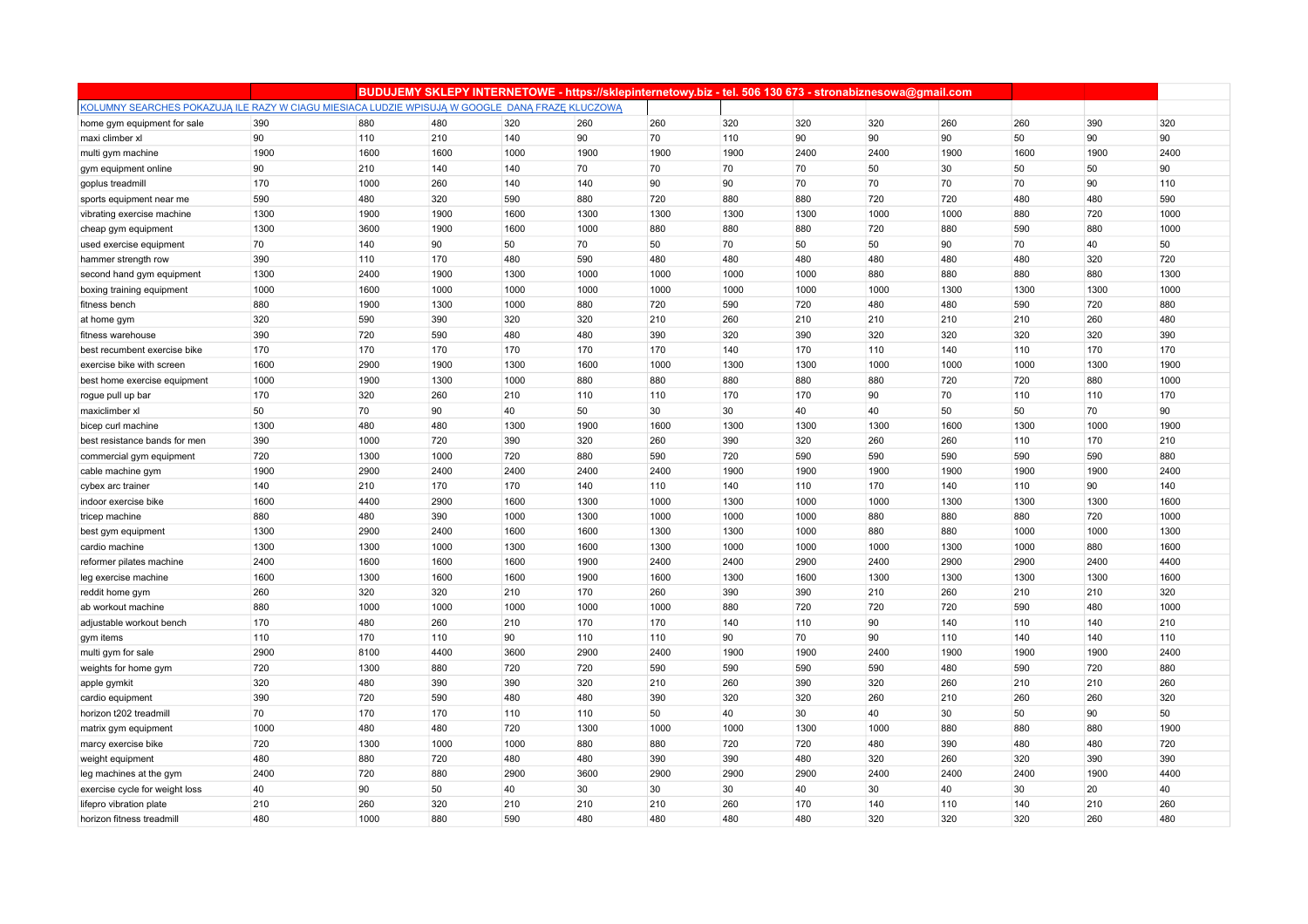| | BUDUJEMY SKLEPY INTERNETOWE - https://sklepinternetowy.biz - tel. 506 130 673 - stronabiznesowa@gmail.com | | | | | | | | | | | |
|---|---|---|---|---|---|---|---|---|---|---|---|---|
| KOLUMNY SEARCHES POKAZUJĄ ILE RAZY W CIAGU MIESIACA LUDZIE WPISUJĄ W GOOGLE DANĄ FRAZĘ KLUCZOWĄ | | | | | | | | | | | | |
| home gym equipment for sale | 390 | 880 | 480 | 320 | 260 | 260 | 320 | 320 | 320 | 260 | 260 | 390 | 320 |
| maxi climber xl | 90 | 110 | 210 | 140 | 90 | 70 | 110 | 90 | 90 | 90 | 50 | 90 | 90 |
| multi gym machine | 1900 | 1600 | 1600 | 1000 | 1900 | 1900 | 1900 | 2400 | 2400 | 1900 | 1600 | 1900 | 2400 |
| gym equipment online | 90 | 210 | 140 | 140 | 70 | 70 | 70 | 70 | 50 | 30 | 50 | 50 | 90 |
| goplus treadmill | 170 | 1000 | 260 | 140 | 140 | 90 | 90 | 70 | 70 | 70 | 70 | 90 | 110 |
| sports equipment near me | 590 | 480 | 320 | 590 | 880 | 720 | 880 | 880 | 720 | 720 | 480 | 480 | 590 |
| vibrating exercise machine | 1300 | 1900 | 1900 | 1600 | 1300 | 1300 | 1300 | 1300 | 1000 | 1000 | 880 | 720 | 1000 |
| cheap gym equipment | 1300 | 3600 | 1900 | 1600 | 1000 | 880 | 880 | 880 | 720 | 880 | 590 | 880 | 1000 |
| used exercise equipment | 70 | 140 | 90 | 50 | 70 | 50 | 70 | 50 | 50 | 90 | 70 | 40 | 50 |
| hammer strength row | 390 | 110 | 170 | 480 | 590 | 480 | 480 | 480 | 480 | 480 | 480 | 320 | 720 |
| second hand gym equipment | 1300 | 2400 | 1900 | 1300 | 1000 | 1000 | 1000 | 1000 | 880 | 880 | 880 | 880 | 1300 |
| boxing training equipment | 1000 | 1600 | 1000 | 1000 | 1000 | 1000 | 1000 | 1000 | 1000 | 1300 | 1300 | 1300 | 1000 |
| fitness bench | 880 | 1900 | 1300 | 1000 | 880 | 720 | 590 | 720 | 480 | 480 | 590 | 720 | 880 |
| at home gym | 320 | 590 | 390 | 320 | 320 | 210 | 260 | 210 | 210 | 210 | 210 | 260 | 480 |
| fitness warehouse | 390 | 720 | 590 | 480 | 480 | 390 | 320 | 390 | 320 | 320 | 320 | 320 | 390 |
| best recumbent exercise bike | 170 | 170 | 170 | 170 | 170 | 170 | 140 | 170 | 110 | 140 | 110 | 170 | 170 |
| exercise bike with screen | 1600 | 2900 | 1900 | 1300 | 1600 | 1000 | 1300 | 1300 | 1000 | 1000 | 1000 | 1300 | 1900 |
| best home exercise equipment | 1000 | 1900 | 1300 | 1000 | 880 | 880 | 880 | 880 | 880 | 720 | 720 | 880 | 1000 |
| rogue pull up bar | 170 | 320 | 260 | 210 | 110 | 110 | 170 | 170 | 90 | 70 | 110 | 110 | 170 |
| maxiclimber xl | 50 | 70 | 90 | 40 | 50 | 30 | 30 | 40 | 40 | 50 | 50 | 70 | 90 |
| bicep curl machine | 1300 | 480 | 480 | 1300 | 1900 | 1600 | 1300 | 1300 | 1300 | 1600 | 1300 | 1000 | 1900 |
| best resistance bands for men | 390 | 1000 | 720 | 390 | 320 | 260 | 390 | 320 | 260 | 260 | 110 | 170 | 210 |
| commercial gym equipment | 720 | 1300 | 1000 | 720 | 880 | 590 | 720 | 590 | 590 | 590 | 590 | 590 | 880 |
| cable machine gym | 1900 | 2900 | 2400 | 2400 | 2400 | 2400 | 1900 | 1900 | 1900 | 1900 | 1900 | 1900 | 2400 |
| cybex arc trainer | 140 | 210 | 170 | 170 | 140 | 110 | 140 | 110 | 170 | 140 | 110 | 90 | 140 |
| indoor exercise bike | 1600 | 4400 | 2900 | 1600 | 1300 | 1000 | 1300 | 1000 | 1000 | 1300 | 1300 | 1300 | 1600 |
| tricep machine | 880 | 480 | 390 | 1000 | 1300 | 1000 | 1000 | 1000 | 880 | 880 | 880 | 720 | 1000 |
| best gym equipment | 1300 | 2900 | 2400 | 1600 | 1600 | 1300 | 1300 | 1000 | 880 | 880 | 1000 | 1000 | 1300 |
| cardio machine | 1300 | 1300 | 1000 | 1300 | 1600 | 1300 | 1000 | 1000 | 1000 | 1300 | 1000 | 880 | 1600 |
| reformer pilates machine | 2400 | 1600 | 1600 | 1600 | 1900 | 2400 | 2400 | 2900 | 2400 | 2900 | 2900 | 2400 | 4400 |
| leg exercise machine | 1600 | 1300 | 1600 | 1600 | 1900 | 1600 | 1300 | 1600 | 1300 | 1300 | 1300 | 1300 | 1600 |
| reddit home gym | 260 | 320 | 320 | 210 | 170 | 260 | 390 | 390 | 210 | 260 | 210 | 210 | 320 |
| ab workout machine | 880 | 1000 | 1000 | 1000 | 1000 | 1000 | 880 | 720 | 720 | 720 | 590 | 480 | 1000 |
| adjustable workout bench | 170 | 480 | 260 | 210 | 170 | 170 | 140 | 110 | 90 | 140 | 110 | 140 | 210 |
| gym items | 110 | 170 | 110 | 90 | 110 | 110 | 90 | 70 | 90 | 110 | 140 | 140 | 110 |
| multi gym for sale | 2900 | 8100 | 4400 | 3600 | 2900 | 2400 | 1900 | 1900 | 2400 | 1900 | 1900 | 1900 | 2400 |
| weights for home gym | 720 | 1300 | 880 | 720 | 720 | 590 | 590 | 590 | 590 | 480 | 590 | 720 | 880 |
| apple gymkit | 320 | 480 | 390 | 390 | 320 | 210 | 260 | 390 | 320 | 260 | 210 | 210 | 260 |
| cardio equipment | 390 | 720 | 590 | 480 | 480 | 390 | 320 | 320 | 260 | 210 | 260 | 260 | 320 |
| horizon t202 treadmill | 70 | 170 | 170 | 110 | 110 | 50 | 40 | 30 | 40 | 30 | 50 | 90 | 50 |
| matrix gym equipment | 1000 | 480 | 480 | 720 | 1300 | 1000 | 1000 | 1300 | 1000 | 880 | 880 | 880 | 1900 |
| marcy exercise bike | 720 | 1300 | 1000 | 1000 | 880 | 880 | 720 | 720 | 480 | 390 | 480 | 480 | 720 |
| weight equipment | 480 | 880 | 720 | 480 | 480 | 390 | 390 | 480 | 320 | 260 | 320 | 390 | 390 |
| leg machines at the gym | 2400 | 720 | 880 | 2900 | 3600 | 2900 | 2900 | 2900 | 2400 | 2400 | 2400 | 1900 | 4400 |
| exercise cycle for weight loss | 40 | 90 | 50 | 40 | 30 | 30 | 30 | 40 | 30 | 40 | 30 | 20 | 40 |
| lifepro vibration plate | 210 | 260 | 320 | 210 | 210 | 210 | 260 | 170 | 140 | 110 | 140 | 210 | 260 |
| horizon fitness treadmill | 480 | 1000 | 880 | 590 | 480 | 480 | 480 | 480 | 320 | 320 | 320 | 260 | 480 |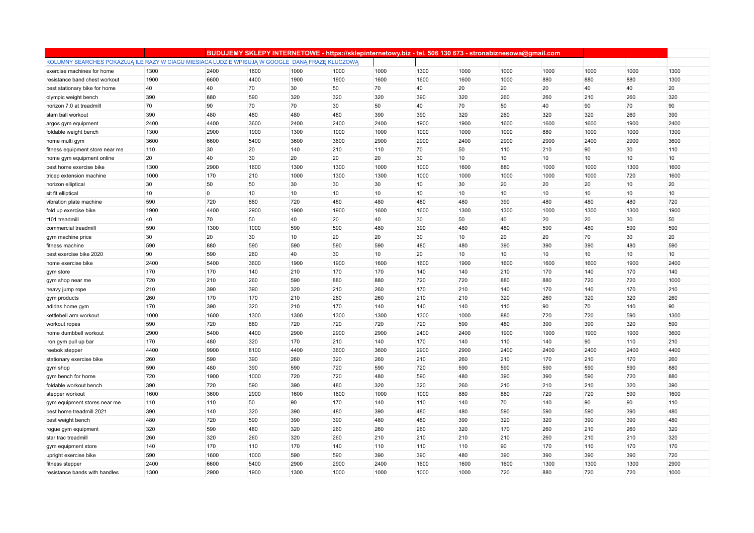| | | BUDUJEMY SKLEPY INTERNETOWE - https://sklepinternetowy.biz - tel. 506 130 673 - stronabiznesowa@gmail.com | | | | | | | | | | | |
|---|---|---|---|---|---|---|---|---|---|---|---|---|---|
| KOLUMNY SEARCHES POKAZUJĄ ILE RAZY W CIAGU MIESIACA LUDZIE WPISUJĄ W GOOGLE DANĄ FRAZĘ KLUCZOWĄ | | | | | | | | | | | | | |
| exercise machines for home | 1300 | 2400 | 1600 | 1000 | 1000 | 1000 | 1300 | 1000 | 1000 | 1000 | 1000 | 1000 | 1300 |
| resistance band chest workout | 1900 | 6600 | 4400 | 1900 | 1900 | 1600 | 1600 | 1600 | 1000 | 880 | 880 | 880 | 1300 |
| best stationary bike for home | 40 | 40 | 70 | 30 | 50 | 70 | 40 | 20 | 20 | 20 | 40 | 40 | 20 |
| olympic weight bench | 390 | 880 | 590 | 320 | 320 | 320 | 390 | 320 | 260 | 260 | 210 | 260 | 320 |
| horizon 7.0 at treadmill | 70 | 90 | 70 | 70 | 30 | 50 | 40 | 70 | 50 | 40 | 90 | 70 | 90 |
| slam ball workout | 390 | 480 | 480 | 480 | 480 | 390 | 390 | 320 | 260 | 320 | 320 | 260 | 390 |
| argos gym equipment | 2400 | 4400 | 3600 | 2400 | 2400 | 2400 | 1900 | 1900 | 1600 | 1600 | 1600 | 1900 | 2400 |
| foldable weight bench | 1300 | 2900 | 1900 | 1300 | 1000 | 1000 | 1000 | 1000 | 1000 | 880 | 1000 | 1000 | 1300 |
| home multi gym | 3600 | 6600 | 5400 | 3600 | 3600 | 2900 | 2900 | 2400 | 2900 | 2900 | 2400 | 2900 | 3600 |
| fitness equipment store near me | 110 | 30 | 20 | 140 | 210 | 110 | 70 | 50 | 110 | 210 | 90 | 30 | 110 |
| home gym equipment online | 20 | 40 | 30 | 20 | 20 | 20 | 30 | 10 | 10 | 10 | 10 | 10 | 10 |
| best home exercise bike | 1300 | 2900 | 1600 | 1300 | 1300 | 1000 | 1000 | 1600 | 880 | 1000 | 1000 | 1300 | 1600 |
| tricep extension machine | 1000 | 170 | 210 | 1000 | 1300 | 1300 | 1000 | 1000 | 1000 | 1000 | 1000 | 720 | 1600 |
| horizon elliptical | 30 | 50 | 50 | 30 | 30 | 30 | 10 | 30 | 20 | 20 | 20 | 10 | 20 |
| sit fit elliptical | 10 | 0 | 10 | 10 | 10 | 10 | 10 | 10 | 10 | 10 | 10 | 10 | 10 |
| vibration plate machine | 590 | 720 | 880 | 720 | 480 | 480 | 480 | 480 | 390 | 480 | 480 | 480 | 720 |
| fold up exercise bike | 1900 | 4400 | 2900 | 1900 | 1900 | 1600 | 1600 | 1300 | 1300 | 1000 | 1300 | 1300 | 1900 |
| t101 treadmill | 40 | 70 | 50 | 40 | 20 | 40 | 30 | 50 | 40 | 20 | 20 | 30 | 50 |
| commercial treadmill | 590 | 1300 | 1000 | 590 | 590 | 480 | 390 | 480 | 480 | 590 | 480 | 590 | 590 |
| gym machine price | 30 | 20 | 30 | 10 | 20 | 20 | 30 | 10 | 20 | 20 | 70 | 30 | 20 |
| fitness machine | 590 | 880 | 590 | 590 | 590 | 590 | 480 | 480 | 390 | 390 | 390 | 480 | 590 |
| best exercise bike 2020 | 90 | 590 | 260 | 40 | 30 | 10 | 20 | 10 | 10 | 10 | 10 | 10 | 10 |
| home exercise bike | 2400 | 5400 | 3600 | 1900 | 1900 | 1600 | 1600 | 1900 | 1600 | 1600 | 1600 | 1900 | 2400 |
| gym store | 170 | 170 | 140 | 210 | 170 | 170 | 140 | 140 | 210 | 170 | 140 | 170 | 140 |
| gym shop near me | 720 | 210 | 260 | 590 | 880 | 880 | 720 | 720 | 880 | 880 | 720 | 720 | 1000 |
| heavy jump rope | 210 | 390 | 390 | 320 | 210 | 260 | 170 | 210 | 140 | 170 | 140 | 170 | 210 |
| gym products | 260 | 170 | 170 | 210 | 260 | 260 | 210 | 210 | 320 | 260 | 320 | 320 | 260 |
| adidas home gym | 170 | 390 | 320 | 210 | 170 | 140 | 140 | 140 | 110 | 90 | 70 | 140 | 90 |
| kettlebell arm workout | 1000 | 1600 | 1300 | 1300 | 1300 | 1300 | 1300 | 1000 | 880 | 720 | 720 | 590 | 1300 |
| workout ropes | 590 | 720 | 880 | 720 | 720 | 720 | 720 | 590 | 480 | 390 | 390 | 320 | 590 |
| home dumbbell workout | 2900 | 5400 | 4400 | 2900 | 2900 | 2900 | 2400 | 2400 | 1900 | 1900 | 1900 | 1900 | 3600 |
| iron gym pull up bar | 170 | 480 | 320 | 170 | 210 | 140 | 170 | 140 | 110 | 140 | 90 | 110 | 210 |
| reebok stepper | 4400 | 9900 | 8100 | 4400 | 3600 | 3600 | 2900 | 2900 | 2400 | 2400 | 2400 | 2400 | 4400 |
| stationary exercise bike | 260 | 590 | 390 | 260 | 320 | 260 | 210 | 260 | 210 | 170 | 210 | 170 | 260 |
| gym shop | 590 | 480 | 390 | 590 | 720 | 590 | 720 | 590 | 590 | 590 | 590 | 590 | 880 |
| gym bench for home | 720 | 1900 | 1000 | 720 | 720 | 480 | 590 | 480 | 390 | 390 | 590 | 720 | 880 |
| foldable workout bench | 390 | 720 | 590 | 390 | 480 | 320 | 320 | 260 | 210 | 210 | 210 | 320 | 390 |
| stepper workout | 1600 | 3600 | 2900 | 1600 | 1600 | 1000 | 1000 | 880 | 880 | 720 | 720 | 590 | 1600 |
| gym equipment stores near me | 110 | 110 | 50 | 90 | 170 | 140 | 110 | 140 | 70 | 140 | 90 | 90 | 110 |
| best home treadmill 2021 | 390 | 140 | 320 | 390 | 480 | 390 | 480 | 480 | 590 | 590 | 590 | 390 | 480 |
| best weight bench | 480 | 720 | 590 | 390 | 390 | 480 | 480 | 390 | 320 | 320 | 390 | 390 | 480 |
| rogue gym equipment | 320 | 590 | 480 | 320 | 260 | 260 | 260 | 320 | 170 | 260 | 210 | 260 | 320 |
| star trac treadmill | 260 | 320 | 260 | 320 | 260 | 210 | 210 | 210 | 210 | 260 | 210 | 210 | 320 |
| gym equipment store | 140 | 170 | 110 | 170 | 140 | 110 | 110 | 110 | 90 | 170 | 110 | 170 | 170 |
| upright exercise bike | 590 | 1600 | 1000 | 590 | 590 | 390 | 390 | 480 | 390 | 390 | 390 | 390 | 720 |
| fitness stepper | 2400 | 6600 | 5400 | 2900 | 2900 | 2400 | 1600 | 1600 | 1600 | 1300 | 1300 | 1300 | 2900 |
| resistance bands with handles | 1300 | 2900 | 1900 | 1300 | 1000 | 1000 | 1000 | 1000 | 720 | 880 | 720 | 720 | 1000 |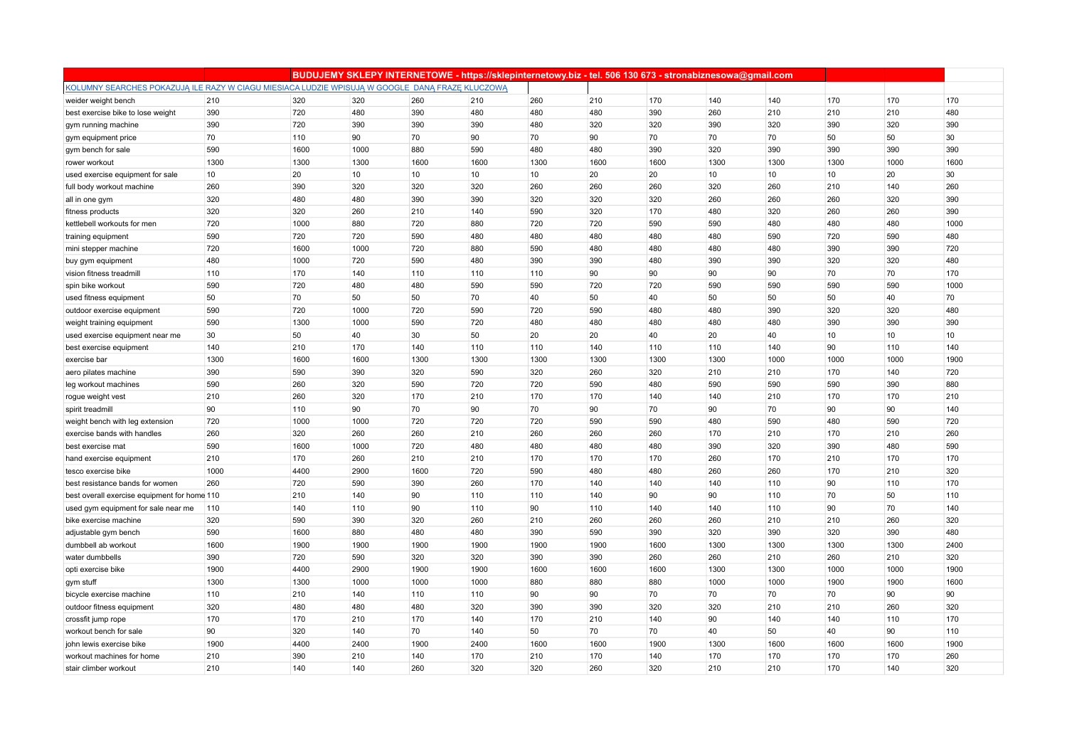| | | BUDUJEMY SKLEPY INTERNETOWE - https://sklepinternetowy.biz - tel. 506 130 673 - stronabiznesowa@gmail.com | | | | | | | | | | |
|---|---|---|---|---|---|---|---|---|---|---|---|---|
| KOLUMNY SEARCHES POKAZUJĄ ILE RAZY W CIĄGU MIESIĄCA LUDZIE WPISUJĄ W GOOGLE DANĄ FRAZĘ KLUCZOWĄ | | | | | | | | | | | | |
| weider weight bench | 210 | 320 | 320 | 260 | 210 | 260 | 210 | 170 | 140 | 140 | 170 | 170 | 170 |
| best exercise bike to lose weight | 390 | 720 | 480 | 390 | 480 | 480 | 480 | 390 | 260 | 210 | 210 | 210 | 480 |
| gym running machine | 390 | 720 | 390 | 390 | 390 | 480 | 320 | 320 | 390 | 320 | 390 | 320 | 390 |
| gym equipment price | 70 | 110 | 90 | 70 | 90 | 70 | 90 | 70 | 70 | 70 | 50 | 50 | 30 |
| gym bench for sale | 590 | 1600 | 1000 | 880 | 590 | 480 | 480 | 390 | 320 | 390 | 390 | 390 | 390 |
| rower workout | 1300 | 1300 | 1300 | 1600 | 1600 | 1300 | 1600 | 1600 | 1300 | 1300 | 1300 | 1000 | 1600 |
| used exercise equipment for sale | 10 | 20 | 10 | 10 | 10 | 10 | 20 | 20 | 10 | 10 | 10 | 20 | 30 |
| full body workout machine | 260 | 390 | 320 | 320 | 320 | 260 | 260 | 260 | 320 | 260 | 210 | 140 | 260 |
| all in one gym | 320 | 480 | 480 | 390 | 390 | 320 | 320 | 320 | 260 | 260 | 260 | 320 | 390 |
| fitness products | 320 | 320 | 260 | 210 | 140 | 590 | 320 | 170 | 480 | 320 | 260 | 260 | 390 |
| kettlebell workouts for men | 720 | 1000 | 880 | 720 | 880 | 720 | 720 | 590 | 590 | 480 | 480 | 480 | 1000 |
| training equipment | 590 | 720 | 720 | 590 | 480 | 480 | 480 | 480 | 480 | 590 | 720 | 590 | 480 |
| mini stepper machine | 720 | 1600 | 1000 | 720 | 880 | 590 | 480 | 480 | 480 | 480 | 390 | 390 | 720 |
| buy gym equipment | 480 | 1000 | 720 | 590 | 480 | 390 | 390 | 480 | 390 | 390 | 320 | 320 | 480 |
| vision fitness treadmill | 110 | 170 | 140 | 110 | 110 | 110 | 90 | 90 | 90 | 90 | 70 | 70 | 170 |
| spin bike workout | 590 | 720 | 480 | 480 | 590 | 590 | 720 | 720 | 590 | 590 | 590 | 590 | 1000 |
| used fitness equipment | 50 | 70 | 50 | 50 | 70 | 40 | 50 | 40 | 50 | 50 | 50 | 40 | 70 |
| outdoor exercise equipment | 590 | 720 | 1000 | 720 | 590 | 720 | 590 | 480 | 480 | 390 | 320 | 320 | 480 |
| weight training equipment | 590 | 1300 | 1000 | 590 | 720 | 480 | 480 | 480 | 480 | 480 | 390 | 390 | 390 |
| used exercise equipment near me | 30 | 50 | 40 | 30 | 50 | 20 | 20 | 40 | 20 | 40 | 10 | 10 | 10 |
| best exercise equipment | 140 | 210 | 170 | 140 | 110 | 110 | 140 | 110 | 110 | 140 | 90 | 110 | 140 |
| exercise bar | 1300 | 1600 | 1600 | 1300 | 1300 | 1300 | 1300 | 1300 | 1300 | 1000 | 1000 | 1000 | 1900 |
| aero pilates machine | 390 | 590 | 390 | 320 | 590 | 320 | 260 | 320 | 210 | 210 | 170 | 140 | 720 |
| leg workout machines | 590 | 260 | 320 | 590 | 720 | 720 | 590 | 480 | 590 | 590 | 590 | 390 | 880 |
| rogue weight vest | 210 | 260 | 320 | 170 | 210 | 170 | 170 | 140 | 140 | 210 | 170 | 170 | 210 |
| spirit treadmill | 90 | 110 | 90 | 70 | 90 | 70 | 90 | 70 | 90 | 70 | 90 | 90 | 140 |
| weight bench with leg extension | 720 | 1000 | 1000 | 720 | 720 | 720 | 590 | 590 | 480 | 590 | 480 | 590 | 720 |
| exercise bands with handles | 260 | 320 | 260 | 260 | 210 | 260 | 260 | 260 | 170 | 210 | 170 | 210 | 260 |
| best exercise mat | 590 | 1600 | 1000 | 720 | 480 | 480 | 480 | 480 | 390 | 320 | 390 | 480 | 590 |
| hand exercise equipment | 210 | 170 | 260 | 210 | 210 | 170 | 170 | 170 | 260 | 170 | 210 | 170 | 170 |
| tesco exercise bike | 1000 | 4400 | 2900 | 1600 | 720 | 590 | 480 | 480 | 260 | 260 | 170 | 210 | 320 |
| best resistance bands for women | 260 | 720 | 590 | 390 | 260 | 170 | 140 | 140 | 140 | 110 | 90 | 110 | 170 |
| best overall exercise equipment for home | 110 | 210 | 140 | 90 | 110 | 110 | 140 | 90 | 90 | 110 | 70 | 50 | 110 |
| used gym equipment for sale near me | 110 | 140 | 110 | 90 | 110 | 90 | 110 | 140 | 140 | 110 | 90 | 70 | 140 |
| bike exercise machine | 320 | 590 | 390 | 320 | 260 | 210 | 260 | 260 | 260 | 210 | 210 | 260 | 320 |
| adjustable gym bench | 590 | 1600 | 880 | 480 | 480 | 390 | 590 | 390 | 320 | 390 | 320 | 390 | 480 |
| dumbbell ab workout | 1600 | 1900 | 1900 | 1900 | 1900 | 1900 | 1900 | 1600 | 1300 | 1300 | 1300 | 1300 | 2400 |
| water dumbbells | 390 | 720 | 590 | 320 | 320 | 390 | 390 | 260 | 260 | 210 | 260 | 210 | 320 |
| opti exercise bike | 1900 | 4400 | 2900 | 1900 | 1900 | 1600 | 1600 | 1600 | 1300 | 1300 | 1000 | 1000 | 1900 |
| gym stuff | 1300 | 1300 | 1000 | 1000 | 1000 | 880 | 880 | 880 | 1000 | 1000 | 1900 | 1900 | 1600 |
| bicycle exercise machine | 110 | 210 | 140 | 110 | 110 | 90 | 90 | 70 | 70 | 70 | 70 | 90 | 90 |
| outdoor fitness equipment | 320 | 480 | 480 | 480 | 320 | 390 | 390 | 320 | 320 | 210 | 210 | 260 | 320 |
| crossfit jump rope | 170 | 170 | 210 | 170 | 140 | 170 | 210 | 140 | 90 | 140 | 140 | 110 | 170 |
| workout bench for sale | 90 | 320 | 140 | 70 | 140 | 50 | 70 | 70 | 40 | 50 | 40 | 90 | 110 |
| john lewis exercise bike | 1900 | 4400 | 2400 | 1900 | 2400 | 1600 | 1600 | 1900 | 1300 | 1600 | 1600 | 1600 | 1900 |
| workout machines for home | 210 | 390 | 210 | 140 | 170 | 210 | 170 | 140 | 170 | 170 | 170 | 170 | 260 |
| stair climber workout | 210 | 140 | 140 | 260 | 320 | 320 | 260 | 320 | 210 | 210 | 170 | 140 | 320 |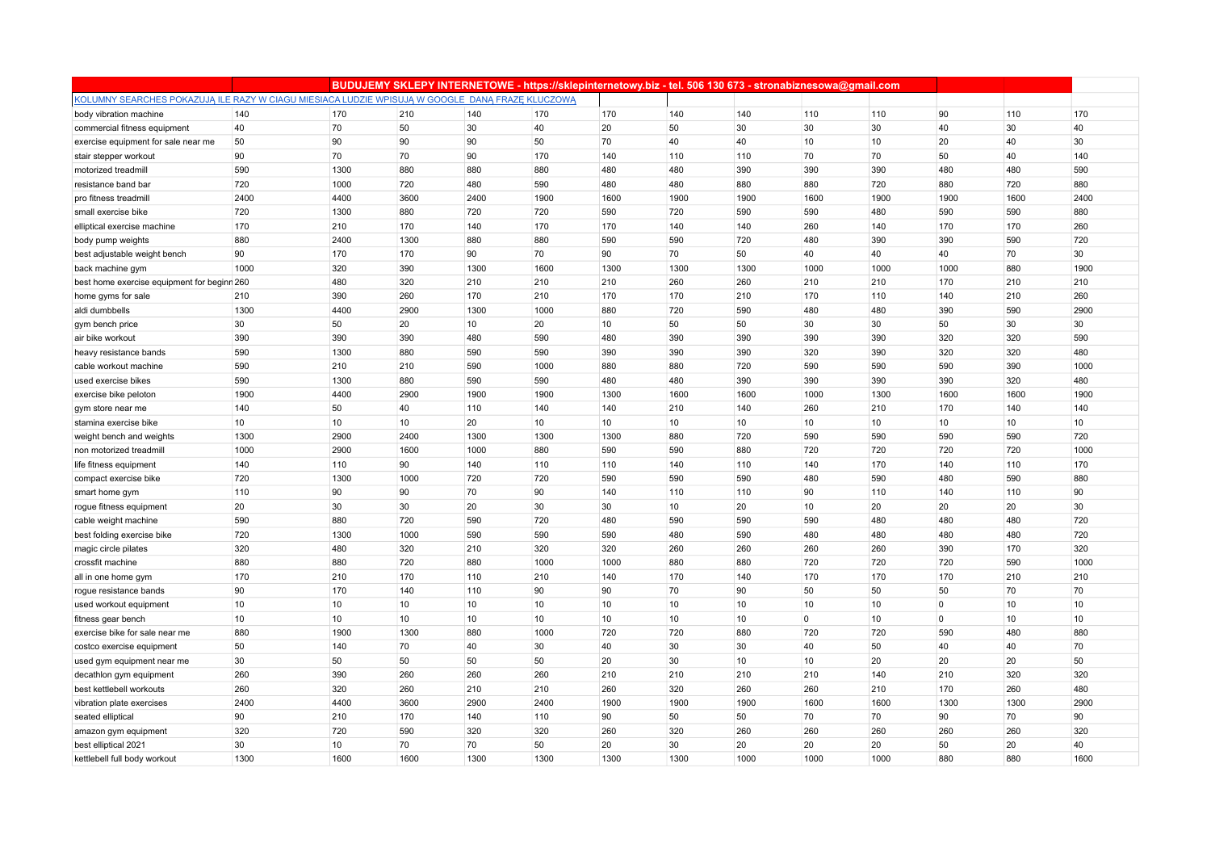| | | BUDUJEMY SKLEPY INTERNETOWE - https://sklepinternetowy.biz - tel. 506 130 673 - stronabiznesowa@gmail.com | | | | | | | | | | |
|---|---|---|---|---|---|---|---|---|---|---|---|---|
| KOLUMNY SEARCHES POKAZUJĄ ILE RAZY W CIAGU MIESIACA LUDZIE WPISUJĄ W GOOGLE DANĄ FRAZĘ KLUCZOWĄ | | | | | | | | | | | | |
| body vibration machine | 140 | 170 | 210 | 140 | 170 | 170 | 140 | 140 | 110 | 110 | 90 | 110 | 170 |
| commercial fitness equipment | 40 | 70 | 50 | 30 | 40 | 20 | 50 | 30 | 30 | 30 | 40 | 30 | 40 |
| exercise equipment for sale near me | 50 | 90 | 90 | 90 | 50 | 70 | 40 | 40 | 10 | 10 | 20 | 40 | 30 |
| stair stepper workout | 90 | 70 | 70 | 90 | 170 | 140 | 110 | 110 | 70 | 70 | 50 | 40 | 140 |
| motorized treadmill | 590 | 1300 | 880 | 880 | 880 | 480 | 480 | 390 | 390 | 390 | 480 | 480 | 590 |
| resistance band bar | 720 | 1000 | 720 | 480 | 590 | 480 | 480 | 880 | 880 | 720 | 880 | 720 | 880 |
| pro fitness treadmill | 2400 | 4400 | 3600 | 2400 | 1900 | 1600 | 1900 | 1900 | 1600 | 1900 | 1900 | 1600 | 2400 |
| small exercise bike | 720 | 1300 | 880 | 720 | 720 | 590 | 720 | 590 | 590 | 480 | 590 | 590 | 880 |
| elliptical exercise machine | 170 | 210 | 170 | 140 | 170 | 170 | 140 | 140 | 260 | 140 | 170 | 170 | 260 |
| body pump weights | 880 | 2400 | 1300 | 880 | 880 | 590 | 590 | 720 | 480 | 390 | 390 | 590 | 720 |
| best adjustable weight bench | 90 | 170 | 170 | 90 | 70 | 90 | 70 | 50 | 40 | 40 | 40 | 70 | 30 |
| back machine gym | 1000 | 320 | 390 | 1300 | 1600 | 1300 | 1300 | 1300 | 1000 | 1000 | 1000 | 880 | 1900 |
| best home exercise equipment for beginn | 260 | 480 | 320 | 210 | 210 | 210 | 260 | 260 | 210 | 210 | 170 | 210 | 210 |
| home gyms for sale | 210 | 390 | 260 | 170 | 210 | 170 | 170 | 210 | 170 | 110 | 140 | 210 | 260 |
| aldi dumbbells | 1300 | 4400 | 2900 | 1300 | 1000 | 880 | 720 | 590 | 480 | 480 | 390 | 590 | 2900 |
| gym bench price | 30 | 50 | 20 | 10 | 20 | 10 | 50 | 50 | 30 | 30 | 50 | 30 | 30 |
| air bike workout | 390 | 390 | 390 | 480 | 590 | 480 | 390 | 390 | 390 | 390 | 320 | 320 | 590 |
| heavy resistance bands | 590 | 1300 | 880 | 590 | 590 | 390 | 390 | 390 | 320 | 390 | 320 | 320 | 480 |
| cable workout machine | 590 | 210 | 210 | 590 | 1000 | 880 | 880 | 720 | 590 | 590 | 590 | 390 | 1000 |
| used exercise bikes | 590 | 1300 | 880 | 590 | 590 | 480 | 480 | 390 | 390 | 390 | 390 | 320 | 480 |
| exercise bike peloton | 1900 | 4400 | 2900 | 1900 | 1900 | 1300 | 1600 | 1600 | 1000 | 1300 | 1600 | 1600 | 1900 |
| gym store near me | 140 | 50 | 40 | 110 | 140 | 140 | 210 | 140 | 260 | 210 | 170 | 140 | 140 |
| stamina exercise bike | 10 | 10 | 10 | 20 | 10 | 10 | 10 | 10 | 10 | 10 | 10 | 10 | 10 |
| weight bench and weights | 1300 | 2900 | 2400 | 1300 | 1300 | 1300 | 880 | 720 | 590 | 590 | 590 | 590 | 720 |
| non motorized treadmill | 1000 | 2900 | 1600 | 1000 | 880 | 590 | 590 | 880 | 720 | 720 | 720 | 720 | 1000 |
| life fitness equipment | 140 | 110 | 90 | 140 | 110 | 110 | 140 | 110 | 140 | 170 | 140 | 110 | 170 |
| compact exercise bike | 720 | 1300 | 1000 | 720 | 720 | 590 | 590 | 590 | 480 | 590 | 480 | 590 | 880 |
| smart home gym | 110 | 90 | 90 | 70 | 90 | 140 | 110 | 110 | 90 | 110 | 140 | 110 | 90 |
| rogue fitness equipment | 20 | 30 | 30 | 20 | 30 | 30 | 10 | 20 | 10 | 20 | 20 | 20 | 30 |
| cable weight machine | 590 | 880 | 720 | 590 | 720 | 480 | 590 | 590 | 590 | 480 | 480 | 480 | 720 |
| best folding exercise bike | 720 | 1300 | 1000 | 590 | 590 | 590 | 480 | 590 | 480 | 480 | 480 | 480 | 720 |
| magic circle pilates | 320 | 480 | 320 | 210 | 320 | 320 | 260 | 260 | 260 | 260 | 390 | 170 | 320 |
| crossfit machine | 880 | 880 | 720 | 880 | 1000 | 1000 | 880 | 880 | 720 | 720 | 720 | 590 | 1000 |
| all in one home gym | 170 | 210 | 170 | 110 | 210 | 140 | 170 | 140 | 170 | 170 | 170 | 210 | 210 |
| rogue resistance bands | 90 | 170 | 140 | 110 | 90 | 90 | 70 | 90 | 50 | 50 | 50 | 70 | 70 |
| used workout equipment | 10 | 10 | 10 | 10 | 10 | 10 | 10 | 10 | 10 | 10 | 0 | 10 | 10 |
| fitness gear bench | 10 | 10 | 10 | 10 | 10 | 10 | 10 | 10 | 0 | 10 | 0 | 10 | 10 |
| exercise bike for sale near me | 880 | 1900 | 1300 | 880 | 1000 | 720 | 720 | 880 | 720 | 720 | 590 | 480 | 880 |
| costco exercise equipment | 50 | 140 | 70 | 40 | 30 | 40 | 30 | 30 | 40 | 50 | 40 | 40 | 70 |
| used gym equipment near me | 30 | 50 | 50 | 50 | 50 | 20 | 30 | 10 | 10 | 20 | 20 | 20 | 50 |
| decathlon gym equipment | 260 | 390 | 260 | 260 | 260 | 210 | 210 | 210 | 210 | 140 | 210 | 320 | 320 |
| best kettlebell workouts | 260 | 320 | 260 | 210 | 210 | 260 | 320 | 260 | 260 | 210 | 170 | 260 | 480 |
| vibration plate exercises | 2400 | 4400 | 3600 | 2900 | 2400 | 1900 | 1900 | 1900 | 1600 | 1600 | 1300 | 1300 | 2900 |
| seated elliptical | 90 | 210 | 170 | 140 | 110 | 90 | 50 | 50 | 70 | 70 | 90 | 70 | 90 |
| amazon gym equipment | 320 | 720 | 590 | 320 | 320 | 260 | 320 | 260 | 260 | 260 | 260 | 260 | 320 |
| best elliptical 2021 | 30 | 10 | 70 | 70 | 50 | 20 | 30 | 20 | 20 | 20 | 50 | 20 | 40 |
| kettlebell full body workout | 1300 | 1600 | 1600 | 1300 | 1300 | 1300 | 1300 | 1000 | 1000 | 1000 | 880 | 880 | 1600 |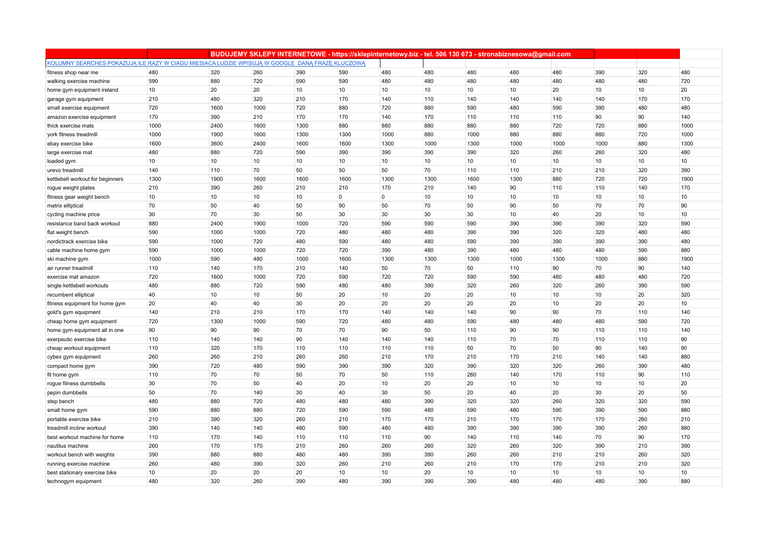| | | BUDUJEMY SKLEPY INTERNETOWE - https://sklepinternetowy.biz - tel. 506 130 673 - stronabiznesowa@gmail.com | | | | | | | | | | |
|---|---|---|---|---|---|---|---|---|---|---|---|---|
| KOLUMNY SEARCHES POKAZUJĄ ILE RAZY W CIĄGU MIESIĄCA LUDZIE WPISUJĄ W GOOGLE DANĄ FRAZĘ KLUCZOWĄ | | | | | | | | | | | | |
| fitness shop near me | 480 | 320 | 260 | 390 | 590 | 480 | 480 | 480 | 480 | 480 | 390 | 320 | 480 |
| walking exercise machine | 590 | 880 | 720 | 590 | 590 | 480 | 480 | 480 | 480 | 480 | 480 | 480 | 720 |
| home gym equipment ireland | 10 | 20 | 20 | 10 | 10 | 10 | 10 | 10 | 10 | 20 | 10 | 10 | 20 |
| garage gym equipment | 210 | 480 | 320 | 210 | 170 | 140 | 110 | 140 | 140 | 140 | 140 | 170 | 170 |
| small exercise equipment | 720 | 1600 | 1000 | 720 | 880 | 720 | 880 | 590 | 480 | 590 | 390 | 480 | 480 |
| amazon exercise equipment | 170 | 390 | 210 | 170 | 170 | 140 | 170 | 110 | 110 | 110 | 90 | 90 | 140 |
| thick exercise mats | 1000 | 2400 | 1600 | 1300 | 880 | 880 | 880 | 880 | 880 | 720 | 720 | 880 | 1000 |
| york fitness treadmill | 1000 | 1900 | 1600 | 1300 | 1300 | 1000 | 880 | 1000 | 880 | 880 | 880 | 720 | 1000 |
| ebay exercise bike | 1600 | 3600 | 2400 | 1600 | 1600 | 1300 | 1000 | 1300 | 1000 | 1000 | 1000 | 880 | 1300 |
| large exercise mat | 480 | 880 | 720 | 590 | 390 | 390 | 390 | 390 | 320 | 260 | 260 | 320 | 480 |
| loaded gym | 10 | 10 | 10 | 10 | 10 | 10 | 10 | 10 | 10 | 10 | 10 | 10 | 10 |
| urevo treadmill | 140 | 110 | 70 | 50 | 50 | 50 | 70 | 110 | 110 | 210 | 210 | 320 | 390 |
| kettlebell workout for beginners | 1300 | 1900 | 1600 | 1600 | 1600 | 1300 | 1300 | 1600 | 1300 | 880 | 720 | 720 | 1900 |
| rogue weight plates | 210 | 390 | 260 | 210 | 210 | 170 | 210 | 140 | 90 | 110 | 110 | 140 | 170 |
| fitness gear weight bench | 10 | 10 | 10 | 10 | 0 | 0 | 10 | 10 | 10 | 10 | 10 | 10 | 10 |
| matrix elliptical | 70 | 50 | 40 | 50 | 90 | 50 | 70 | 50 | 90 | 50 | 70 | 70 | 90 |
| cycling machine price | 30 | 70 | 30 | 50 | 30 | 30 | 30 | 30 | 10 | 40 | 20 | 10 | 10 |
| resistance band back workout | 880 | 2400 | 1900 | 1000 | 720 | 590 | 590 | 590 | 390 | 390 | 390 | 320 | 590 |
| flat weight bench | 590 | 1000 | 1000 | 720 | 480 | 480 | 480 | 390 | 390 | 320 | 320 | 480 | 480 |
| nordictrack exercise bike | 590 | 1000 | 720 | 480 | 590 | 480 | 480 | 590 | 390 | 390 | 390 | 390 | 480 |
| cable machine home gym | 590 | 1000 | 1000 | 720 | 720 | 390 | 480 | 390 | 480 | 480 | 480 | 590 | 880 |
| ski machine gym | 1000 | 590 | 480 | 1000 | 1600 | 1300 | 1300 | 1300 | 1000 | 1300 | 1000 | 880 | 1900 |
| air runner treadmill | 110 | 140 | 170 | 210 | 140 | 50 | 70 | 50 | 110 | 90 | 70 | 90 | 140 |
| exercise mat amazon | 720 | 1600 | 1000 | 720 | 590 | 720 | 720 | 590 | 590 | 480 | 480 | 480 | 720 |
| single kettlebell workouts | 480 | 880 | 720 | 590 | 480 | 480 | 390 | 320 | 260 | 320 | 260 | 390 | 590 |
| recumbent elliptical | 40 | 10 | 10 | 50 | 20 | 10 | 20 | 20 | 10 | 10 | 10 | 20 | 320 |
| fitness equipment for home gym | 20 | 40 | 40 | 30 | 20 | 20 | 20 | 20 | 20 | 10 | 20 | 20 | 10 |
| gold's gym equipment | 140 | 210 | 210 | 170 | 170 | 140 | 140 | 140 | 90 | 90 | 70 | 110 | 140 |
| cheap home gym equipment | 720 | 1300 | 1000 | 590 | 720 | 480 | 480 | 590 | 480 | 480 | 480 | 590 | 720 |
| home gym equipment all in one | 90 | 90 | 90 | 70 | 70 | 90 | 50 | 110 | 90 | 90 | 110 | 110 | 140 |
| exerpeutic exercise bike | 110 | 140 | 140 | 90 | 140 | 140 | 140 | 110 | 70 | 70 | 110 | 110 | 90 |
| cheap workout equipment | 110 | 320 | 170 | 110 | 110 | 110 | 110 | 50 | 70 | 50 | 90 | 140 | 90 |
| cybex gym equipment | 260 | 260 | 210 | 260 | 260 | 210 | 170 | 210 | 170 | 210 | 140 | 140 | 880 |
| compact home gym | 390 | 720 | 480 | 590 | 390 | 390 | 320 | 390 | 320 | 320 | 260 | 390 | 480 |
| fit home gym | 110 | 70 | 70 | 50 | 70 | 50 | 110 | 260 | 140 | 170 | 110 | 90 | 110 |
| rogue fitness dumbbells | 30 | 70 | 50 | 40 | 20 | 10 | 20 | 20 | 10 | 10 | 10 | 10 | 20 |
| pepin dumbbells | 50 | 70 | 140 | 30 | 40 | 30 | 50 | 20 | 40 | 20 | 30 | 20 | 50 |
| step bench | 480 | 880 | 720 | 480 | 480 | 480 | 390 | 320 | 320 | 260 | 320 | 320 | 590 |
| small home gym | 590 | 880 | 880 | 720 | 590 | 590 | 480 | 590 | 480 | 590 | 390 | 590 | 880 |
| portable exercise bike | 210 | 390 | 320 | 260 | 210 | 170 | 170 | 210 | 170 | 170 | 170 | 260 | 210 |
| treadmill incline workout | 390 | 140 | 140 | 480 | 590 | 480 | 480 | 390 | 390 | 390 | 390 | 260 | 880 |
| best workout machine for home | 110 | 170 | 140 | 110 | 110 | 110 | 90 | 140 | 110 | 140 | 70 | 90 | 170 |
| nautilus machine | 260 | 170 | 170 | 210 | 260 | 260 | 260 | 320 | 260 | 320 | 390 | 210 | 390 |
| workout bench with weights | 390 | 880 | 880 | 480 | 480 | 390 | 390 | 260 | 260 | 210 | 210 | 260 | 320 |
| running exercise machine | 260 | 480 | 390 | 320 | 260 | 210 | 260 | 210 | 170 | 170 | 210 | 210 | 320 |
| best stationary exercise bike | 10 | 20 | 20 | 20 | 10 | 10 | 20 | 10 | 10 | 10 | 10 | 10 | 10 |
| technogym equipment | 480 | 320 | 260 | 390 | 480 | 390 | 390 | 390 | 480 | 480 | 480 | 390 | 880 |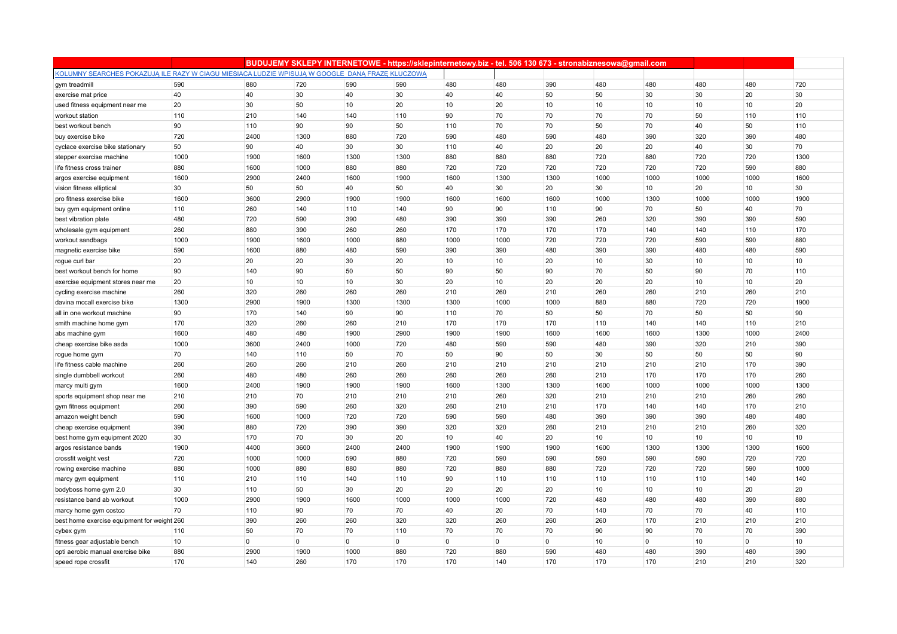| | | BUDUJEMY SKLEPY INTERNETOWE - https://sklepinternetowy.biz - tel. 506 130 673 - stronabiznesowa@gmail.com | | | | | | | | | | |
|---|---|---|---|---|---|---|---|---|---|---|---|---|
| KOLUMNY SEARCHES POKAZUJĄ ILE RAZY W CIĄGU MIESIĄCA LUDZIE WPISUJĄ W GOOGLE DANĄ FRAZĘ KLUCZOWĄ | | | | | | | | | | | | |
| gym treadmill | 590 | 880 | 720 | 590 | 590 | 480 | 480 | 390 | 480 | 480 | 480 | 480 | 720 |
| exercise mat price | 40 | 40 | 30 | 40 | 30 | 40 | 40 | 50 | 50 | 30 | 30 | 20 | 30 |
| used fitness equipment near me | 20 | 30 | 50 | 10 | 20 | 10 | 20 | 10 | 10 | 10 | 10 | 10 | 20 |
| workout station | 110 | 210 | 140 | 140 | 110 | 90 | 70 | 70 | 70 | 70 | 50 | 110 | 110 |
| best workout bench | 90 | 110 | 90 | 90 | 50 | 110 | 70 | 70 | 50 | 70 | 40 | 50 | 110 |
| buy exercise bike | 720 | 2400 | 1300 | 880 | 720 | 590 | 480 | 590 | 480 | 390 | 320 | 390 | 480 |
| cyclace exercise bike stationary | 50 | 90 | 40 | 30 | 30 | 110 | 40 | 20 | 20 | 20 | 40 | 30 | 70 |
| stepper exercise machine | 1000 | 1900 | 1600 | 1300 | 1300 | 880 | 880 | 880 | 720 | 880 | 720 | 720 | 1300 |
| life fitness cross trainer | 880 | 1600 | 1000 | 880 | 880 | 720 | 720 | 720 | 720 | 720 | 720 | 590 | 880 |
| argos exercise equipment | 1600 | 2900 | 2400 | 1600 | 1900 | 1600 | 1300 | 1300 | 1000 | 1000 | 1000 | 1000 | 1600 |
| vision fitness elliptical | 30 | 50 | 50 | 40 | 50 | 40 | 30 | 20 | 30 | 10 | 20 | 10 | 30 |
| pro fitness exercise bike | 1600 | 3600 | 2900 | 1900 | 1900 | 1600 | 1600 | 1600 | 1000 | 1300 | 1000 | 1000 | 1900 |
| buy gym equipment online | 110 | 260 | 140 | 110 | 140 | 90 | 90 | 110 | 90 | 70 | 50 | 40 | 70 |
| best vibration plate | 480 | 720 | 590 | 390 | 480 | 390 | 390 | 390 | 260 | 320 | 390 | 390 | 590 |
| wholesale gym equipment | 260 | 880 | 390 | 260 | 260 | 170 | 170 | 170 | 170 | 140 | 140 | 110 | 170 |
| workout sandbags | 1000 | 1900 | 1600 | 1000 | 880 | 1000 | 1000 | 720 | 720 | 720 | 590 | 590 | 880 |
| magnetic exercise bike | 590 | 1600 | 880 | 480 | 590 | 390 | 390 | 480 | 390 | 390 | 480 | 480 | 590 |
| rogue curl bar | 20 | 20 | 20 | 30 | 20 | 10 | 10 | 20 | 10 | 30 | 10 | 10 | 10 |
| best workout bench for home | 90 | 140 | 90 | 50 | 50 | 90 | 50 | 90 | 70 | 50 | 90 | 70 | 110 |
| exercise equipment stores near me | 20 | 10 | 10 | 10 | 30 | 20 | 10 | 20 | 20 | 20 | 10 | 10 | 20 |
| cycling exercise machine | 260 | 320 | 260 | 260 | 260 | 210 | 260 | 210 | 260 | 260 | 210 | 260 | 210 |
| davina mccall exercise bike | 1300 | 2900 | 1900 | 1300 | 1300 | 1300 | 1000 | 1000 | 880 | 880 | 720 | 720 | 1900 |
| all in one workout machine | 90 | 170 | 140 | 90 | 90 | 110 | 70 | 50 | 50 | 70 | 50 | 50 | 90 |
| smith machine home gym | 170 | 320 | 260 | 260 | 210 | 170 | 170 | 170 | 110 | 140 | 140 | 110 | 210 |
| abs machine gym | 1600 | 480 | 480 | 1900 | 2900 | 1900 | 1900 | 1600 | 1600 | 1600 | 1300 | 1000 | 2400 |
| cheap exercise bike asda | 1000 | 3600 | 2400 | 1000 | 720 | 480 | 590 | 590 | 480 | 390 | 320 | 210 | 390 |
| rogue home gym | 70 | 140 | 110 | 50 | 70 | 50 | 90 | 50 | 30 | 50 | 50 | 50 | 90 |
| life fitness cable machine | 260 | 260 | 260 | 210 | 260 | 210 | 210 | 210 | 210 | 210 | 210 | 170 | 390 |
| single dumbbell workout | 260 | 480 | 480 | 260 | 260 | 260 | 260 | 260 | 210 | 170 | 170 | 170 | 260 |
| marcy multi gym | 1600 | 2400 | 1900 | 1900 | 1900 | 1600 | 1300 | 1300 | 1600 | 1000 | 1000 | 1000 | 1300 |
| sports equipment shop near me | 210 | 210 | 70 | 210 | 210 | 210 | 260 | 320 | 210 | 210 | 210 | 260 | 260 |
| gym fitness equipment | 260 | 390 | 590 | 260 | 320 | 260 | 210 | 210 | 170 | 140 | 140 | 170 | 210 |
| amazon weight bench | 590 | 1600 | 1000 | 720 | 720 | 590 | 590 | 480 | 390 | 390 | 390 | 480 | 480 |
| cheap exercise equipment | 390 | 880 | 720 | 390 | 390 | 320 | 320 | 260 | 210 | 210 | 210 | 260 | 320 |
| best home gym equipment 2020 | 30 | 170 | 70 | 30 | 20 | 10 | 40 | 20 | 10 | 10 | 10 | 10 | 10 |
| argos resistance bands | 1900 | 4400 | 3600 | 2400 | 2400 | 1900 | 1900 | 1900 | 1600 | 1300 | 1300 | 1300 | 1600 |
| crossfit weight vest | 720 | 1000 | 1000 | 590 | 880 | 720 | 590 | 590 | 590 | 590 | 590 | 720 | 720 |
| rowing exercise machine | 880 | 1000 | 880 | 880 | 880 | 720 | 880 | 880 | 720 | 720 | 720 | 590 | 1000 |
| marcy gym equipment | 110 | 210 | 110 | 140 | 110 | 90 | 110 | 110 | 110 | 110 | 110 | 140 | 140 |
| bodyboss home gym 2.0 | 30 | 110 | 50 | 30 | 20 | 20 | 20 | 20 | 10 | 10 | 10 | 20 | 20 |
| resistance band ab workout | 1000 | 2900 | 1900 | 1600 | 1000 | 1000 | 1000 | 720 | 480 | 480 | 480 | 390 | 880 |
| marcy home gym costco | 70 | 110 | 90 | 70 | 70 | 40 | 20 | 70 | 140 | 70 | 70 | 40 | 110 |
| best home exercise equipment for weight | 260 | 390 | 260 | 260 | 320 | 320 | 260 | 260 | 260 | 170 | 210 | 210 | 210 |
| cybex gym | 110 | 50 | 70 | 70 | 110 | 70 | 70 | 70 | 90 | 90 | 70 | 70 | 390 |
| fitness gear adjustable bench | 10 | 0 | 0 | 0 | 0 | 0 | 0 | 0 | 10 | 0 | 10 | 0 | 10 |
| opti aerobic manual exercise bike | 880 | 2900 | 1900 | 1000 | 880 | 720 | 880 | 590 | 480 | 480 | 390 | 480 | 390 |
| speed rope crossfit | 170 | 140 | 260 | 170 | 170 | 170 | 140 | 170 | 170 | 170 | 210 | 210 | 320 |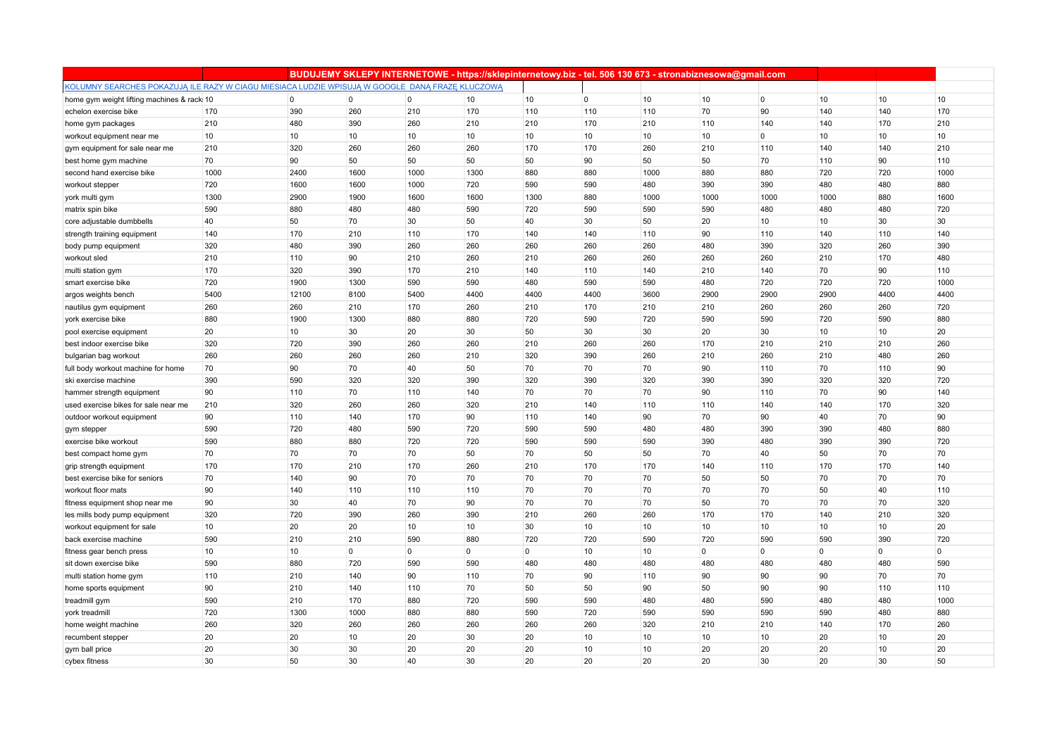| | | BUDUJEMY SKLEPY INTERNETOWE - https://sklepinternetowy.biz - tel. 506 130 673 - stronabiznesowa@gmail.com | | | | | | | | | | | |
|---|---|---|---|---|---|---|---|---|---|---|---|---|---|
| KOLUMNY SEARCHES POKAZUJĄ ILE RAZY W CIĄGU MIESIĄCA LUDZIE WPISUJĄ W GOOGLE DANĄ FRAZĘ KLUCZOWĄ | | | | | | | | | | | | | |
| home gym weight lifting machines & rack | 10 | 0 | 0 | 0 | 10 | 10 | 0 | 10 | 10 | 0 | 10 | 10 | 10 |
| echelon exercise bike | 170 | 390 | 260 | 210 | 170 | 110 | 110 | 110 | 70 | 90 | 140 | 140 | 170 |
| home gym packages | 210 | 480 | 390 | 260 | 210 | 210 | 170 | 210 | 110 | 140 | 140 | 170 | 210 |
| workout equipment near me | 10 | 10 | 10 | 10 | 10 | 10 | 10 | 10 | 10 | 0 | 10 | 10 | 10 |
| gym equipment for sale near me | 210 | 320 | 260 | 260 | 260 | 170 | 170 | 260 | 210 | 110 | 140 | 140 | 210 |
| best home gym machine | 70 | 90 | 50 | 50 | 50 | 50 | 90 | 50 | 50 | 70 | 110 | 90 | 110 |
| second hand exercise bike | 1000 | 2400 | 1600 | 1000 | 1300 | 880 | 880 | 1000 | 880 | 880 | 720 | 720 | 1000 |
| workout stepper | 720 | 1600 | 1600 | 1000 | 720 | 590 | 590 | 480 | 390 | 390 | 480 | 480 | 880 |
| york multi gym | 1300 | 2900 | 1900 | 1600 | 1600 | 1300 | 880 | 1000 | 1000 | 1000 | 1000 | 880 | 1600 |
| matrix spin bike | 590 | 880 | 480 | 480 | 590 | 720 | 590 | 590 | 590 | 480 | 480 | 480 | 720 |
| core adjustable dumbbells | 40 | 50 | 70 | 30 | 50 | 40 | 30 | 50 | 20 | 10 | 10 | 30 | 30 |
| strength training equipment | 140 | 170 | 210 | 110 | 170 | 140 | 140 | 110 | 90 | 110 | 140 | 110 | 140 |
| body pump equipment | 320 | 480 | 390 | 260 | 260 | 260 | 260 | 260 | 480 | 390 | 320 | 260 | 390 |
| workout sled | 210 | 110 | 90 | 210 | 260 | 210 | 260 | 260 | 260 | 260 | 210 | 170 | 480 |
| multi station gym | 170 | 320 | 390 | 170 | 210 | 140 | 110 | 140 | 210 | 140 | 70 | 90 | 110 |
| smart exercise bike | 720 | 1900 | 1300 | 590 | 590 | 480 | 590 | 590 | 480 | 720 | 720 | 720 | 1000 |
| argos weights bench | 5400 | 12100 | 8100 | 5400 | 4400 | 4400 | 4400 | 3600 | 2900 | 2900 | 2900 | 4400 | 4400 |
| nautilus gym equipment | 260 | 260 | 210 | 170 | 260 | 210 | 170 | 210 | 210 | 260 | 260 | 260 | 720 |
| york exercise bike | 880 | 1900 | 1300 | 880 | 880 | 720 | 590 | 720 | 590 | 590 | 720 | 590 | 880 |
| pool exercise equipment | 20 | 10 | 30 | 20 | 30 | 50 | 30 | 30 | 20 | 30 | 10 | 10 | 20 |
| best indoor exercise bike | 320 | 720 | 390 | 260 | 260 | 210 | 260 | 260 | 170 | 210 | 210 | 210 | 260 |
| bulgarian bag workout | 260 | 260 | 260 | 260 | 210 | 320 | 390 | 260 | 210 | 260 | 210 | 480 | 260 |
| full body workout machine for home | 70 | 90 | 70 | 40 | 50 | 70 | 70 | 70 | 90 | 110 | 70 | 110 | 90 |
| ski exercise machine | 390 | 590 | 320 | 320 | 390 | 320 | 390 | 320 | 390 | 390 | 320 | 320 | 720 |
| hammer strength equipment | 90 | 110 | 70 | 110 | 140 | 70 | 70 | 70 | 90 | 110 | 70 | 90 | 140 |
| used exercise bikes for sale near me | 210 | 320 | 260 | 260 | 320 | 210 | 140 | 110 | 110 | 140 | 140 | 170 | 320 |
| outdoor workout equipment | 90 | 110 | 140 | 170 | 90 | 110 | 140 | 90 | 70 | 90 | 40 | 70 | 90 |
| gym stepper | 590 | 720 | 480 | 590 | 720 | 590 | 590 | 480 | 480 | 390 | 390 | 480 | 880 |
| exercise bike workout | 590 | 880 | 880 | 720 | 720 | 590 | 590 | 590 | 390 | 480 | 390 | 390 | 720 |
| best compact home gym | 70 | 70 | 70 | 70 | 50 | 70 | 50 | 50 | 70 | 40 | 50 | 70 | 70 |
| grip strength equipment | 170 | 170 | 210 | 170 | 260 | 210 | 170 | 170 | 140 | 110 | 170 | 170 | 140 |
| best exercise bike for seniors | 70 | 140 | 90 | 70 | 70 | 70 | 70 | 70 | 50 | 50 | 70 | 70 | 70 |
| workout floor mats | 90 | 140 | 110 | 110 | 110 | 70 | 70 | 70 | 70 | 70 | 50 | 40 | 110 |
| fitness equipment shop near me | 90 | 30 | 40 | 70 | 90 | 70 | 70 | 70 | 50 | 70 | 70 | 70 | 320 |
| les mills body pump equipment | 320 | 720 | 390 | 260 | 390 | 210 | 260 | 260 | 170 | 170 | 140 | 210 | 320 |
| workout equipment for sale | 10 | 20 | 20 | 10 | 10 | 30 | 10 | 10 | 10 | 10 | 10 | 10 | 20 |
| back exercise machine | 590 | 210 | 210 | 590 | 880 | 720 | 720 | 590 | 720 | 590 | 590 | 390 | 720 |
| fitness gear bench press | 10 | 10 | 0 | 0 | 0 | 0 | 10 | 10 | 0 | 0 | 0 | 0 | 0 |
| sit down exercise bike | 590 | 880 | 720 | 590 | 590 | 480 | 480 | 480 | 480 | 480 | 480 | 480 | 590 |
| multi station home gym | 110 | 210 | 140 | 90 | 110 | 70 | 90 | 110 | 90 | 90 | 90 | 70 | 70 |
| home sports equipment | 90 | 210 | 140 | 110 | 70 | 50 | 50 | 90 | 50 | 90 | 90 | 110 | 110 |
| treadmill gym | 590 | 210 | 170 | 880 | 720 | 590 | 590 | 480 | 480 | 590 | 480 | 480 | 1000 |
| york treadmill | 720 | 1300 | 1000 | 880 | 880 | 590 | 720 | 590 | 590 | 590 | 590 | 480 | 880 |
| home weight machine | 260 | 320 | 260 | 260 | 260 | 260 | 260 | 320 | 210 | 210 | 140 | 170 | 260 |
| recumbent stepper | 20 | 20 | 10 | 20 | 30 | 20 | 10 | 10 | 10 | 10 | 20 | 10 | 20 |
| gym ball price | 20 | 30 | 30 | 20 | 20 | 20 | 10 | 10 | 20 | 20 | 20 | 10 | 20 |
| cybex fitness | 30 | 50 | 30 | 40 | 30 | 20 | 20 | 20 | 20 | 30 | 20 | 30 | 50 |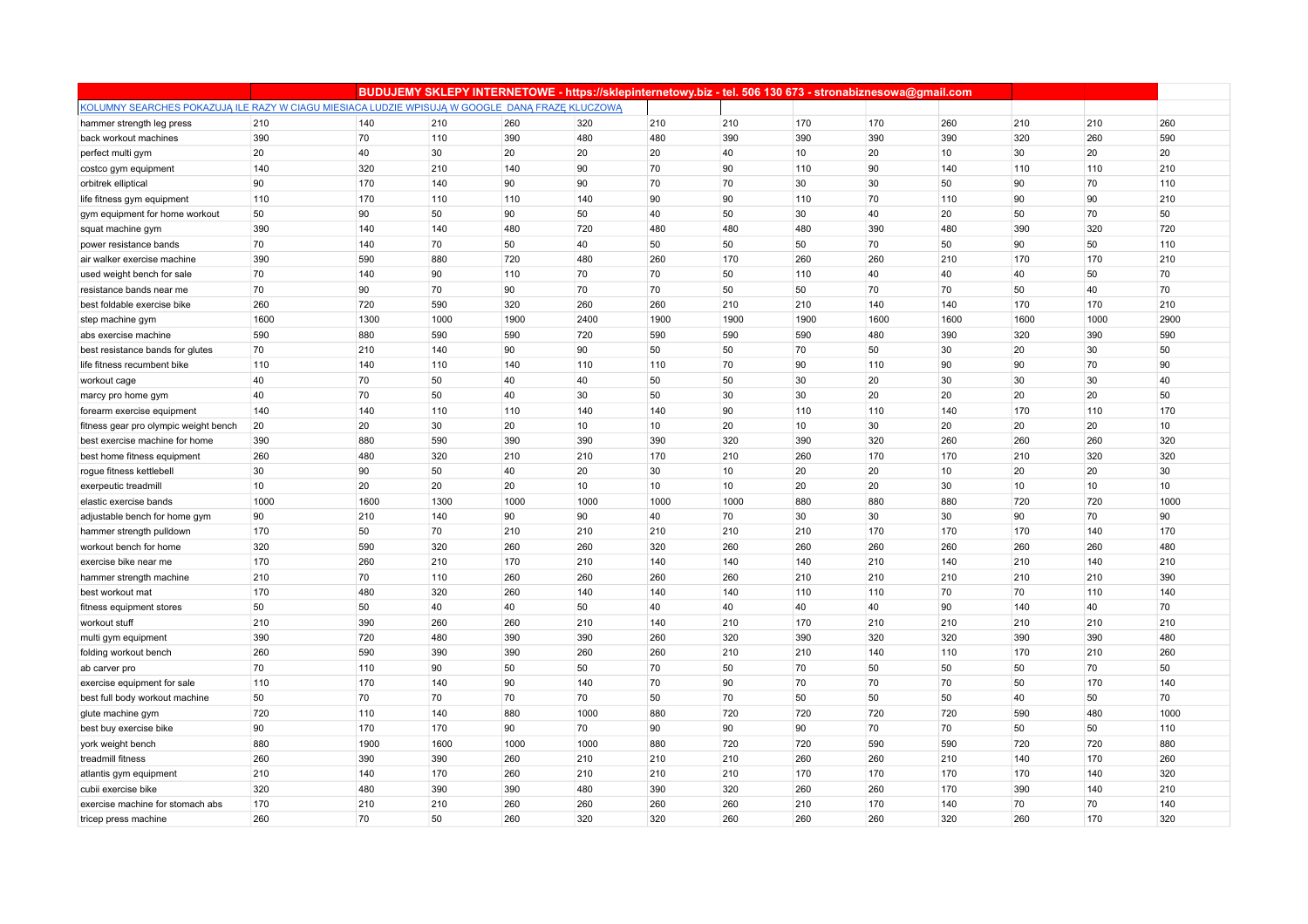| | | BUDUJEMY SKLEPY INTERNETOWE - https://sklepinternetowy.biz - tel. 506 130 673 - stronabiznesowa@gmail.com | | | | | | | | | | |
|---|---|---|---|---|---|---|---|---|---|---|---|---|
| KOLUMNY SEARCHES POKAZUJĄ ILE RAZY W CIAGU MIESIACA LUDZIE WPISUJĄ W GOOGLE DANĄ FRAZĘ KLUCZOWĄ | | | | | | | | | | | | |
| hammer strength leg press | 210 | 140 | 210 | 260 | 320 | 210 | 210 | 170 | 170 | 260 | 210 | 210 | 260 |
| back workout machines | 390 | 70 | 110 | 390 | 480 | 480 | 390 | 390 | 390 | 390 | 320 | 260 | 590 |
| perfect multi gym | 20 | 40 | 30 | 20 | 20 | 20 | 40 | 10 | 20 | 10 | 30 | 20 | 20 |
| costco gym equipment | 140 | 320 | 210 | 140 | 90 | 70 | 90 | 110 | 90 | 140 | 110 | 110 | 210 |
| orbitrek elliptical | 90 | 170 | 140 | 90 | 90 | 70 | 70 | 30 | 30 | 50 | 90 | 70 | 110 |
| life fitness gym equipment | 110 | 170 | 110 | 110 | 140 | 90 | 90 | 110 | 70 | 110 | 90 | 90 | 210 |
| gym equipment for home workout | 50 | 90 | 50 | 90 | 50 | 40 | 50 | 30 | 40 | 20 | 50 | 70 | 50 |
| squat machine gym | 390 | 140 | 140 | 480 | 720 | 480 | 480 | 480 | 390 | 480 | 390 | 320 | 720 |
| power resistance bands | 70 | 140 | 70 | 50 | 40 | 50 | 50 | 50 | 70 | 50 | 90 | 50 | 110 |
| air walker exercise machine | 390 | 590 | 880 | 720 | 480 | 260 | 170 | 260 | 260 | 210 | 170 | 170 | 210 |
| used weight bench for sale | 70 | 140 | 90 | 110 | 70 | 70 | 50 | 110 | 40 | 40 | 40 | 50 | 70 |
| resistance bands near me | 70 | 90 | 70 | 90 | 70 | 70 | 50 | 50 | 70 | 70 | 50 | 40 | 70 |
| best foldable exercise bike | 260 | 720 | 590 | 320 | 260 | 260 | 210 | 210 | 140 | 140 | 170 | 170 | 210 |
| step machine gym | 1600 | 1300 | 1000 | 1900 | 2400 | 1900 | 1900 | 1900 | 1600 | 1600 | 1600 | 1000 | 2900 |
| abs exercise machine | 590 | 880 | 590 | 590 | 720 | 590 | 590 | 590 | 480 | 390 | 320 | 390 | 590 |
| best resistance bands for glutes | 70 | 210 | 140 | 90 | 90 | 50 | 50 | 70 | 50 | 30 | 20 | 30 | 50 |
| life fitness recumbent bike | 110 | 140 | 110 | 140 | 110 | 110 | 70 | 90 | 110 | 90 | 90 | 70 | 90 |
| workout cage | 40 | 70 | 50 | 40 | 40 | 50 | 50 | 30 | 20 | 30 | 30 | 30 | 40 |
| marcy pro home gym | 40 | 70 | 50 | 40 | 30 | 50 | 30 | 30 | 20 | 20 | 20 | 20 | 50 |
| forearm exercise equipment | 140 | 140 | 110 | 110 | 140 | 140 | 90 | 110 | 110 | 140 | 170 | 110 | 170 |
| fitness gear pro olympic weight bench | 20 | 20 | 30 | 20 | 10 | 10 | 20 | 10 | 30 | 20 | 20 | 20 | 10 |
| best exercise machine for home | 390 | 880 | 590 | 390 | 390 | 390 | 320 | 390 | 320 | 260 | 260 | 260 | 320 |
| best home fitness equipment | 260 | 480 | 320 | 210 | 210 | 170 | 210 | 260 | 170 | 170 | 210 | 320 | 320 |
| rogue fitness kettlebell | 30 | 90 | 50 | 40 | 20 | 30 | 10 | 20 | 20 | 10 | 20 | 20 | 30 |
| exerpeutic treadmill | 10 | 20 | 20 | 20 | 10 | 10 | 10 | 20 | 20 | 30 | 10 | 10 | 10 |
| elastic exercise bands | 1000 | 1600 | 1300 | 1000 | 1000 | 1000 | 1000 | 880 | 880 | 880 | 720 | 720 | 1000 |
| adjustable bench for home gym | 90 | 210 | 140 | 90 | 90 | 40 | 70 | 30 | 30 | 30 | 90 | 70 | 90 |
| hammer strength pulldown | 170 | 50 | 70 | 210 | 210 | 210 | 210 | 210 | 170 | 170 | 170 | 140 | 170 |
| workout bench for home | 320 | 590 | 320 | 260 | 260 | 320 | 260 | 260 | 260 | 260 | 260 | 260 | 480 |
| exercise bike near me | 170 | 260 | 210 | 170 | 210 | 140 | 140 | 140 | 210 | 140 | 210 | 140 | 210 |
| hammer strength machine | 210 | 70 | 110 | 260 | 260 | 260 | 260 | 210 | 210 | 210 | 210 | 210 | 390 |
| best workout mat | 170 | 480 | 320 | 260 | 140 | 140 | 140 | 110 | 110 | 70 | 70 | 110 | 140 |
| fitness equipment stores | 50 | 50 | 40 | 40 | 50 | 40 | 40 | 40 | 40 | 90 | 140 | 40 | 70 |
| workout stuff | 210 | 390 | 260 | 260 | 210 | 140 | 210 | 170 | 210 | 210 | 210 | 210 | 210 |
| multi gym equipment | 390 | 720 | 480 | 390 | 390 | 260 | 320 | 390 | 320 | 320 | 390 | 390 | 480 |
| folding workout bench | 260 | 590 | 390 | 390 | 260 | 260 | 210 | 210 | 140 | 110 | 170 | 210 | 260 |
| ab carver pro | 70 | 110 | 90 | 50 | 50 | 70 | 50 | 70 | 50 | 50 | 50 | 70 | 50 |
| exercise equipment for sale | 110 | 170 | 140 | 90 | 140 | 70 | 90 | 70 | 70 | 70 | 50 | 170 | 140 |
| best full body workout machine | 50 | 70 | 70 | 70 | 70 | 50 | 70 | 50 | 50 | 50 | 40 | 50 | 70 |
| glute machine gym | 720 | 110 | 140 | 880 | 1000 | 880 | 720 | 720 | 720 | 720 | 590 | 480 | 1000 |
| best buy exercise bike | 90 | 170 | 170 | 90 | 70 | 90 | 90 | 90 | 70 | 70 | 50 | 50 | 110 |
| york weight bench | 880 | 1900 | 1600 | 1000 | 1000 | 880 | 720 | 720 | 590 | 590 | 720 | 720 | 880 |
| treadmill fitness | 260 | 390 | 390 | 260 | 210 | 210 | 210 | 260 | 260 | 210 | 140 | 170 | 260 |
| atlantis gym equipment | 210 | 140 | 170 | 260 | 210 | 210 | 210 | 170 | 170 | 170 | 170 | 140 | 320 |
| cubii exercise bike | 320 | 480 | 390 | 390 | 480 | 390 | 320 | 260 | 260 | 170 | 390 | 140 | 210 |
| exercise machine for stomach abs | 170 | 210 | 210 | 260 | 260 | 260 | 260 | 210 | 170 | 140 | 70 | 70 | 140 |
| tricep press machine | 260 | 70 | 50 | 260 | 320 | 320 | 260 | 260 | 260 | 320 | 260 | 170 | 320 |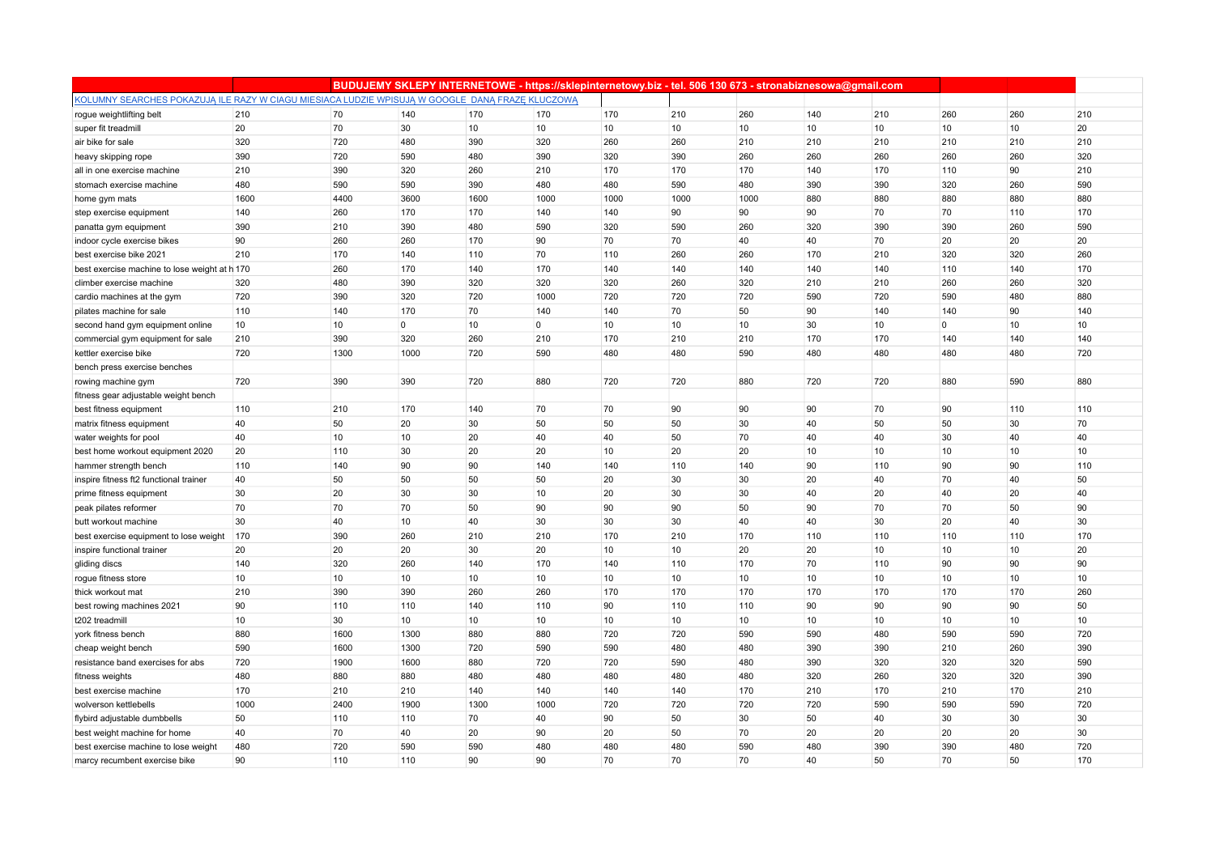| | | BUDUJEMY SKLEPY INTERNETOWE - https://sklepinternetowy.biz - tel. 506 130 673 - stronabiznesowa@gmail.com | | | | | | | | | | | |
|---|---|---|---|---|---|---|---|---|---|---|---|---|---|
| KOLUMNY SEARCHES POKAZUJĄ ILE RAZY W CIĄGU MIESIĄCA LUDZIE WPISUJĄ W GOOGLE DANĄ FRAZĘ KLUCZOWĄ | | | | | | | | | | | | | |
| rogue weightlifting belt | 210 | 70 | 140 | 170 | 170 | 170 | 210 | 260 | 140 | 210 | 260 | 260 | 210 |
| super fit treadmill | 20 | 70 | 30 | 10 | 10 | 10 | 10 | 10 | 10 | 10 | 10 | 10 | 20 |
| air bike for sale | 320 | 720 | 480 | 390 | 320 | 260 | 260 | 210 | 210 | 210 | 210 | 210 | 210 |
| heavy skipping rope | 390 | 720 | 590 | 480 | 390 | 320 | 390 | 260 | 260 | 260 | 260 | 260 | 320 |
| all in one exercise machine | 210 | 390 | 320 | 260 | 210 | 170 | 170 | 170 | 140 | 170 | 110 | 90 | 210 |
| stomach exercise machine | 480 | 590 | 590 | 390 | 480 | 480 | 590 | 480 | 390 | 390 | 320 | 260 | 590 |
| home gym mats | 1600 | 4400 | 3600 | 1600 | 1000 | 1000 | 1000 | 1000 | 880 | 880 | 880 | 880 | 880 |
| step exercise equipment | 140 | 260 | 170 | 170 | 140 | 140 | 90 | 90 | 90 | 70 | 70 | 110 | 170 |
| panatta gym equipment | 390 | 210 | 390 | 480 | 590 | 320 | 590 | 260 | 320 | 390 | 390 | 260 | 590 |
| indoor cycle exercise bikes | 90 | 260 | 260 | 170 | 90 | 70 | 70 | 40 | 40 | 70 | 20 | 20 | 20 |
| best exercise bike 2021 | 210 | 170 | 140 | 110 | 70 | 110 | 260 | 260 | 170 | 210 | 320 | 320 | 260 |
| best exercise machine to lose weight at h | 170 | 260 | 170 | 140 | 170 | 140 | 140 | 140 | 140 | 140 | 110 | 140 | 170 |
| climber exercise machine | 320 | 480 | 390 | 320 | 320 | 320 | 260 | 320 | 210 | 210 | 260 | 260 | 320 |
| cardio machines at the gym | 720 | 390 | 320 | 720 | 1000 | 720 | 720 | 720 | 590 | 720 | 590 | 480 | 880 |
| pilates machine for sale | 110 | 140 | 170 | 70 | 140 | 140 | 70 | 50 | 90 | 140 | 140 | 90 | 140 |
| second hand gym equipment online | 10 | 10 | 0 | 10 | 0 | 10 | 10 | 10 | 30 | 10 | 0 | 10 | 10 |
| commercial gym equipment for sale | 210 | 390 | 320 | 260 | 210 | 170 | 210 | 210 | 170 | 170 | 140 | 140 | 140 |
| kettler exercise bike | 720 | 1300 | 1000 | 720 | 590 | 480 | 480 | 590 | 480 | 480 | 480 | 480 | 720 |
| bench press exercise benches | | | | | | | | | | | | | |
| rowing machine gym | 720 | 390 | 390 | 720 | 880 | 720 | 720 | 880 | 720 | 720 | 880 | 590 | 880 |
| fitness gear adjustable weight bench | | | | | | | | | | | | | |
| best fitness equipment | 110 | 210 | 170 | 140 | 70 | 70 | 90 | 90 | 90 | 70 | 90 | 110 | 110 |
| matrix fitness equipment | 40 | 50 | 20 | 30 | 50 | 50 | 50 | 30 | 40 | 50 | 50 | 30 | 70 |
| water weights for pool | 40 | 10 | 10 | 20 | 40 | 40 | 50 | 70 | 40 | 40 | 30 | 40 | 40 |
| best home workout equipment 2020 | 20 | 110 | 30 | 20 | 20 | 10 | 20 | 20 | 10 | 10 | 10 | 10 | 10 |
| hammer strength bench | 110 | 140 | 90 | 90 | 140 | 140 | 110 | 140 | 90 | 110 | 90 | 90 | 110 |
| inspire fitness ft2 functional trainer | 40 | 50 | 50 | 50 | 50 | 20 | 30 | 30 | 20 | 40 | 70 | 40 | 50 |
| prime fitness equipment | 30 | 20 | 30 | 30 | 10 | 20 | 30 | 30 | 40 | 20 | 40 | 20 | 40 |
| peak pilates reformer | 70 | 70 | 70 | 50 | 90 | 90 | 90 | 50 | 90 | 70 | 70 | 50 | 90 |
| butt workout machine | 30 | 40 | 10 | 40 | 30 | 30 | 30 | 40 | 40 | 30 | 20 | 40 | 30 |
| best exercise equipment to lose weight | 170 | 390 | 260 | 210 | 210 | 170 | 210 | 170 | 110 | 110 | 110 | 110 | 170 |
| inspire functional trainer | 20 | 20 | 20 | 30 | 20 | 10 | 10 | 20 | 20 | 10 | 10 | 10 | 20 |
| gliding discs | 140 | 320 | 260 | 140 | 170 | 140 | 110 | 170 | 70 | 110 | 90 | 90 | 90 |
| rogue fitness store | 10 | 10 | 10 | 10 | 10 | 10 | 10 | 10 | 10 | 10 | 10 | 10 | 10 |
| thick workout mat | 210 | 390 | 390 | 260 | 260 | 170 | 170 | 170 | 170 | 170 | 170 | 170 | 260 |
| best rowing machines 2021 | 90 | 110 | 110 | 140 | 110 | 90 | 110 | 110 | 90 | 90 | 90 | 90 | 50 |
| t202 treadmill | 10 | 30 | 10 | 10 | 10 | 10 | 10 | 10 | 10 | 10 | 10 | 10 | 10 |
| york fitness bench | 880 | 1600 | 1300 | 880 | 880 | 720 | 720 | 590 | 590 | 480 | 590 | 590 | 720 |
| cheap weight bench | 590 | 1600 | 1300 | 720 | 590 | 590 | 480 | 480 | 390 | 390 | 210 | 260 | 390 |
| resistance band exercises for abs | 720 | 1900 | 1600 | 880 | 720 | 720 | 590 | 480 | 390 | 320 | 320 | 320 | 590 |
| fitness weights | 480 | 880 | 880 | 480 | 480 | 480 | 480 | 480 | 320 | 260 | 320 | 320 | 390 |
| best exercise machine | 170 | 210 | 210 | 140 | 140 | 140 | 140 | 170 | 210 | 170 | 210 | 170 | 210 |
| wolverson kettlebells | 1000 | 2400 | 1900 | 1300 | 1000 | 720 | 720 | 720 | 720 | 590 | 590 | 590 | 720 |
| flybird adjustable dumbbells | 50 | 110 | 110 | 70 | 40 | 90 | 50 | 30 | 50 | 40 | 30 | 30 | 30 |
| best weight machine for home | 40 | 70 | 40 | 20 | 90 | 20 | 50 | 70 | 20 | 20 | 20 | 20 | 30 |
| best exercise machine to lose weight | 480 | 720 | 590 | 590 | 480 | 480 | 480 | 590 | 480 | 390 | 390 | 480 | 720 |
| marcy recumbent exercise bike | 90 | 110 | 110 | 90 | 90 | 70 | 70 | 70 | 40 | 50 | 70 | 50 | 170 |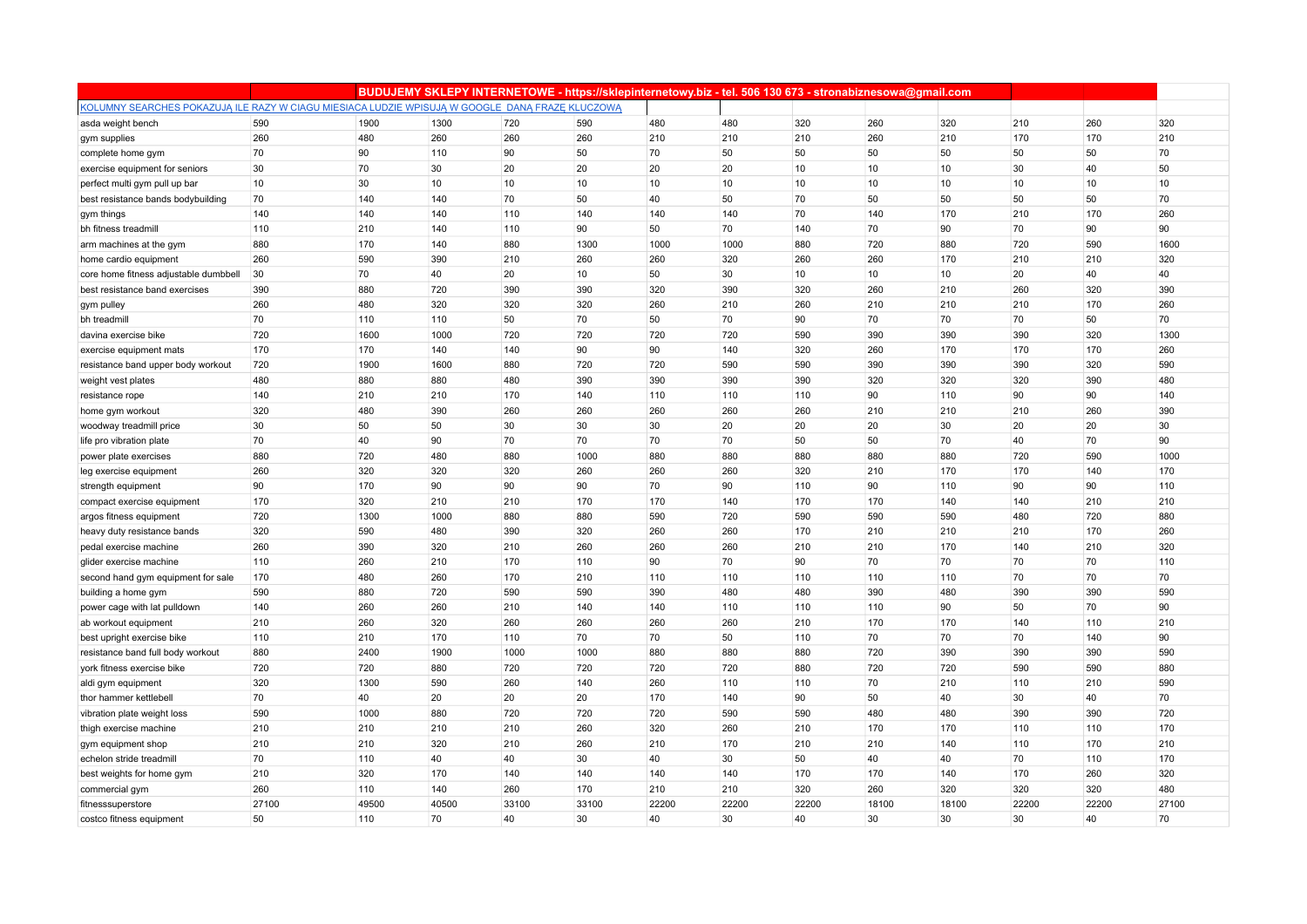| | | BUDUJEMY SKLEPY INTERNETOWE - https://sklepinternetowy.biz - tel. 506 130 673 - stronabiznesowa@gmail.com | | | | | | | | | | |
|---|---|---|---|---|---|---|---|---|---|---|---|---|
| KOLUMNY SEARCHES POKAZUJĄ ILE RAZY W CIĄGU MIESIĄCA LUDZIE WPISUJĄ W GOOGLE DANĄ FRAZĘ KLUCZOWĄ | | | | | | | | | | | | |
| asda weight bench | 590 | 1900 | 1300 | 720 | 590 | 480 | 480 | 320 | 260 | 320 | 210 | 260 | 320 |
| gym supplies | 260 | 480 | 260 | 260 | 260 | 210 | 210 | 210 | 260 | 210 | 170 | 170 | 210 |
| complete home gym | 70 | 90 | 110 | 90 | 50 | 70 | 50 | 50 | 50 | 50 | 50 | 50 | 70 |
| exercise equipment for seniors | 30 | 70 | 30 | 20 | 20 | 20 | 20 | 10 | 10 | 10 | 30 | 40 | 50 |
| perfect multi gym pull up bar | 10 | 30 | 10 | 10 | 10 | 10 | 10 | 10 | 10 | 10 | 10 | 10 | 10 |
| best resistance bands bodybuilding | 70 | 140 | 140 | 70 | 50 | 40 | 50 | 70 | 50 | 50 | 50 | 50 | 70 |
| gym things | 140 | 140 | 140 | 110 | 140 | 140 | 140 | 70 | 140 | 170 | 210 | 170 | 260 |
| bh fitness treadmill | 110 | 210 | 140 | 110 | 90 | 50 | 70 | 140 | 70 | 90 | 70 | 90 | 90 |
| arm machines at the gym | 880 | 170 | 140 | 880 | 1300 | 1000 | 1000 | 880 | 720 | 880 | 720 | 590 | 1600 |
| home cardio equipment | 260 | 590 | 390 | 210 | 260 | 260 | 320 | 260 | 260 | 170 | 210 | 210 | 320 |
| core home fitness adjustable dumbbell | 30 | 70 | 40 | 20 | 10 | 50 | 30 | 10 | 10 | 10 | 20 | 40 | 40 |
| best resistance band exercises | 390 | 880 | 720 | 390 | 390 | 320 | 390 | 320 | 260 | 210 | 260 | 320 | 390 |
| gym pulley | 260 | 480 | 320 | 320 | 320 | 260 | 210 | 260 | 210 | 210 | 210 | 170 | 260 |
| bh treadmill | 70 | 110 | 110 | 50 | 70 | 50 | 70 | 90 | 70 | 70 | 70 | 50 | 70 |
| davina exercise bike | 720 | 1600 | 1000 | 720 | 720 | 720 | 720 | 590 | 390 | 390 | 390 | 320 | 1300 |
| exercise equipment mats | 170 | 170 | 140 | 140 | 90 | 90 | 140 | 320 | 260 | 170 | 170 | 170 | 260 |
| resistance band upper body workout | 720 | 1900 | 1600 | 880 | 720 | 720 | 590 | 590 | 390 | 390 | 390 | 320 | 590 |
| weight vest plates | 480 | 880 | 880 | 480 | 390 | 390 | 390 | 390 | 320 | 320 | 320 | 390 | 480 |
| resistance rope | 140 | 210 | 210 | 170 | 140 | 110 | 110 | 110 | 90 | 110 | 90 | 90 | 140 |
| home gym workout | 320 | 480 | 390 | 260 | 260 | 260 | 260 | 260 | 210 | 210 | 210 | 260 | 390 |
| woodway treadmill price | 30 | 50 | 50 | 30 | 30 | 30 | 20 | 20 | 20 | 30 | 20 | 20 | 30 |
| life pro vibration plate | 70 | 40 | 90 | 70 | 70 | 70 | 70 | 50 | 50 | 70 | 40 | 70 | 90 |
| power plate exercises | 880 | 720 | 480 | 880 | 1000 | 880 | 880 | 880 | 880 | 880 | 720 | 590 | 1000 |
| leg exercise equipment | 260 | 320 | 320 | 320 | 260 | 260 | 260 | 320 | 210 | 170 | 170 | 140 | 170 |
| strength equipment | 90 | 170 | 90 | 90 | 90 | 70 | 90 | 110 | 90 | 110 | 90 | 90 | 110 |
| compact exercise equipment | 170 | 320 | 210 | 210 | 170 | 170 | 140 | 170 | 170 | 140 | 140 | 210 | 210 |
| argos fitness equipment | 720 | 1300 | 1000 | 880 | 880 | 590 | 720 | 590 | 590 | 590 | 480 | 720 | 880 |
| heavy duty resistance bands | 320 | 590 | 480 | 390 | 320 | 260 | 260 | 170 | 210 | 210 | 210 | 170 | 260 |
| pedal exercise machine | 260 | 390 | 320 | 210 | 260 | 260 | 260 | 210 | 210 | 170 | 140 | 210 | 320 |
| glider exercise machine | 110 | 260 | 210 | 170 | 110 | 90 | 70 | 90 | 70 | 70 | 70 | 70 | 110 |
| second hand gym equipment for sale | 170 | 480 | 260 | 170 | 210 | 110 | 110 | 110 | 110 | 110 | 70 | 70 | 70 |
| building a home gym | 590 | 880 | 720 | 590 | 590 | 390 | 480 | 480 | 390 | 480 | 390 | 390 | 590 |
| power cage with lat pulldown | 140 | 260 | 260 | 210 | 140 | 140 | 110 | 110 | 110 | 90 | 50 | 70 | 90 |
| ab workout equipment | 210 | 260 | 320 | 260 | 260 | 260 | 260 | 210 | 170 | 170 | 140 | 110 | 210 |
| best upright exercise bike | 110 | 210 | 170 | 110 | 70 | 70 | 50 | 110 | 70 | 70 | 70 | 140 | 90 |
| resistance band full body workout | 880 | 2400 | 1900 | 1000 | 1000 | 880 | 880 | 880 | 720 | 390 | 390 | 390 | 590 |
| york fitness exercise bike | 720 | 720 | 880 | 720 | 720 | 720 | 720 | 880 | 720 | 720 | 590 | 590 | 880 |
| aldi gym equipment | 320 | 1300 | 590 | 260 | 140 | 260 | 110 | 110 | 70 | 210 | 110 | 210 | 590 |
| thor hammer kettlebell | 70 | 40 | 20 | 20 | 20 | 170 | 140 | 90 | 50 | 40 | 30 | 40 | 70 |
| vibration plate weight loss | 590 | 1000 | 880 | 720 | 720 | 720 | 590 | 590 | 480 | 480 | 390 | 390 | 720 |
| thigh exercise machine | 210 | 210 | 210 | 210 | 260 | 320 | 260 | 210 | 170 | 170 | 110 | 110 | 170 |
| gym equipment shop | 210 | 210 | 320 | 210 | 260 | 210 | 170 | 210 | 210 | 140 | 110 | 170 | 210 |
| echelon stride treadmill | 70 | 110 | 40 | 40 | 30 | 40 | 30 | 50 | 40 | 40 | 70 | 110 | 170 |
| best weights for home gym | 210 | 320 | 170 | 140 | 140 | 140 | 140 | 170 | 170 | 140 | 170 | 260 | 320 |
| commercial gym | 260 | 110 | 140 | 260 | 170 | 210 | 210 | 320 | 260 | 320 | 320 | 320 | 480 |
| fitnesssuperstore | 27100 | 49500 | 40500 | 33100 | 33100 | 22200 | 22200 | 22200 | 18100 | 18100 | 22200 | 22200 | 27100 |
| costco fitness equipment | 50 | 110 | 70 | 40 | 30 | 40 | 30 | 40 | 30 | 30 | 30 | 40 | 70 |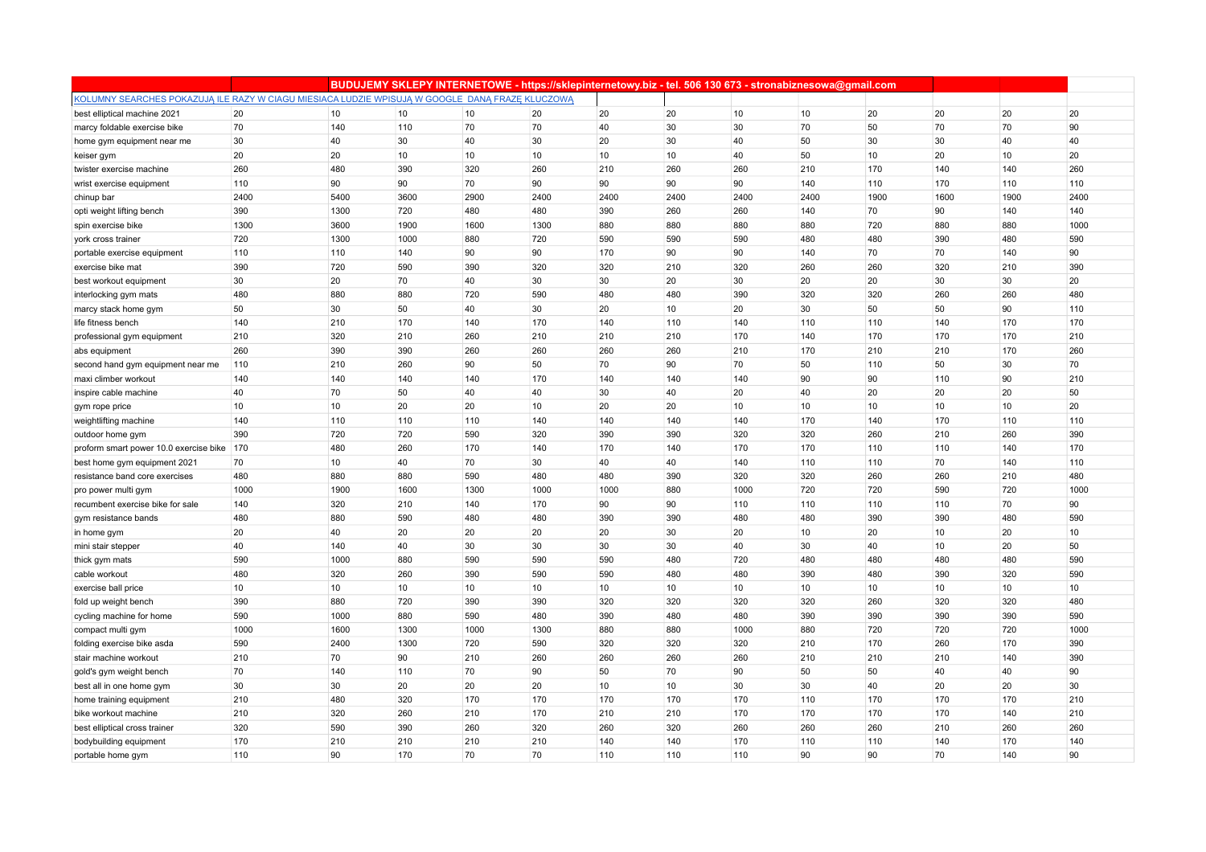| | BUDUJEMY SKLEPY INTERNETOWE - https://sklepinternetowy.biz - tel. 506 130 673 - stronabiznesowa@gmail.com | | | | | | | | | | | |
|---|---|---|---|---|---|---|---|---|---|---|---|---|
| KOLUMNY SEARCHES POKAZUJĄ ILE RAZY W CIĄGU MIESIĄCA LUDZIE WPISUJĄ W GOOGLE DANĄ FRAZĘ KLUCZOWĄ | | | | | | | | | | | | |
| best elliptical machine 2021 | 20 | 10 | 10 | 10 | 20 | 20 | 20 | 10 | 10 | 20 | 20 | 20 | 20 |
| marcy foldable exercise bike | 70 | 140 | 110 | 70 | 70 | 40 | 30 | 30 | 70 | 50 | 70 | 70 | 90 |
| home gym equipment near me | 30 | 40 | 30 | 40 | 30 | 20 | 30 | 40 | 50 | 30 | 30 | 40 | 40 |
| keiser gym | 20 | 20 | 10 | 10 | 10 | 10 | 10 | 40 | 50 | 10 | 20 | 10 | 20 |
| twister exercise machine | 260 | 480 | 390 | 320 | 260 | 210 | 260 | 260 | 210 | 170 | 140 | 140 | 260 |
| wrist exercise equipment | 110 | 90 | 90 | 70 | 90 | 90 | 90 | 90 | 140 | 110 | 170 | 110 | 110 |
| chinup bar | 2400 | 5400 | 3600 | 2900 | 2400 | 2400 | 2400 | 2400 | 2400 | 1900 | 1600 | 1900 | 2400 |
| opti weight lifting bench | 390 | 1300 | 720 | 480 | 480 | 390 | 260 | 260 | 140 | 70 | 90 | 140 | 140 |
| spin exercise bike | 1300 | 3600 | 1900 | 1600 | 1300 | 880 | 880 | 880 | 880 | 720 | 880 | 880 | 1000 |
| york cross trainer | 720 | 1300 | 1000 | 880 | 720 | 590 | 590 | 590 | 480 | 480 | 390 | 480 | 590 |
| portable exercise equipment | 110 | 110 | 140 | 90 | 90 | 170 | 90 | 90 | 140 | 70 | 70 | 140 | 90 |
| exercise bike mat | 390 | 720 | 590 | 390 | 320 | 320 | 210 | 320 | 260 | 260 | 320 | 210 | 390 |
| best workout equipment | 30 | 20 | 70 | 40 | 30 | 30 | 20 | 30 | 20 | 20 | 30 | 30 | 20 |
| interlocking gym mats | 480 | 880 | 880 | 720 | 590 | 480 | 480 | 390 | 320 | 320 | 260 | 260 | 480 |
| marcy stack home gym | 50 | 30 | 50 | 40 | 30 | 20 | 10 | 20 | 30 | 50 | 50 | 90 | 110 |
| life fitness bench | 140 | 210 | 170 | 140 | 170 | 140 | 110 | 140 | 110 | 110 | 140 | 170 | 170 |
| professional gym equipment | 210 | 320 | 210 | 260 | 210 | 210 | 210 | 170 | 140 | 170 | 170 | 170 | 210 |
| abs equipment | 260 | 390 | 390 | 260 | 260 | 260 | 260 | 210 | 170 | 210 | 210 | 170 | 260 |
| second hand gym equipment near me | 110 | 210 | 260 | 90 | 50 | 70 | 90 | 70 | 50 | 110 | 50 | 30 | 70 |
| maxi climber workout | 140 | 140 | 140 | 140 | 170 | 140 | 140 | 140 | 90 | 90 | 110 | 90 | 210 |
| inspire cable machine | 40 | 70 | 50 | 40 | 40 | 30 | 40 | 20 | 40 | 20 | 20 | 20 | 50 |
| gym rope price | 10 | 10 | 20 | 20 | 10 | 20 | 20 | 10 | 10 | 10 | 10 | 10 | 20 |
| weightlifting machine | 140 | 110 | 110 | 110 | 140 | 140 | 140 | 140 | 170 | 140 | 170 | 110 | 110 |
| outdoor home gym | 390 | 720 | 720 | 590 | 320 | 390 | 390 | 320 | 320 | 260 | 210 | 260 | 390 |
| proform smart power 10.0 exercise bike | 170 | 480 | 260 | 170 | 140 | 170 | 140 | 170 | 170 | 110 | 110 | 140 | 170 |
| best home gym equipment 2021 | 70 | 10 | 40 | 70 | 30 | 40 | 40 | 140 | 110 | 110 | 70 | 140 | 110 |
| resistance band core exercises | 480 | 880 | 880 | 590 | 480 | 480 | 390 | 320 | 320 | 260 | 260 | 210 | 480 |
| pro power multi gym | 1000 | 1900 | 1600 | 1300 | 1000 | 1000 | 880 | 1000 | 720 | 720 | 590 | 720 | 1000 |
| recumbent exercise bike for sale | 140 | 320 | 210 | 140 | 170 | 90 | 90 | 110 | 110 | 110 | 110 | 70 | 90 |
| gym resistance bands | 480 | 880 | 590 | 480 | 480 | 390 | 390 | 480 | 480 | 390 | 390 | 480 | 590 |
| in home gym | 20 | 40 | 20 | 20 | 20 | 20 | 30 | 20 | 10 | 20 | 10 | 20 | 10 |
| mini stair stepper | 40 | 140 | 40 | 30 | 30 | 30 | 30 | 40 | 30 | 40 | 10 | 20 | 50 |
| thick gym mats | 590 | 1000 | 880 | 590 | 590 | 590 | 480 | 720 | 480 | 480 | 480 | 480 | 590 |
| cable workout | 480 | 320 | 260 | 390 | 590 | 590 | 480 | 480 | 390 | 480 | 390 | 320 | 590 |
| exercise ball price | 10 | 10 | 10 | 10 | 10 | 10 | 10 | 10 | 10 | 10 | 10 | 10 | 10 |
| fold up weight bench | 390 | 880 | 720 | 390 | 390 | 320 | 320 | 320 | 320 | 260 | 320 | 320 | 480 |
| cycling machine for home | 590 | 1000 | 880 | 590 | 480 | 390 | 480 | 480 | 390 | 390 | 390 | 390 | 590 |
| compact multi gym | 1000 | 1600 | 1300 | 1000 | 1300 | 880 | 880 | 1000 | 880 | 720 | 720 | 720 | 1000 |
| folding exercise bike asda | 590 | 2400 | 1300 | 720 | 590 | 320 | 320 | 320 | 210 | 170 | 260 | 170 | 390 |
| stair machine workout | 210 | 70 | 90 | 210 | 260 | 260 | 260 | 260 | 210 | 210 | 210 | 140 | 390 |
| gold's gym weight bench | 70 | 140 | 110 | 70 | 90 | 50 | 70 | 90 | 50 | 50 | 40 | 40 | 90 |
| best all in one home gym | 30 | 30 | 20 | 20 | 20 | 10 | 10 | 30 | 30 | 40 | 20 | 20 | 30 |
| home training equipment | 210 | 480 | 320 | 170 | 170 | 170 | 170 | 170 | 110 | 170 | 170 | 170 | 210 |
| bike workout machine | 210 | 320 | 260 | 210 | 170 | 210 | 210 | 170 | 170 | 170 | 170 | 140 | 210 |
| best elliptical cross trainer | 320 | 590 | 390 | 260 | 320 | 260 | 320 | 260 | 260 | 260 | 210 | 260 | 260 |
| bodybuilding equipment | 170 | 210 | 210 | 210 | 210 | 140 | 140 | 170 | 110 | 110 | 140 | 170 | 140 |
| portable home gym | 110 | 90 | 170 | 70 | 70 | 110 | 110 | 110 | 90 | 90 | 70 | 140 | 90 |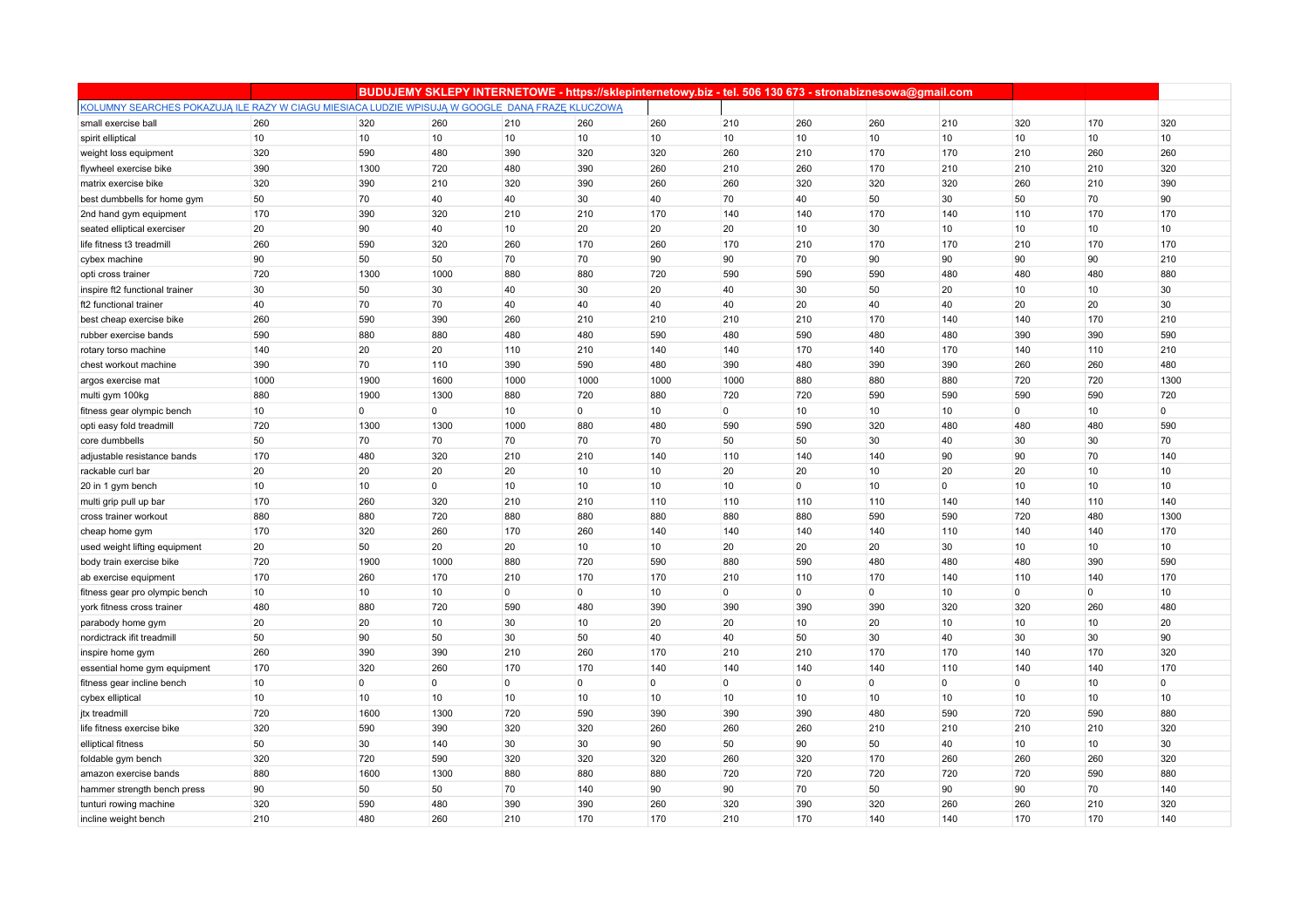| | | BUDUJEMY SKLEPY INTERNETOWE - https://sklepinternetowy.biz - tel. 506 130 673 - stronabiznesowa@gmail.com | | | | | | | | | | |
|---|---|---|---|---|---|---|---|---|---|---|---|---|
| KOLUMNY SEARCHES POKAZUJĄ ILE RAZY W CIĄGU MIESIĄCA LUDZIE WPISUJĄ W GOOGLE DANĄ FRAZĘ KLUCZOWĄ | | | | | | | | | | | | |
| small exercise ball | 260 | 320 | 260 | 210 | 260 | 260 | 210 | 260 | 260 | 210 | 320 | 170 | 320 |
| spirit elliptical | 10 | 10 | 10 | 10 | 10 | 10 | 10 | 10 | 10 | 10 | 10 | 10 | 10 |
| weight loss equipment | 320 | 590 | 480 | 390 | 320 | 320 | 260 | 210 | 170 | 170 | 210 | 260 | 260 |
| flywheel exercise bike | 390 | 1300 | 720 | 480 | 390 | 260 | 210 | 260 | 170 | 210 | 210 | 210 | 320 |
| matrix exercise bike | 320 | 390 | 210 | 320 | 390 | 260 | 260 | 320 | 320 | 320 | 260 | 210 | 390 |
| best dumbbells for home gym | 50 | 70 | 40 | 40 | 30 | 40 | 70 | 40 | 50 | 30 | 50 | 70 | 90 |
| 2nd hand gym equipment | 170 | 390 | 320 | 210 | 210 | 170 | 140 | 140 | 170 | 140 | 110 | 170 | 170 |
| seated elliptical exerciser | 20 | 90 | 40 | 10 | 20 | 20 | 20 | 10 | 30 | 10 | 10 | 10 | 10 |
| life fitness t3 treadmill | 260 | 590 | 320 | 260 | 170 | 260 | 170 | 210 | 170 | 170 | 210 | 170 | 170 |
| cybex machine | 90 | 50 | 50 | 70 | 70 | 90 | 90 | 70 | 90 | 90 | 90 | 90 | 210 |
| opti cross trainer | 720 | 1300 | 1000 | 880 | 880 | 720 | 590 | 590 | 590 | 480 | 480 | 480 | 880 |
| inspire ft2 functional trainer | 30 | 50 | 30 | 40 | 30 | 20 | 40 | 30 | 50 | 20 | 10 | 10 | 30 |
| ft2 functional trainer | 40 | 70 | 70 | 40 | 40 | 40 | 40 | 20 | 40 | 40 | 20 | 20 | 30 |
| best cheap exercise bike | 260 | 590 | 390 | 260 | 210 | 210 | 210 | 210 | 170 | 140 | 140 | 170 | 210 |
| rubber exercise bands | 590 | 880 | 880 | 480 | 480 | 590 | 480 | 590 | 480 | 480 | 390 | 390 | 590 |
| rotary torso machine | 140 | 20 | 20 | 110 | 210 | 140 | 140 | 170 | 140 | 170 | 140 | 110 | 210 |
| chest workout machine | 390 | 70 | 110 | 390 | 590 | 480 | 390 | 480 | 390 | 390 | 260 | 260 | 480 |
| argos exercise mat | 1000 | 1900 | 1600 | 1000 | 1000 | 1000 | 1000 | 880 | 880 | 880 | 720 | 720 | 1300 |
| multi gym 100kg | 880 | 1900 | 1300 | 880 | 720 | 880 | 720 | 720 | 590 | 590 | 590 | 590 | 720 |
| fitness gear olympic bench | 10 | 0 | 0 | 10 | 0 | 10 | 0 | 10 | 10 | 10 | 0 | 10 | 0 |
| opti easy fold treadmill | 720 | 1300 | 1300 | 1000 | 880 | 480 | 590 | 590 | 320 | 480 | 480 | 480 | 590 |
| core dumbbells | 50 | 70 | 70 | 70 | 70 | 70 | 50 | 50 | 30 | 40 | 30 | 30 | 70 |
| adjustable resistance bands | 170 | 480 | 320 | 210 | 210 | 140 | 110 | 140 | 140 | 90 | 90 | 70 | 140 |
| rackable curl bar | 20 | 20 | 20 | 20 | 10 | 10 | 20 | 20 | 10 | 20 | 20 | 10 | 10 |
| 20 in 1 gym bench | 10 | 10 | 0 | 10 | 10 | 10 | 10 | 0 | 10 | 0 | 10 | 10 | 10 |
| multi grip pull up bar | 170 | 260 | 320 | 210 | 210 | 110 | 110 | 110 | 110 | 140 | 140 | 110 | 140 |
| cross trainer workout | 880 | 880 | 720 | 880 | 880 | 880 | 880 | 880 | 590 | 590 | 720 | 480 | 1300 |
| cheap home gym | 170 | 320 | 260 | 170 | 260 | 140 | 140 | 140 | 140 | 110 | 140 | 140 | 170 |
| used weight lifting equipment | 20 | 50 | 20 | 20 | 10 | 10 | 20 | 20 | 20 | 30 | 10 | 10 | 10 |
| body train exercise bike | 720 | 1900 | 1000 | 880 | 720 | 590 | 880 | 590 | 480 | 480 | 480 | 390 | 590 |
| ab exercise equipment | 170 | 260 | 170 | 210 | 170 | 170 | 210 | 110 | 170 | 140 | 110 | 140 | 170 |
| fitness gear pro olympic bench | 10 | 10 | 10 | 0 | 0 | 10 | 0 | 0 | 0 | 10 | 0 | 0 | 10 |
| york fitness cross trainer | 480 | 880 | 720 | 590 | 480 | 390 | 390 | 390 | 390 | 320 | 320 | 260 | 480 |
| parabody home gym | 20 | 20 | 10 | 30 | 10 | 20 | 20 | 10 | 20 | 10 | 10 | 10 | 20 |
| nordictrack ifit treadmill | 50 | 90 | 50 | 30 | 50 | 40 | 40 | 50 | 30 | 40 | 30 | 30 | 90 |
| inspire home gym | 260 | 390 | 390 | 210 | 260 | 170 | 210 | 210 | 170 | 170 | 140 | 170 | 320 |
| essential home gym equipment | 170 | 320 | 260 | 170 | 170 | 140 | 140 | 140 | 140 | 110 | 140 | 140 | 170 |
| fitness gear incline bench | 10 | 0 | 0 | 0 | 0 | 0 | 0 | 0 | 0 | 0 | 0 | 10 | 0 |
| cybex elliptical | 10 | 10 | 10 | 10 | 10 | 10 | 10 | 10 | 10 | 10 | 10 | 10 | 10 |
| jtx treadmill | 720 | 1600 | 1300 | 720 | 590 | 390 | 390 | 390 | 480 | 590 | 720 | 590 | 880 |
| life fitness exercise bike | 320 | 590 | 390 | 320 | 320 | 260 | 260 | 260 | 210 | 210 | 210 | 210 | 320 |
| elliptical fitness | 50 | 30 | 140 | 30 | 30 | 90 | 50 | 90 | 50 | 40 | 10 | 10 | 30 |
| foldable gym bench | 320 | 720 | 590 | 320 | 320 | 320 | 260 | 320 | 170 | 260 | 260 | 260 | 320 |
| amazon exercise bands | 880 | 1600 | 1300 | 880 | 880 | 880 | 720 | 720 | 720 | 720 | 720 | 590 | 880 |
| hammer strength bench press | 90 | 50 | 50 | 70 | 140 | 90 | 90 | 70 | 50 | 90 | 90 | 70 | 140 |
| tunturi rowing machine | 320 | 590 | 480 | 390 | 390 | 260 | 320 | 390 | 320 | 260 | 260 | 210 | 320 |
| incline weight bench | 210 | 480 | 260 | 210 | 170 | 170 | 210 | 170 | 140 | 140 | 170 | 170 | 140 |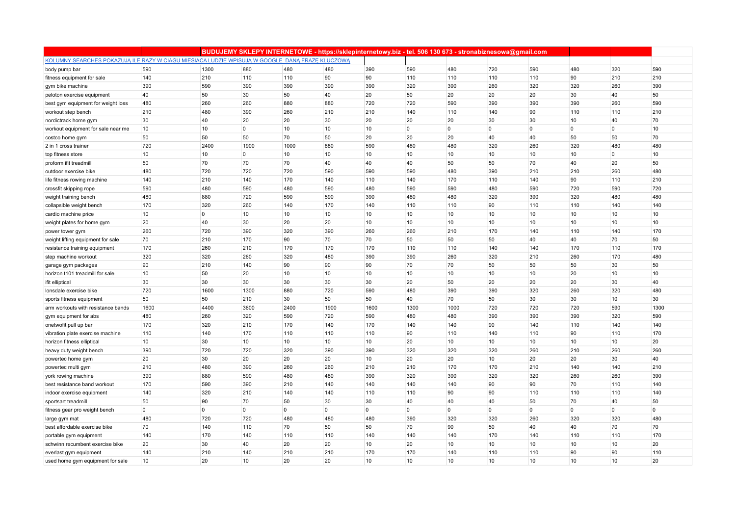| | BUDUJEMY SKLEPY INTERNETOWE - https://sklepinternetowy.biz - tel. 506 130 673 - stronabiznesowa@gmail.com | | | | | | | | | | | |
|---|---|---|---|---|---|---|---|---|---|---|---|---|
| KOLUMNY SEARCHES POKAZUJĄ ILE RAZY W CIAGU MIESIACA LUDZIE WPISUJĄ W GOOGLE DANĄ FRAZĘ KLUCZOWĄ | | | | | | | | | | | | |
| body pump bar | 590 | 1300 | 880 | 480 | 480 | 390 | 590 | 480 | 720 | 590 | 480 | 320 | 590 |
| fitness equipment for sale | 140 | 210 | 110 | 110 | 90 | 90 | 110 | 110 | 110 | 110 | 90 | 210 | 210 |
| gym bike machine | 390 | 590 | 390 | 390 | 390 | 390 | 320 | 390 | 260 | 320 | 320 | 260 | 390 |
| peloton exercise equipment | 40 | 50 | 30 | 50 | 40 | 20 | 50 | 20 | 20 | 20 | 30 | 40 | 50 |
| best gym equipment for weight loss | 480 | 260 | 260 | 880 | 880 | 720 | 720 | 590 | 390 | 390 | 390 | 260 | 590 |
| workout step bench | 210 | 480 | 390 | 260 | 210 | 210 | 140 | 110 | 140 | 90 | 110 | 110 | 210 |
| nordictrack home gym | 30 | 40 | 20 | 20 | 30 | 20 | 20 | 20 | 30 | 30 | 10 | 40 | 70 |
| workout equipment for sale near me | 10 | 10 | 0 | 10 | 10 | 10 | 0 | 0 | 0 | 0 | 0 | 0 | 10 |
| costco home gym | 50 | 50 | 50 | 70 | 50 | 20 | 20 | 20 | 40 | 40 | 50 | 50 | 70 |
| 2 in 1 cross trainer | 720 | 2400 | 1900 | 1000 | 880 | 590 | 480 | 480 | 320 | 260 | 320 | 480 | 480 |
| top fitness store | 10 | 10 | 0 | 10 | 10 | 10 | 10 | 10 | 10 | 10 | 10 | 0 | 10 |
| proform ifit treadmill | 50 | 70 | 70 | 70 | 40 | 40 | 40 | 50 | 50 | 70 | 40 | 20 | 50 |
| outdoor exercise bike | 480 | 720 | 720 | 720 | 590 | 590 | 590 | 480 | 390 | 210 | 210 | 260 | 480 |
| life fitness rowing machine | 140 | 210 | 140 | 170 | 140 | 110 | 140 | 170 | 110 | 140 | 90 | 110 | 210 |
| crossfit skipping rope | 590 | 480 | 590 | 480 | 590 | 480 | 590 | 590 | 480 | 590 | 720 | 590 | 720 |
| weight training bench | 480 | 880 | 720 | 590 | 590 | 390 | 480 | 480 | 320 | 390 | 320 | 480 | 480 |
| collapsible weight bench | 170 | 320 | 260 | 140 | 170 | 140 | 110 | 110 | 90 | 110 | 110 | 140 | 140 |
| cardio machine price | 10 | 0 | 10 | 10 | 10 | 10 | 10 | 10 | 10 | 10 | 10 | 10 | 10 |
| weight plates for home gym | 20 | 40 | 30 | 20 | 20 | 10 | 10 | 10 | 10 | 10 | 10 | 10 | 10 |
| power tower gym | 260 | 720 | 390 | 320 | 390 | 260 | 260 | 210 | 170 | 140 | 110 | 140 | 170 |
| weight lifting equipment for sale | 70 | 210 | 170 | 90 | 70 | 70 | 50 | 50 | 50 | 40 | 40 | 70 | 50 |
| resistance training equipment | 170 | 260 | 210 | 170 | 170 | 170 | 110 | 110 | 140 | 140 | 170 | 110 | 170 |
| step machine workout | 320 | 320 | 260 | 320 | 480 | 390 | 390 | 260 | 320 | 210 | 260 | 170 | 480 |
| garage gym packages | 90 | 210 | 140 | 90 | 90 | 90 | 70 | 70 | 50 | 50 | 50 | 30 | 50 |
| horizon t101 treadmill for sale | 10 | 50 | 20 | 10 | 10 | 10 | 10 | 10 | 10 | 10 | 20 | 10 | 10 |
| ifit elliptical | 30 | 30 | 30 | 30 | 30 | 30 | 20 | 50 | 20 | 20 | 20 | 30 | 40 |
| lonsdale exercise bike | 720 | 1600 | 1300 | 880 | 720 | 590 | 480 | 390 | 390 | 320 | 260 | 320 | 480 |
| sports fitness equipment | 50 | 50 | 210 | 30 | 50 | 50 | 40 | 70 | 50 | 30 | 30 | 10 | 30 |
| arm workouts with resistance bands | 1600 | 4400 | 3600 | 2400 | 1900 | 1600 | 1300 | 1000 | 720 | 720 | 720 | 590 | 1300 |
| gym equipment for abs | 480 | 260 | 320 | 590 | 720 | 590 | 480 | 480 | 390 | 390 | 390 | 320 | 590 |
| onetwofit pull up bar | 170 | 320 | 210 | 170 | 140 | 170 | 140 | 140 | 90 | 140 | 110 | 140 | 140 |
| vibration plate exercise machine | 110 | 140 | 170 | 110 | 110 | 110 | 90 | 110 | 140 | 110 | 90 | 110 | 170 |
| horizon fitness elliptical | 10 | 30 | 10 | 10 | 10 | 10 | 20 | 10 | 10 | 10 | 10 | 10 | 20 |
| heavy duty weight bench | 390 | 720 | 720 | 320 | 390 | 390 | 320 | 320 | 320 | 260 | 210 | 260 | 260 |
| powertec home gym | 20 | 30 | 20 | 20 | 20 | 10 | 20 | 20 | 10 | 20 | 20 | 30 | 40 |
| powertec multi gym | 210 | 480 | 390 | 260 | 260 | 210 | 210 | 170 | 170 | 210 | 140 | 140 | 210 |
| york rowing machine | 390 | 880 | 590 | 480 | 480 | 390 | 320 | 390 | 320 | 320 | 260 | 260 | 390 |
| best resistance band workout | 170 | 590 | 390 | 210 | 140 | 140 | 140 | 140 | 90 | 90 | 70 | 110 | 140 |
| indoor exercise equipment | 140 | 320 | 210 | 140 | 140 | 110 | 110 | 90 | 90 | 110 | 110 | 110 | 140 |
| sportsart treadmill | 50 | 90 | 70 | 50 | 30 | 30 | 40 | 40 | 40 | 50 | 70 | 40 | 50 |
| fitness gear pro weight bench | 0 | 0 | 0 | 0 | 0 | 0 | 0 | 0 | 0 | 0 | 0 | 0 | 0 |
| large gym mat | 480 | 720 | 720 | 480 | 480 | 480 | 390 | 320 | 320 | 260 | 320 | 320 | 480 |
| best affordable exercise bike | 70 | 140 | 110 | 70 | 50 | 50 | 70 | 90 | 50 | 40 | 40 | 70 | 70 |
| portable gym equipment | 140 | 170 | 140 | 110 | 110 | 140 | 140 | 140 | 170 | 140 | 110 | 110 | 170 |
| schwinn recumbent exercise bike | 20 | 30 | 40 | 20 | 20 | 10 | 20 | 10 | 10 | 10 | 10 | 10 | 20 |
| everlast gym equipment | 140 | 210 | 140 | 210 | 210 | 170 | 170 | 140 | 110 | 110 | 90 | 90 | 110 |
| used home gym equipment for sale | 10 | 20 | 10 | 20 | 20 | 10 | 10 | 10 | 10 | 10 | 10 | 10 | 20 |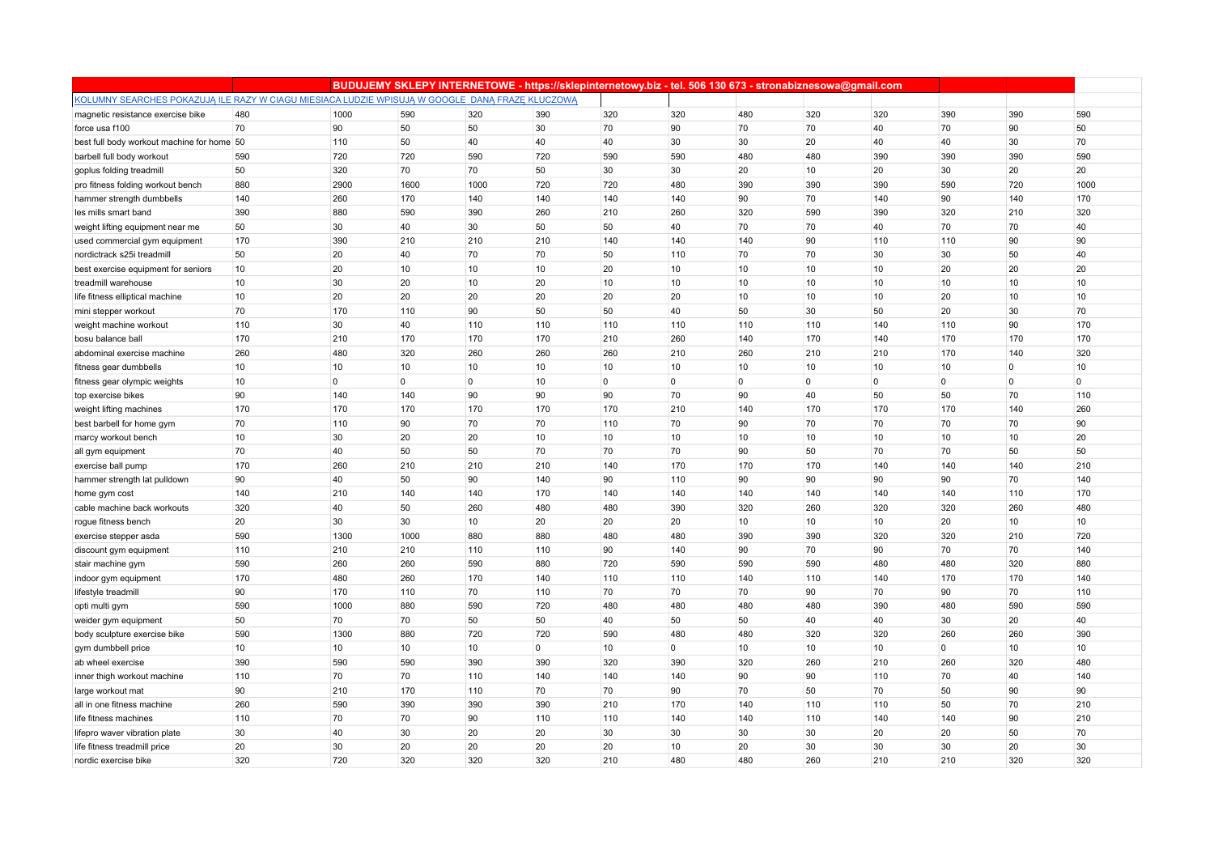| | | BUDUJEMY SKLEPY INTERNETOWE - https://sklepinternetowy.biz - tel. 506 130 673 - stronabiznesowa@gmail.com | | | | | | | | | | | |
|---|---|---|---|---|---|---|---|---|---|---|---|---|---|
| KOLUMNY SEARCHES POKAZUJĄ ILE RAZY W CIĄGU MIESIĄCA LUDZIE WPISUJĄ W GOOGLE DANĄ FRAZĘ KLUCZOWĄ | | | | | | | | | | | | | |
| magnetic resistance exercise bike | 480 | 1000 | 590 | 320 | 390 | 320 | 320 | 480 | 320 | 320 | 390 | 390 | 590 |
| force usa f100 | 70 | 90 | 50 | 50 | 30 | 70 | 90 | 70 | 70 | 40 | 70 | 90 | 50 |
| best full body workout machine for home | 50 | 110 | 50 | 40 | 40 | 40 | 30 | 30 | 20 | 40 | 40 | 30 | 70 |
| barbell full body workout | 590 | 720 | 720 | 590 | 720 | 590 | 590 | 480 | 480 | 390 | 390 | 390 | 590 |
| goplus folding treadmill | 50 | 320 | 70 | 70 | 50 | 30 | 30 | 20 | 10 | 20 | 30 | 20 | 20 |
| pro fitness folding workout bench | 880 | 2900 | 1600 | 1000 | 720 | 720 | 480 | 390 | 390 | 390 | 590 | 720 | 1000 |
| hammer strength dumbbells | 140 | 260 | 170 | 140 | 140 | 140 | 140 | 90 | 70 | 140 | 90 | 140 | 170 |
| les mills smart band | 390 | 880 | 590 | 390 | 260 | 210 | 260 | 320 | 590 | 390 | 320 | 210 | 320 |
| weight lifting equipment near me | 50 | 30 | 40 | 30 | 50 | 50 | 40 | 70 | 70 | 40 | 70 | 70 | 40 |
| used commercial gym equipment | 170 | 390 | 210 | 210 | 210 | 140 | 140 | 140 | 90 | 110 | 110 | 90 | 90 |
| nordictrack s25i treadmill | 50 | 20 | 40 | 70 | 70 | 50 | 110 | 70 | 70 | 30 | 30 | 50 | 40 |
| best exercise equipment for seniors | 10 | 20 | 10 | 10 | 10 | 20 | 10 | 10 | 10 | 10 | 20 | 20 | 20 |
| treadmill warehouse | 10 | 30 | 20 | 10 | 20 | 10 | 10 | 10 | 10 | 10 | 10 | 10 | 10 |
| life fitness elliptical machine | 10 | 20 | 20 | 20 | 20 | 20 | 20 | 10 | 10 | 10 | 20 | 10 | 10 |
| mini stepper workout | 70 | 170 | 110 | 90 | 50 | 50 | 40 | 50 | 30 | 50 | 20 | 30 | 70 |
| weight machine workout | 110 | 30 | 40 | 110 | 110 | 110 | 110 | 110 | 110 | 140 | 110 | 90 | 170 |
| bosu balance ball | 170 | 210 | 170 | 170 | 170 | 210 | 260 | 140 | 170 | 140 | 170 | 170 | 170 |
| abdominal exercise machine | 260 | 480 | 320 | 260 | 260 | 260 | 210 | 260 | 210 | 210 | 170 | 140 | 320 |
| fitness gear dumbbells | 10 | 10 | 10 | 10 | 10 | 10 | 10 | 10 | 10 | 10 | 10 | 0 | 10 |
| fitness gear olympic weights | 10 | 0 | 0 | 0 | 10 | 0 | 0 | 0 | 0 | 0 | 0 | 0 | 0 |
| top exercise bikes | 90 | 140 | 140 | 90 | 90 | 90 | 70 | 90 | 40 | 50 | 50 | 70 | 110 |
| weight lifting machines | 170 | 170 | 170 | 170 | 170 | 170 | 210 | 140 | 170 | 170 | 170 | 140 | 260 |
| best barbell for home gym | 70 | 110 | 90 | 70 | 70 | 110 | 70 | 90 | 70 | 70 | 70 | 70 | 90 |
| marcy workout bench | 10 | 30 | 20 | 20 | 10 | 10 | 10 | 10 | 10 | 10 | 10 | 10 | 20 |
| all gym equipment | 70 | 40 | 50 | 50 | 70 | 70 | 70 | 90 | 50 | 70 | 70 | 50 | 50 |
| exercise ball pump | 170 | 260 | 210 | 210 | 210 | 140 | 170 | 170 | 170 | 140 | 140 | 140 | 210 |
| hammer strength lat pulldown | 90 | 40 | 50 | 90 | 140 | 90 | 110 | 90 | 90 | 90 | 90 | 70 | 140 |
| home gym cost | 140 | 210 | 140 | 140 | 170 | 140 | 140 | 140 | 140 | 140 | 140 | 110 | 170 |
| cable machine back workouts | 320 | 40 | 50 | 260 | 480 | 480 | 390 | 320 | 260 | 320 | 320 | 260 | 480 |
| rogue fitness bench | 20 | 30 | 30 | 10 | 20 | 20 | 20 | 10 | 10 | 10 | 20 | 10 | 10 |
| exercise stepper asda | 590 | 1300 | 1000 | 880 | 880 | 480 | 480 | 390 | 390 | 320 | 320 | 210 | 720 |
| discount gym equipment | 110 | 210 | 210 | 110 | 110 | 90 | 140 | 90 | 70 | 90 | 70 | 70 | 140 |
| stair machine gym | 590 | 260 | 260 | 590 | 880 | 720 | 590 | 590 | 590 | 480 | 480 | 320 | 880 |
| indoor gym equipment | 170 | 480 | 260 | 170 | 140 | 110 | 110 | 140 | 110 | 140 | 170 | 170 | 140 |
| lifestyle treadmill | 90 | 170 | 110 | 70 | 110 | 70 | 70 | 70 | 90 | 70 | 90 | 70 | 110 |
| opti multi gym | 590 | 1000 | 880 | 590 | 720 | 480 | 480 | 480 | 480 | 390 | 480 | 590 | 590 |
| weider gym equipment | 50 | 70 | 70 | 50 | 50 | 40 | 50 | 50 | 40 | 40 | 30 | 20 | 40 |
| body sculpture exercise bike | 590 | 1300 | 880 | 720 | 720 | 590 | 480 | 480 | 320 | 320 | 260 | 260 | 390 |
| gym dumbbell price | 10 | 10 | 10 | 10 | 0 | 10 | 0 | 10 | 10 | 10 | 0 | 10 | 10 |
| ab wheel exercise | 390 | 590 | 590 | 390 | 390 | 320 | 390 | 320 | 260 | 210 | 260 | 320 | 480 |
| inner thigh workout machine | 110 | 70 | 70 | 110 | 140 | 140 | 140 | 90 | 90 | 110 | 70 | 40 | 140 |
| large workout mat | 90 | 210 | 170 | 110 | 70 | 70 | 90 | 70 | 50 | 70 | 50 | 90 | 90 |
| all in one fitness machine | 260 | 590 | 390 | 390 | 390 | 210 | 170 | 140 | 110 | 110 | 50 | 70 | 210 |
| life fitness machines | 110 | 70 | 70 | 90 | 110 | 110 | 140 | 140 | 110 | 140 | 140 | 90 | 210 |
| lifepro waver vibration plate | 30 | 40 | 30 | 20 | 20 | 30 | 30 | 30 | 30 | 20 | 20 | 50 | 70 |
| life fitness treadmill price | 20 | 30 | 20 | 20 | 20 | 20 | 10 | 20 | 30 | 30 | 30 | 20 | 30 |
| nordic exercise bike | 320 | 720 | 320 | 320 | 320 | 210 | 480 | 480 | 260 | 210 | 210 | 320 | 320 |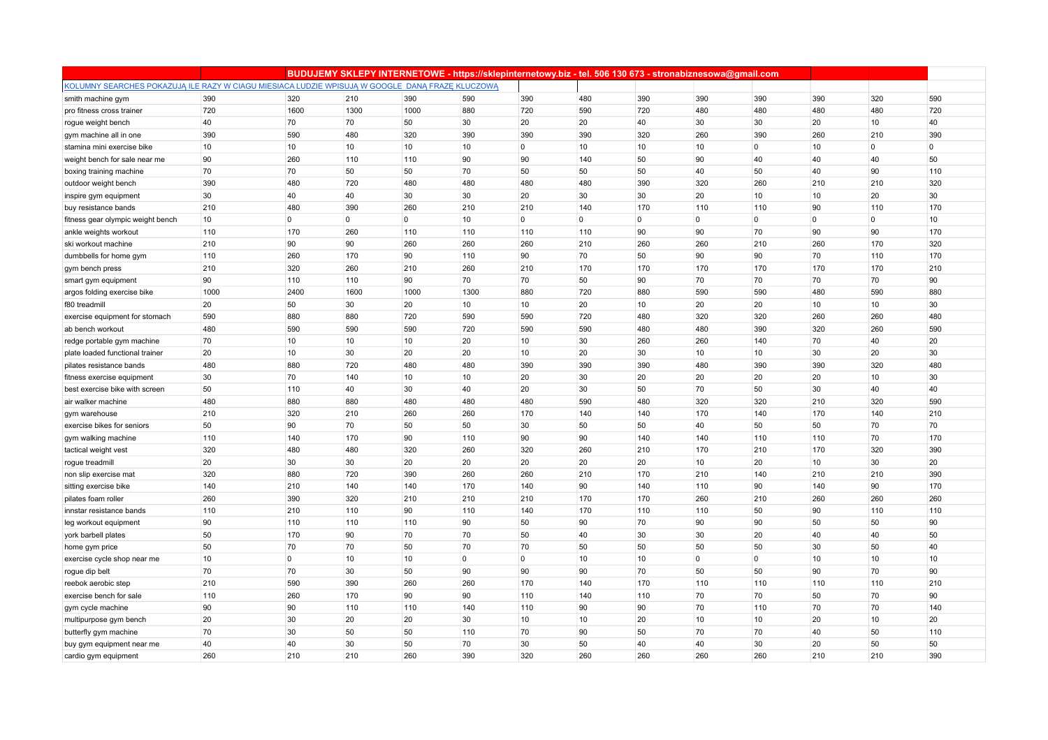| | | BUDUJEMY SKLEPY INTERNETOWE - https://sklepinternetowy.biz - tel. 506 130 673 - stronabiznesowa@gmail.com | | | | | | | | | | |
|---|---|---|---|---|---|---|---|---|---|---|---|---|
| KOLUMNY SEARCHES POKAZUJĄ ILE RAZY W CIAGU MIESIACA LUDZIE WPISUJĄ W GOOGLE DANĄ FRAZĘ KLUCZOWĄ | | | | | | | | | | | | |
| smith machine gym | 390 | 320 | 210 | 390 | 590 | 390 | 480 | 390 | 390 | 390 | 390 | 320 | 590 |
| pro fitness cross trainer | 720 | 1600 | 1300 | 1000 | 880 | 720 | 590 | 720 | 480 | 480 | 480 | 480 | 720 |
| rogue weight bench | 40 | 70 | 70 | 50 | 30 | 20 | 20 | 40 | 30 | 30 | 20 | 10 | 40 |
| gym machine all in one | 390 | 590 | 480 | 320 | 390 | 390 | 390 | 320 | 260 | 390 | 260 | 210 | 390 |
| stamina mini exercise bike | 10 | 10 | 10 | 10 | 10 | 0 | 10 | 10 | 10 | 0 | 10 | 0 | 0 |
| weight bench for sale near me | 90 | 260 | 110 | 110 | 90 | 90 | 140 | 50 | 90 | 40 | 40 | 40 | 50 |
| boxing training machine | 70 | 70 | 50 | 50 | 70 | 50 | 50 | 50 | 40 | 50 | 40 | 90 | 110 |
| outdoor weight bench | 390 | 480 | 720 | 480 | 480 | 480 | 480 | 390 | 320 | 260 | 210 | 210 | 320 |
| inspire gym equipment | 30 | 40 | 40 | 30 | 30 | 20 | 30 | 30 | 20 | 10 | 10 | 20 | 30 |
| buy resistance bands | 210 | 480 | 390 | 260 | 210 | 210 | 140 | 170 | 110 | 110 | 90 | 110 | 170 |
| fitness gear olympic weight bench | 10 | 0 | 0 | 0 | 10 | 0 | 0 | 0 | 0 | 0 | 0 | 0 | 10 |
| ankle weights workout | 110 | 170 | 260 | 110 | 110 | 110 | 110 | 90 | 90 | 70 | 90 | 90 | 170 |
| ski workout machine | 210 | 90 | 90 | 260 | 260 | 260 | 210 | 260 | 260 | 210 | 260 | 170 | 320 |
| dumbbells for home gym | 110 | 260 | 170 | 90 | 110 | 90 | 70 | 50 | 90 | 90 | 70 | 110 | 170 |
| gym bench press | 210 | 320 | 260 | 210 | 260 | 210 | 170 | 170 | 170 | 170 | 170 | 170 | 210 |
| smart gym equipment | 90 | 110 | 110 | 90 | 70 | 70 | 50 | 90 | 70 | 70 | 70 | 70 | 90 |
| argos folding exercise bike | 1000 | 2400 | 1600 | 1000 | 1300 | 880 | 720 | 880 | 590 | 590 | 480 | 590 | 880 |
| f80 treadmill | 20 | 50 | 30 | 20 | 10 | 10 | 20 | 10 | 20 | 20 | 10 | 10 | 30 |
| exercise equipment for stomach | 590 | 880 | 880 | 720 | 590 | 590 | 720 | 480 | 320 | 320 | 260 | 260 | 480 |
| ab bench workout | 480 | 590 | 590 | 590 | 720 | 590 | 590 | 480 | 480 | 390 | 320 | 260 | 590 |
| redge portable gym machine | 70 | 10 | 10 | 10 | 20 | 10 | 30 | 260 | 260 | 140 | 70 | 40 | 20 |
| plate loaded functional trainer | 20 | 10 | 30 | 20 | 20 | 10 | 20 | 30 | 10 | 10 | 30 | 20 | 30 |
| pilates resistance bands | 480 | 880 | 720 | 480 | 480 | 390 | 390 | 390 | 480 | 390 | 390 | 320 | 480 |
| fitness exercise equipment | 30 | 70 | 140 | 10 | 10 | 20 | 30 | 20 | 20 | 20 | 20 | 10 | 30 |
| best exercise bike with screen | 50 | 110 | 40 | 30 | 40 | 20 | 30 | 50 | 70 | 50 | 30 | 40 | 40 |
| air walker machine | 480 | 880 | 880 | 480 | 480 | 480 | 590 | 480 | 320 | 320 | 210 | 320 | 590 |
| gym warehouse | 210 | 320 | 210 | 260 | 260 | 170 | 140 | 140 | 170 | 140 | 170 | 140 | 210 |
| exercise bikes for seniors | 50 | 90 | 70 | 50 | 50 | 30 | 50 | 50 | 40 | 50 | 50 | 70 | 70 |
| gym walking machine | 110 | 140 | 170 | 90 | 110 | 90 | 90 | 140 | 140 | 110 | 110 | 70 | 170 |
| tactical weight vest | 320 | 480 | 480 | 320 | 260 | 320 | 260 | 210 | 170 | 210 | 170 | 320 | 390 |
| rogue treadmill | 20 | 30 | 30 | 20 | 20 | 20 | 20 | 20 | 10 | 20 | 10 | 30 | 20 |
| non slip exercise mat | 320 | 880 | 720 | 390 | 260 | 260 | 210 | 170 | 210 | 140 | 210 | 210 | 390 |
| sitting exercise bike | 140 | 210 | 140 | 140 | 170 | 140 | 90 | 140 | 110 | 90 | 140 | 90 | 170 |
| pilates foam roller | 260 | 390 | 320 | 210 | 210 | 210 | 170 | 170 | 260 | 210 | 260 | 260 | 260 |
| innstar resistance bands | 110 | 210 | 110 | 90 | 110 | 140 | 170 | 110 | 110 | 50 | 90 | 110 | 110 |
| leg workout equipment | 90 | 110 | 110 | 110 | 90 | 50 | 90 | 70 | 90 | 90 | 50 | 50 | 90 |
| york barbell plates | 50 | 170 | 90 | 70 | 70 | 50 | 40 | 30 | 30 | 20 | 40 | 40 | 50 |
| home gym price | 50 | 70 | 70 | 50 | 70 | 70 | 50 | 50 | 50 | 50 | 30 | 50 | 40 |
| exercise cycle shop near me | 10 | 0 | 10 | 10 | 0 | 0 | 10 | 10 | 0 | 0 | 10 | 10 | 10 |
| rogue dip belt | 70 | 70 | 30 | 50 | 90 | 90 | 90 | 70 | 50 | 50 | 90 | 70 | 90 |
| reebok aerobic step | 210 | 590 | 390 | 260 | 260 | 170 | 140 | 170 | 110 | 110 | 110 | 110 | 210 |
| exercise bench for sale | 110 | 260 | 170 | 90 | 90 | 110 | 140 | 110 | 70 | 70 | 50 | 70 | 90 |
| gym cycle machine | 90 | 90 | 110 | 110 | 140 | 110 | 90 | 90 | 70 | 110 | 70 | 70 | 140 |
| multipurpose gym bench | 20 | 30 | 20 | 20 | 30 | 10 | 10 | 20 | 10 | 10 | 20 | 10 | 20 |
| butterfly gym machine | 70 | 30 | 50 | 50 | 110 | 70 | 90 | 50 | 70 | 70 | 40 | 50 | 110 |
| buy gym equipment near me | 40 | 40 | 30 | 50 | 70 | 30 | 50 | 40 | 40 | 30 | 20 | 50 | 50 |
| cardio gym equipment | 260 | 210 | 210 | 260 | 390 | 320 | 260 | 260 | 260 | 260 | 210 | 210 | 390 |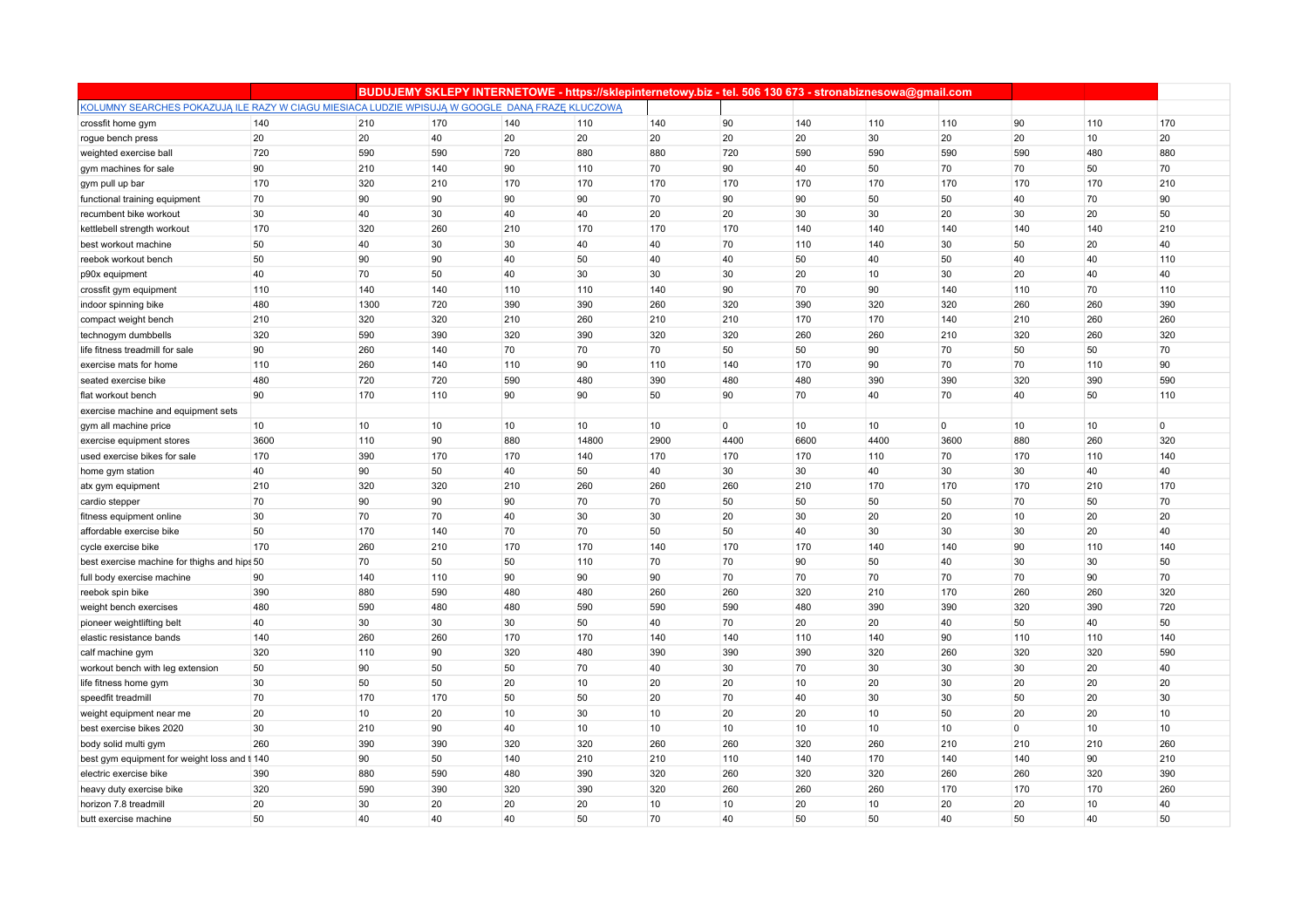| | | BUDUJEMY SKLEPY INTERNETOWE - https://sklepinternetowy.biz - tel. 506 130 673 - stronabiznesowa@gmail.com | | | | | | | | | | |
|---|---|---|---|---|---|---|---|---|---|---|---|---|
| KOLUMNY SEARCHES POKAZUJĄ ILE RAZY W CIĄGU MIESIĄCA LUDZIE WPISUJĄ W GOOGLE DANĄ FRAZĘ KLUCZOWĄ | | | | | | | | | | | | |
| crossfit home gym | 140 | 210 | 170 | 140 | 110 | 140 | 90 | 140 | 110 | 110 | 90 | 110 | 170 |
| rogue bench press | 20 | 20 | 40 | 20 | 20 | 20 | 20 | 20 | 30 | 20 | 20 | 10 | 20 |
| weighted exercise ball | 720 | 590 | 590 | 720 | 880 | 880 | 720 | 590 | 590 | 590 | 590 | 480 | 880 |
| gym machines for sale | 90 | 210 | 140 | 90 | 110 | 70 | 90 | 40 | 50 | 70 | 70 | 50 | 70 |
| gym pull up bar | 170 | 320 | 210 | 170 | 170 | 170 | 170 | 170 | 170 | 170 | 170 | 170 | 210 |
| functional training equipment | 70 | 90 | 90 | 90 | 90 | 70 | 90 | 90 | 50 | 50 | 40 | 70 | 90 |
| recumbent bike workout | 30 | 40 | 30 | 40 | 40 | 20 | 20 | 30 | 30 | 20 | 30 | 20 | 50 |
| kettlebell strength workout | 170 | 320 | 260 | 210 | 170 | 170 | 170 | 140 | 140 | 140 | 140 | 140 | 210 |
| best workout machine | 50 | 40 | 30 | 30 | 40 | 40 | 70 | 110 | 140 | 30 | 50 | 20 | 40 |
| reebok workout bench | 50 | 90 | 90 | 40 | 50 | 40 | 40 | 50 | 40 | 50 | 40 | 40 | 110 |
| p90x equipment | 40 | 70 | 50 | 40 | 30 | 30 | 30 | 20 | 10 | 30 | 20 | 40 | 40 |
| crossfit gym equipment | 110 | 140 | 140 | 110 | 110 | 140 | 90 | 70 | 90 | 140 | 110 | 70 | 110 |
| indoor spinning bike | 480 | 1300 | 720 | 390 | 390 | 260 | 320 | 390 | 320 | 320 | 260 | 260 | 390 |
| compact weight bench | 210 | 320 | 320 | 210 | 260 | 210 | 210 | 170 | 170 | 140 | 210 | 260 | 260 |
| technogym dumbbells | 320 | 590 | 390 | 320 | 390 | 320 | 320 | 260 | 260 | 210 | 320 | 260 | 320 |
| life fitness treadmill for sale | 90 | 260 | 140 | 70 | 70 | 70 | 50 | 50 | 90 | 70 | 50 | 50 | 70 |
| exercise mats for home | 110 | 260 | 140 | 110 | 90 | 110 | 140 | 170 | 90 | 70 | 70 | 110 | 90 |
| seated exercise bike | 480 | 720 | 720 | 590 | 480 | 390 | 480 | 480 | 390 | 390 | 320 | 390 | 590 |
| flat workout bench | 90 | 170 | 110 | 90 | 90 | 50 | 90 | 70 | 40 | 70 | 40 | 50 | 110 |
| exercise machine and equipment sets | | | | | | | | | | | | | |
| gym all machine price | 10 | 10 | 10 | 10 | 10 | 10 | 0 | 10 | 10 | 0 | 10 | 10 | 0 |
| exercise equipment stores | 3600 | 110 | 90 | 880 | 14800 | 2900 | 4400 | 6600 | 4400 | 3600 | 880 | 260 | 320 |
| used exercise bikes for sale | 170 | 390 | 170 | 170 | 140 | 170 | 170 | 170 | 110 | 70 | 170 | 110 | 140 |
| home gym station | 40 | 90 | 50 | 40 | 50 | 40 | 30 | 30 | 40 | 30 | 30 | 40 | 40 |
| atx gym equipment | 210 | 320 | 320 | 210 | 260 | 260 | 260 | 210 | 170 | 170 | 170 | 210 | 170 |
| cardio stepper | 70 | 90 | 90 | 90 | 70 | 70 | 50 | 50 | 50 | 50 | 70 | 50 | 70 |
| fitness equipment online | 30 | 70 | 70 | 40 | 30 | 30 | 20 | 30 | 20 | 20 | 10 | 20 | 20 |
| affordable exercise bike | 50 | 170 | 140 | 70 | 70 | 50 | 50 | 40 | 30 | 30 | 30 | 20 | 40 |
| cycle exercise bike | 170 | 260 | 210 | 170 | 170 | 140 | 170 | 170 | 140 | 140 | 90 | 110 | 140 |
| best exercise machine for thighs and hips | 50 | 70 | 50 | 50 | 110 | 70 | 70 | 90 | 50 | 40 | 30 | 30 | 50 |
| full body exercise machine | 90 | 140 | 110 | 90 | 90 | 90 | 70 | 70 | 70 | 70 | 70 | 90 | 70 |
| reebok spin bike | 390 | 880 | 590 | 480 | 480 | 260 | 260 | 320 | 210 | 170 | 260 | 260 | 320 |
| weight bench exercises | 480 | 590 | 480 | 480 | 590 | 590 | 590 | 480 | 390 | 390 | 320 | 390 | 720 |
| pioneer weightlifting belt | 40 | 30 | 30 | 30 | 50 | 40 | 70 | 20 | 20 | 40 | 50 | 40 | 50 |
| elastic resistance bands | 140 | 260 | 260 | 170 | 170 | 140 | 140 | 110 | 140 | 90 | 110 | 110 | 140 |
| calf machine gym | 320 | 110 | 90 | 320 | 480 | 390 | 390 | 390 | 320 | 260 | 320 | 320 | 590 |
| workout bench with leg extension | 50 | 90 | 50 | 50 | 70 | 40 | 30 | 70 | 30 | 30 | 30 | 20 | 40 |
| life fitness home gym | 30 | 50 | 50 | 20 | 10 | 20 | 20 | 10 | 20 | 30 | 20 | 20 | 20 |
| speedfit treadmill | 70 | 170 | 170 | 50 | 50 | 20 | 70 | 40 | 30 | 30 | 50 | 20 | 30 |
| weight equipment near me | 20 | 10 | 20 | 10 | 30 | 10 | 20 | 20 | 10 | 50 | 20 | 20 | 10 |
| best exercise bikes 2020 | 30 | 210 | 90 | 40 | 10 | 10 | 10 | 10 | 10 | 10 | 0 | 10 | 10 |
| body solid multi gym | 260 | 390 | 390 | 320 | 320 | 260 | 260 | 320 | 260 | 210 | 210 | 210 | 260 |
| best gym equipment for weight loss and t | 140 | 90 | 50 | 140 | 210 | 210 | 110 | 140 | 170 | 140 | 140 | 90 | 210 |
| electric exercise bike | 390 | 880 | 590 | 480 | 390 | 320 | 260 | 320 | 320 | 260 | 260 | 320 | 390 |
| heavy duty exercise bike | 320 | 590 | 390 | 320 | 390 | 320 | 260 | 260 | 260 | 170 | 170 | 170 | 260 |
| horizon 7.8 treadmill | 20 | 30 | 20 | 20 | 20 | 10 | 10 | 20 | 10 | 20 | 20 | 10 | 40 |
| butt exercise machine | 50 | 40 | 40 | 40 | 50 | 70 | 40 | 50 | 50 | 40 | 50 | 40 | 50 |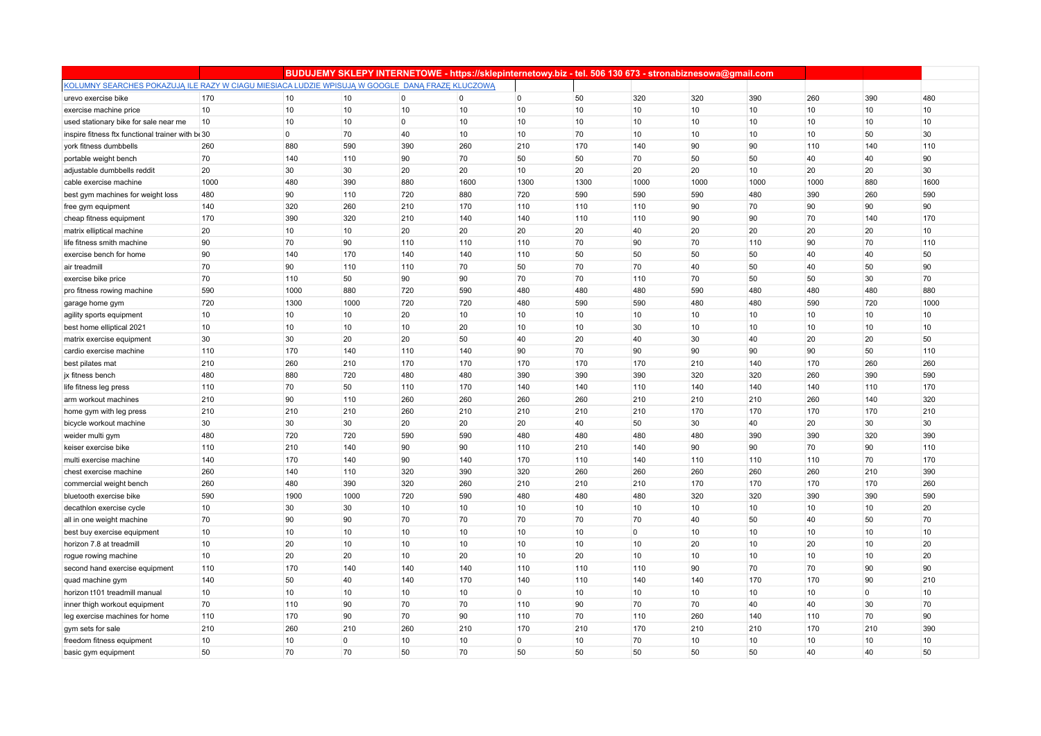| | | BUDUJEMY SKLEPY INTERNETOWE - https://sklepinternetowy.biz - tel. 506 130 673 - stronabiznesowa@gmail.com | | | | | | | | | | | |
|---|---|---|---|---|---|---|---|---|---|---|---|---|---|
| KOLUMNY SEARCHES POKAZUJĄ ILE RAZY W CIAGU MIESIACA LUDZIE WPISUJĄ W GOOGLE DANĄ FRAZĘ KLUCZOWĄ | | | | | | | | | | | | | |
| urevo exercise bike | 170 | 10 | 10 | 0 | 0 | 0 | 50 | 320 | 320 | 390 | 260 | 390 | 480 |
| exercise machine price | 10 | 10 | 10 | 10 | 10 | 10 | 10 | 10 | 10 | 10 | 10 | 10 | 10 |
| used stationary bike for sale near me | 10 | 10 | 10 | 0 | 10 | 10 | 10 | 10 | 10 | 10 | 10 | 10 | 10 |
| inspire fitness ftx functional trainer with be | 30 | 0 | 70 | 40 | 10 | 10 | 70 | 10 | 10 | 10 | 10 | 50 | 30 |
| york fitness dumbbells | 260 | 880 | 590 | 390 | 260 | 210 | 170 | 140 | 90 | 90 | 110 | 140 | 110 |
| portable weight bench | 70 | 140 | 110 | 90 | 70 | 50 | 50 | 70 | 50 | 50 | 40 | 40 | 90 |
| adjustable dumbbells reddit | 20 | 30 | 30 | 20 | 20 | 10 | 20 | 20 | 20 | 10 | 20 | 20 | 30 |
| cable exercise machine | 1000 | 480 | 390 | 880 | 1600 | 1300 | 1300 | 1000 | 1000 | 1000 | 1000 | 880 | 1600 |
| best gym machines for weight loss | 480 | 90 | 110 | 720 | 880 | 720 | 590 | 590 | 590 | 480 | 390 | 260 | 590 |
| free gym equipment | 140 | 320 | 260 | 210 | 170 | 110 | 110 | 110 | 90 | 70 | 90 | 90 | 90 |
| cheap fitness equipment | 170 | 390 | 320 | 210 | 140 | 140 | 110 | 110 | 90 | 90 | 70 | 140 | 170 |
| matrix elliptical machine | 20 | 10 | 10 | 20 | 20 | 20 | 20 | 40 | 20 | 20 | 20 | 20 | 10 |
| life fitness smith machine | 90 | 70 | 90 | 110 | 110 | 110 | 70 | 90 | 70 | 110 | 90 | 70 | 110 |
| exercise bench for home | 90 | 140 | 170 | 140 | 140 | 110 | 50 | 50 | 50 | 50 | 40 | 40 | 50 |
| air treadmill | 70 | 90 | 110 | 110 | 70 | 50 | 70 | 70 | 40 | 50 | 40 | 50 | 90 |
| exercise bike price | 70 | 110 | 50 | 90 | 90 | 70 | 70 | 110 | 70 | 50 | 50 | 30 | 70 |
| pro fitness rowing machine | 590 | 1000 | 880 | 720 | 590 | 480 | 480 | 480 | 590 | 480 | 480 | 480 | 880 |
| garage home gym | 720 | 1300 | 1000 | 720 | 720 | 480 | 590 | 590 | 480 | 480 | 590 | 720 | 1000 |
| agility sports equipment | 10 | 10 | 10 | 20 | 10 | 10 | 10 | 10 | 10 | 10 | 10 | 10 | 10 |
| best home elliptical 2021 | 10 | 10 | 10 | 10 | 20 | 10 | 10 | 30 | 10 | 10 | 10 | 10 | 10 |
| matrix exercise equipment | 30 | 30 | 20 | 20 | 50 | 40 | 20 | 40 | 30 | 40 | 20 | 20 | 50 |
| cardio exercise machine | 110 | 170 | 140 | 110 | 140 | 90 | 70 | 90 | 90 | 90 | 90 | 50 | 110 |
| best pilates mat | 210 | 260 | 210 | 170 | 170 | 170 | 170 | 170 | 210 | 140 | 170 | 260 | 260 |
| jx fitness bench | 480 | 880 | 720 | 480 | 480 | 390 | 390 | 390 | 320 | 320 | 260 | 390 | 590 |
| life fitness leg press | 110 | 70 | 50 | 110 | 170 | 140 | 140 | 110 | 140 | 140 | 140 | 110 | 170 |
| arm workout machines | 210 | 90 | 110 | 260 | 260 | 260 | 260 | 210 | 210 | 210 | 260 | 140 | 320 |
| home gym with leg press | 210 | 210 | 210 | 260 | 210 | 210 | 210 | 210 | 170 | 170 | 170 | 170 | 210 |
| bicycle workout machine | 30 | 30 | 30 | 20 | 20 | 20 | 40 | 50 | 30 | 40 | 20 | 30 | 30 |
| weider multi gym | 480 | 720 | 720 | 590 | 590 | 480 | 480 | 480 | 480 | 390 | 390 | 320 | 390 |
| keiser exercise bike | 110 | 210 | 140 | 90 | 90 | 110 | 210 | 140 | 90 | 90 | 70 | 90 | 110 |
| multi exercise machine | 140 | 170 | 140 | 90 | 140 | 170 | 110 | 140 | 110 | 110 | 110 | 70 | 170 |
| chest exercise machine | 260 | 140 | 110 | 320 | 390 | 320 | 260 | 260 | 260 | 260 | 260 | 210 | 390 |
| commercial weight bench | 260 | 480 | 390 | 320 | 260 | 210 | 210 | 210 | 170 | 170 | 170 | 170 | 260 |
| bluetooth exercise bike | 590 | 1900 | 1000 | 720 | 590 | 480 | 480 | 480 | 320 | 320 | 390 | 390 | 590 |
| decathlon exercise cycle | 10 | 30 | 30 | 10 | 10 | 10 | 10 | 10 | 10 | 10 | 10 | 10 | 20 |
| all in one weight machine | 70 | 90 | 90 | 70 | 70 | 70 | 70 | 70 | 40 | 50 | 40 | 50 | 70 |
| best buy exercise equipment | 10 | 10 | 10 | 10 | 10 | 10 | 10 | 0 | 10 | 10 | 10 | 10 | 10 |
| horizon 7.8 at treadmill | 10 | 20 | 10 | 10 | 10 | 10 | 10 | 10 | 20 | 10 | 20 | 10 | 20 |
| rogue rowing machine | 10 | 20 | 20 | 10 | 20 | 10 | 20 | 10 | 10 | 10 | 10 | 10 | 20 |
| second hand exercise equipment | 110 | 170 | 140 | 140 | 140 | 110 | 110 | 110 | 90 | 70 | 70 | 90 | 90 |
| quad machine gym | 140 | 50 | 40 | 140 | 170 | 140 | 110 | 140 | 140 | 170 | 170 | 90 | 210 |
| horizon t101 treadmill manual | 10 | 10 | 10 | 10 | 10 | 0 | 10 | 10 | 10 | 10 | 10 | 0 | 10 |
| inner thigh workout equipment | 70 | 110 | 90 | 70 | 70 | 110 | 90 | 70 | 70 | 40 | 40 | 30 | 70 |
| leg exercise machines for home | 110 | 170 | 90 | 70 | 90 | 110 | 70 | 110 | 260 | 140 | 110 | 70 | 90 |
| gym sets for sale | 210 | 260 | 210 | 260 | 210 | 170 | 210 | 170 | 210 | 210 | 170 | 210 | 390 |
| freedom fitness equipment | 10 | 10 | 0 | 10 | 10 | 0 | 10 | 70 | 10 | 10 | 10 | 10 | 10 |
| basic gym equipment | 50 | 70 | 70 | 50 | 70 | 50 | 50 | 50 | 50 | 50 | 40 | 40 | 50 |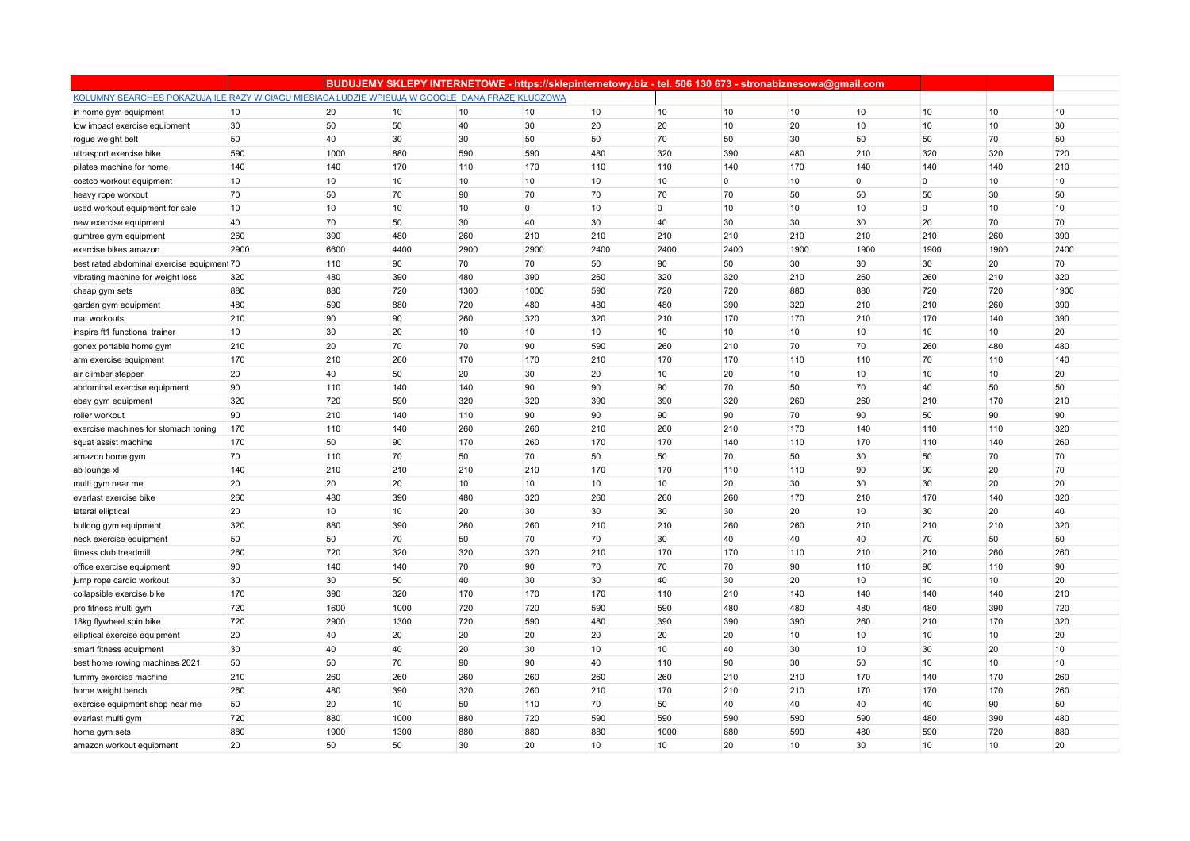| | | BUDUJEMY SKLEPY INTERNETOWE - https://sklepinternetowy.biz - tel. 506 130 673 - stronabiznesowa@gmail.com | | | | | | | | | | | |
|---|---|---|---|---|---|---|---|---|---|---|---|---|---|
| KOLUMNY SEARCHES POKAZUJĄ ILE RAZY W CIĄGU MIESIĄCA LUDZIE WPISUJĄ W GOOGLE DANĄ FRAZĘ KLUCZOWĄ | | | | | | | | | | | | | |
| in home gym equipment | 10 | 20 | 10 | 10 | 10 | 10 | 10 | 10 | 10 | 10 | 10 | 10 | 10 |
| low impact exercise equipment | 30 | 50 | 50 | 40 | 30 | 20 | 20 | 10 | 20 | 10 | 10 | 10 | 30 |
| rogue weight belt | 50 | 40 | 30 | 30 | 50 | 50 | 70 | 50 | 30 | 50 | 50 | 70 | 50 |
| ultrasport exercise bike | 590 | 1000 | 880 | 590 | 590 | 480 | 320 | 390 | 480 | 210 | 320 | 320 | 720 |
| pilates machine for home | 140 | 140 | 170 | 110 | 170 | 110 | 110 | 140 | 170 | 140 | 140 | 140 | 210 |
| costco workout equipment | 10 | 10 | 10 | 10 | 10 | 10 | 10 | 0 | 10 | 0 | 0 | 10 | 10 |
| heavy rope workout | 70 | 50 | 70 | 90 | 70 | 70 | 70 | 70 | 50 | 50 | 50 | 30 | 50 |
| used workout equipment for sale | 10 | 10 | 10 | 10 | 0 | 10 | 0 | 10 | 10 | 10 | 0 | 10 | 10 |
| new exercise equipment | 40 | 70 | 50 | 30 | 40 | 30 | 40 | 30 | 30 | 30 | 20 | 70 | 70 |
| gumtree gym equipment | 260 | 390 | 480 | 260 | 210 | 210 | 210 | 210 | 210 | 210 | 210 | 260 | 390 |
| exercise bikes amazon | 2900 | 6600 | 4400 | 2900 | 2900 | 2400 | 2400 | 2400 | 1900 | 1900 | 1900 | 1900 | 2400 |
| best rated abdominal exercise equipment | 70 | 110 | 90 | 70 | 70 | 50 | 90 | 50 | 30 | 30 | 30 | 20 | 70 |
| vibrating machine for weight loss | 320 | 480 | 390 | 480 | 390 | 260 | 320 | 320 | 210 | 260 | 260 | 210 | 320 |
| cheap gym sets | 880 | 880 | 720 | 1300 | 1000 | 590 | 720 | 720 | 880 | 880 | 720 | 720 | 1900 |
| garden gym equipment | 480 | 590 | 880 | 720 | 480 | 480 | 480 | 390 | 320 | 210 | 210 | 260 | 390 |
| mat workouts | 210 | 90 | 90 | 260 | 320 | 320 | 210 | 170 | 170 | 210 | 170 | 140 | 390 |
| inspire ft1 functional trainer | 10 | 30 | 20 | 10 | 10 | 10 | 10 | 10 | 10 | 10 | 10 | 10 | 20 |
| gonex portable home gym | 210 | 20 | 70 | 70 | 90 | 590 | 260 | 210 | 70 | 70 | 260 | 480 | 480 |
| arm exercise equipment | 170 | 210 | 260 | 170 | 170 | 210 | 170 | 170 | 110 | 110 | 70 | 110 | 140 |
| air climber stepper | 20 | 40 | 50 | 20 | 30 | 20 | 10 | 20 | 10 | 10 | 10 | 10 | 20 |
| abdominal exercise equipment | 90 | 110 | 140 | 140 | 90 | 90 | 90 | 70 | 50 | 70 | 40 | 50 | 50 |
| ebay gym equipment | 320 | 720 | 590 | 320 | 320 | 390 | 390 | 320 | 260 | 260 | 210 | 170 | 210 |
| roller workout | 90 | 210 | 140 | 110 | 90 | 90 | 90 | 90 | 70 | 90 | 50 | 90 | 90 |
| exercise machines for stomach toning | 170 | 110 | 140 | 260 | 260 | 210 | 260 | 210 | 170 | 140 | 110 | 110 | 320 |
| squat assist machine | 170 | 50 | 90 | 170 | 260 | 170 | 170 | 140 | 110 | 170 | 110 | 140 | 260 |
| amazon home gym | 70 | 110 | 70 | 50 | 70 | 50 | 50 | 70 | 50 | 30 | 50 | 70 | 70 |
| ab lounge xl | 140 | 210 | 210 | 210 | 210 | 170 | 170 | 110 | 110 | 90 | 90 | 20 | 70 |
| multi gym near me | 20 | 20 | 20 | 10 | 10 | 10 | 10 | 20 | 30 | 30 | 30 | 20 | 20 |
| everlast exercise bike | 260 | 480 | 390 | 480 | 320 | 260 | 260 | 260 | 170 | 210 | 170 | 140 | 320 |
| lateral elliptical | 20 | 10 | 10 | 20 | 30 | 30 | 30 | 30 | 20 | 10 | 30 | 20 | 40 |
| bulldog gym equipment | 320 | 880 | 390 | 260 | 260 | 210 | 210 | 260 | 260 | 210 | 210 | 210 | 320 |
| neck exercise equipment | 50 | 50 | 70 | 50 | 70 | 70 | 30 | 40 | 40 | 40 | 70 | 50 | 50 |
| fitness club treadmill | 260 | 720 | 320 | 320 | 320 | 210 | 170 | 170 | 110 | 210 | 210 | 260 | 260 |
| office exercise equipment | 90 | 140 | 140 | 70 | 90 | 70 | 70 | 70 | 90 | 110 | 90 | 110 | 90 |
| jump rope cardio workout | 30 | 30 | 50 | 40 | 30 | 30 | 40 | 30 | 20 | 10 | 10 | 10 | 20 |
| collapsible exercise bike | 170 | 390 | 320 | 170 | 170 | 170 | 110 | 210 | 140 | 140 | 140 | 140 | 210 |
| pro fitness multi gym | 720 | 1600 | 1000 | 720 | 720 | 590 | 590 | 480 | 480 | 480 | 480 | 390 | 720 |
| 18kg flywheel spin bike | 720 | 2900 | 1300 | 720 | 590 | 480 | 390 | 390 | 390 | 260 | 210 | 170 | 320 |
| elliptical exercise equipment | 20 | 40 | 20 | 20 | 20 | 20 | 20 | 20 | 10 | 10 | 10 | 10 | 20 |
| smart fitness equipment | 30 | 40 | 40 | 20 | 30 | 10 | 10 | 40 | 30 | 10 | 30 | 20 | 10 |
| best home rowing machines 2021 | 50 | 50 | 70 | 90 | 90 | 40 | 110 | 90 | 30 | 50 | 10 | 10 | 10 |
| tummy exercise machine | 210 | 260 | 260 | 260 | 260 | 260 | 260 | 210 | 210 | 170 | 140 | 170 | 260 |
| home weight bench | 260 | 480 | 390 | 320 | 260 | 210 | 170 | 210 | 210 | 170 | 170 | 170 | 260 |
| exercise equipment shop near me | 50 | 20 | 10 | 50 | 110 | 70 | 50 | 40 | 40 | 40 | 40 | 90 | 50 |
| everlast multi gym | 720 | 880 | 1000 | 880 | 720 | 590 | 590 | 590 | 590 | 590 | 480 | 390 | 480 |
| home gym sets | 880 | 1900 | 1300 | 880 | 880 | 880 | 1000 | 880 | 590 | 480 | 590 | 720 | 880 |
| amazon workout equipment | 20 | 50 | 50 | 30 | 20 | 10 | 10 | 20 | 10 | 30 | 10 | 10 | 20 |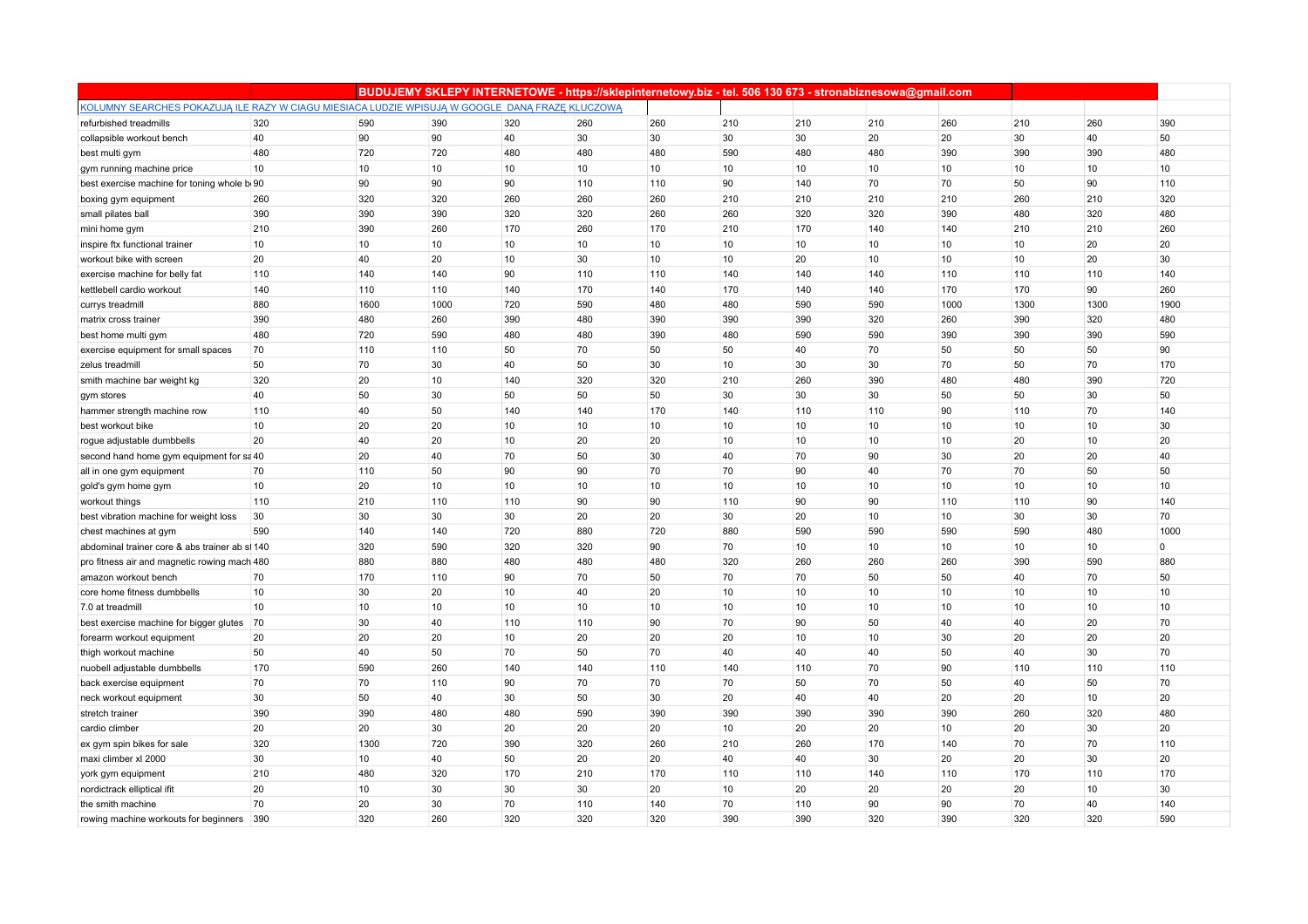| | | BUDUJEMY SKLEPY INTERNETOWE - https://sklepinternetowy.biz - tel. 506 130 673 - stronabiznesowa@gmail.com | | | | | | | | | | | |
|---|---|---|---|---|---|---|---|---|---|---|---|---|---|
| KOLUMNY SEARCHES POKAZUJĄ ILE RAZY W CIĄGU MIESIĄCA LUDZIE WPISUJĄ W GOOGLE DANĄ FRAZĘ KLUCZOWĄ | | | | | | | | | | | | | |
| refurbished treadmills | 320 | 590 | 390 | 320 | 260 | 260 | 210 | 210 | 210 | 260 | 210 | 260 | 390 |
| collapsible workout bench | 40 | 90 | 90 | 40 | 30 | 30 | 30 | 30 | 20 | 20 | 30 | 40 | 50 |
| best multi gym | 480 | 720 | 720 | 480 | 480 | 480 | 590 | 480 | 480 | 390 | 390 | 390 | 480 |
| gym running machine price | 10 | 10 | 10 | 10 | 10 | 10 | 10 | 10 | 10 | 10 | 10 | 10 | 10 |
| best exercise machine for toning whole b | 90 | 90 | 90 | 90 | 110 | 110 | 90 | 140 | 70 | 70 | 50 | 90 | 110 |
| boxing gym equipment | 260 | 320 | 320 | 260 | 260 | 260 | 210 | 210 | 210 | 210 | 260 | 210 | 320 |
| small pilates ball | 390 | 390 | 390 | 320 | 320 | 260 | 260 | 320 | 320 | 390 | 480 | 320 | 480 |
| mini home gym | 210 | 390 | 260 | 170 | 260 | 170 | 210 | 170 | 140 | 140 | 210 | 210 | 260 |
| inspire ftx functional trainer | 10 | 10 | 10 | 10 | 10 | 10 | 10 | 10 | 10 | 10 | 10 | 20 | 20 |
| workout bike with screen | 20 | 40 | 20 | 10 | 30 | 10 | 10 | 20 | 10 | 10 | 10 | 20 | 30 |
| exercise machine for belly fat | 110 | 140 | 140 | 90 | 110 | 110 | 140 | 140 | 140 | 110 | 110 | 110 | 140 |
| kettlebell cardio workout | 140 | 110 | 110 | 140 | 170 | 140 | 170 | 140 | 140 | 170 | 170 | 90 | 260 |
| currys treadmill | 880 | 1600 | 1000 | 720 | 590 | 480 | 480 | 590 | 590 | 1000 | 1300 | 1300 | 1900 |
| matrix cross trainer | 390 | 480 | 260 | 390 | 480 | 390 | 390 | 390 | 320 | 260 | 390 | 320 | 480 |
| best home multi gym | 480 | 720 | 590 | 480 | 480 | 390 | 480 | 590 | 590 | 390 | 390 | 390 | 590 |
| exercise equipment for small spaces | 70 | 110 | 110 | 50 | 70 | 50 | 50 | 40 | 70 | 50 | 50 | 50 | 90 |
| zelus treadmill | 50 | 70 | 30 | 40 | 50 | 30 | 10 | 30 | 30 | 70 | 50 | 70 | 170 |
| smith machine bar weight kg | 320 | 20 | 10 | 140 | 320 | 320 | 210 | 260 | 390 | 480 | 480 | 390 | 720 |
| gym stores | 40 | 50 | 30 | 50 | 50 | 50 | 30 | 30 | 30 | 50 | 50 | 30 | 50 |
| hammer strength machine row | 110 | 40 | 50 | 140 | 140 | 170 | 140 | 110 | 110 | 90 | 110 | 70 | 140 |
| best workout bike | 10 | 20 | 20 | 10 | 10 | 10 | 10 | 10 | 10 | 10 | 10 | 10 | 30 |
| rogue adjustable dumbbells | 20 | 40 | 20 | 10 | 20 | 20 | 10 | 10 | 10 | 10 | 20 | 10 | 20 |
| second hand home gym equipment for sa | 40 | 20 | 40 | 70 | 50 | 30 | 40 | 70 | 90 | 30 | 20 | 20 | 40 |
| all in one gym equipment | 70 | 110 | 50 | 90 | 90 | 70 | 70 | 90 | 40 | 70 | 70 | 50 | 50 |
| gold's gym home gym | 10 | 20 | 10 | 10 | 10 | 10 | 10 | 10 | 10 | 10 | 10 | 10 | 10 |
| workout things | 110 | 210 | 110 | 110 | 90 | 90 | 110 | 90 | 90 | 110 | 110 | 90 | 140 |
| best vibration machine for weight loss | 30 | 30 | 30 | 30 | 20 | 20 | 30 | 20 | 10 | 10 | 30 | 30 | 70 |
| chest machines at gym | 590 | 140 | 140 | 720 | 880 | 720 | 880 | 590 | 590 | 590 | 590 | 480 | 1000 |
| abdominal trainer core & abs trainer ab s | 140 | 320 | 590 | 320 | 320 | 90 | 70 | 10 | 10 | 10 | 10 | 10 | 0 |
| pro fitness air and magnetic rowing mach | 480 | 880 | 880 | 480 | 480 | 480 | 320 | 260 | 260 | 260 | 390 | 590 | 880 |
| amazon workout bench | 70 | 170 | 110 | 90 | 70 | 50 | 70 | 70 | 50 | 50 | 40 | 70 | 50 |
| core home fitness dumbbells | 10 | 30 | 20 | 10 | 40 | 20 | 10 | 10 | 10 | 10 | 10 | 10 | 10 |
| 7.0 at treadmill | 10 | 10 | 10 | 10 | 10 | 10 | 10 | 10 | 10 | 10 | 10 | 10 | 10 |
| best exercise machine for bigger glutes | 70 | 30 | 40 | 110 | 110 | 90 | 70 | 90 | 50 | 40 | 40 | 20 | 70 |
| forearm workout equipment | 20 | 20 | 20 | 10 | 20 | 20 | 20 | 10 | 10 | 30 | 20 | 20 | 20 |
| thigh workout machine | 50 | 40 | 50 | 70 | 50 | 70 | 40 | 40 | 40 | 50 | 40 | 30 | 70 |
| nuobell adjustable dumbbells | 170 | 590 | 260 | 140 | 140 | 110 | 140 | 110 | 70 | 90 | 110 | 110 | 110 |
| back exercise equipment | 70 | 70 | 110 | 90 | 70 | 70 | 70 | 50 | 70 | 50 | 40 | 50 | 70 |
| neck workout equipment | 30 | 50 | 40 | 30 | 50 | 30 | 20 | 40 | 40 | 20 | 20 | 10 | 20 |
| stretch trainer | 390 | 390 | 480 | 480 | 590 | 390 | 390 | 390 | 390 | 390 | 260 | 320 | 480 |
| cardio climber | 20 | 20 | 30 | 20 | 20 | 20 | 10 | 20 | 20 | 10 | 20 | 30 | 20 |
| ex gym spin bikes for sale | 320 | 1300 | 720 | 390 | 320 | 260 | 210 | 260 | 170 | 140 | 70 | 70 | 110 |
| maxi climber xl 2000 | 30 | 10 | 40 | 50 | 20 | 20 | 40 | 40 | 30 | 20 | 20 | 30 | 20 |
| york gym equipment | 210 | 480 | 320 | 170 | 210 | 170 | 110 | 110 | 140 | 110 | 170 | 110 | 170 |
| nordictrack elliptical ifit | 20 | 10 | 30 | 30 | 30 | 20 | 10 | 20 | 20 | 20 | 20 | 10 | 30 |
| the smith machine | 70 | 20 | 30 | 70 | 110 | 140 | 70 | 110 | 90 | 90 | 70 | 40 | 140 |
| rowing machine workouts for beginners | 390 | 320 | 260 | 320 | 320 | 320 | 390 | 390 | 320 | 390 | 320 | 320 | 590 |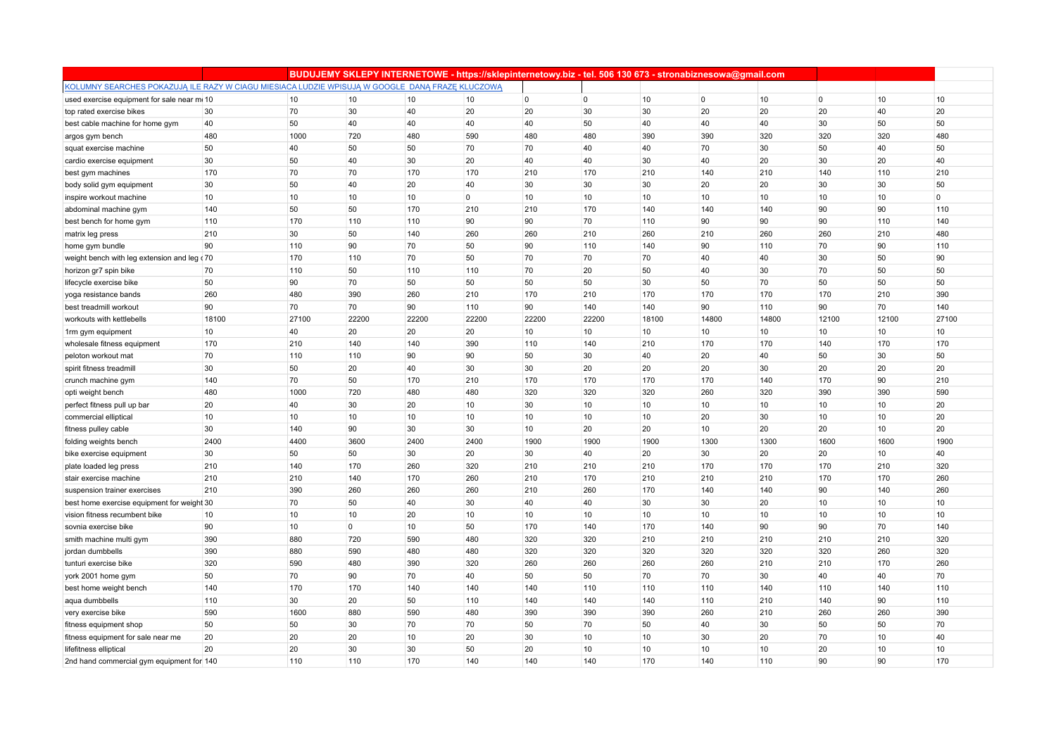| | | BUDUJEMY SKLEPY INTERNETOWE - https://sklepinternetowy.biz - tel. 506 130 673 - stronabiznesowa@gmail.com | | | | | | | | | | | |
|---|---|---|---|---|---|---|---|---|---|---|---|---|---|
| KOLUMNY SEARCHES POKAZUJĄ ILE RAZY W CIĄGU MIESIĄCA LUDZIE WPISUJĄ W GOOGLE DANĄ FRAZĘ KLUCZOWĄ | | | | | | | | | | | | | |
| used exercise equipment for sale near m | 10 | 10 | 10 | 10 | 10 | 0 | 0 | 10 | 0 | 10 | 0 | 10 | 10 |
| top rated exercise bikes | 30 | 70 | 30 | 40 | 20 | 20 | 30 | 30 | 20 | 20 | 20 | 40 | 20 |
| best cable machine for home gym | 40 | 50 | 40 | 40 | 40 | 40 | 50 | 40 | 40 | 40 | 30 | 50 | 50 |
| argos gym bench | 480 | 1000 | 720 | 480 | 590 | 480 | 480 | 390 | 390 | 320 | 320 | 320 | 480 |
| squat exercise machine | 50 | 40 | 50 | 50 | 70 | 70 | 40 | 40 | 70 | 30 | 50 | 40 | 50 |
| cardio exercise equipment | 30 | 50 | 40 | 30 | 20 | 40 | 40 | 30 | 40 | 20 | 30 | 20 | 40 |
| best gym machines | 170 | 70 | 70 | 170 | 170 | 210 | 170 | 210 | 140 | 210 | 140 | 110 | 210 |
| body solid gym equipment | 30 | 50 | 40 | 20 | 40 | 30 | 30 | 30 | 20 | 20 | 30 | 30 | 50 |
| inspire workout machine | 10 | 10 | 10 | 10 | 0 | 10 | 10 | 10 | 10 | 10 | 10 | 10 | 0 |
| abdominal machine gym | 140 | 50 | 50 | 170 | 210 | 210 | 170 | 140 | 140 | 140 | 90 | 90 | 110 |
| best bench for home gym | 110 | 170 | 110 | 110 | 90 | 90 | 70 | 110 | 90 | 90 | 90 | 110 | 140 |
| matrix leg press | 210 | 30 | 50 | 140 | 260 | 260 | 210 | 260 | 210 | 260 | 260 | 210 | 480 |
| home gym bundle | 90 | 110 | 90 | 70 | 50 | 90 | 110 | 140 | 90 | 110 | 70 | 90 | 110 |
| weight bench with leg extension and leg c | 70 | 170 | 110 | 70 | 50 | 70 | 70 | 70 | 40 | 40 | 30 | 50 | 90 |
| horizon gr7 spin bike | 70 | 110 | 50 | 110 | 110 | 70 | 20 | 50 | 40 | 30 | 70 | 50 | 50 |
| lifecycle exercise bike | 50 | 90 | 70 | 50 | 50 | 50 | 50 | 30 | 50 | 70 | 50 | 50 | 50 |
| yoga resistance bands | 260 | 480 | 390 | 260 | 210 | 170 | 210 | 170 | 170 | 170 | 170 | 210 | 390 |
| best treadmill workout | 90 | 70 | 70 | 90 | 110 | 90 | 140 | 140 | 90 | 110 | 90 | 70 | 140 |
| workouts with kettlebells | 18100 | 27100 | 22200 | 22200 | 22200 | 22200 | 22200 | 18100 | 14800 | 14800 | 12100 | 12100 | 27100 |
| 1rm gym equipment | 10 | 40 | 20 | 20 | 20 | 10 | 10 | 10 | 10 | 10 | 10 | 10 | 10 |
| wholesale fitness equipment | 170 | 210 | 140 | 140 | 390 | 110 | 140 | 210 | 170 | 170 | 140 | 170 | 170 |
| peloton workout mat | 70 | 110 | 110 | 90 | 90 | 50 | 30 | 40 | 20 | 40 | 50 | 30 | 50 |
| spirit fitness treadmill | 30 | 50 | 20 | 40 | 30 | 30 | 20 | 20 | 20 | 30 | 20 | 20 | 20 |
| crunch machine gym | 140 | 70 | 50 | 170 | 210 | 170 | 170 | 170 | 170 | 140 | 170 | 90 | 210 |
| opti weight bench | 480 | 1000 | 720 | 480 | 480 | 320 | 320 | 320 | 260 | 320 | 390 | 390 | 590 |
| perfect fitness pull up bar | 20 | 40 | 30 | 20 | 10 | 30 | 10 | 10 | 10 | 10 | 10 | 10 | 20 |
| commercial elliptical | 10 | 10 | 10 | 10 | 10 | 10 | 10 | 10 | 20 | 30 | 10 | 10 | 20 |
| fitness pulley cable | 30 | 140 | 90 | 30 | 30 | 10 | 20 | 20 | 10 | 20 | 20 | 10 | 20 |
| folding weights bench | 2400 | 4400 | 3600 | 2400 | 2400 | 1900 | 1900 | 1900 | 1300 | 1300 | 1600 | 1600 | 1900 |
| bike exercise equipment | 30 | 50 | 50 | 30 | 20 | 30 | 40 | 20 | 30 | 20 | 20 | 10 | 40 |
| plate loaded leg press | 210 | 140 | 170 | 260 | 320 | 210 | 210 | 210 | 170 | 170 | 170 | 210 | 320 |
| stair exercise machine | 210 | 210 | 140 | 170 | 260 | 210 | 170 | 210 | 210 | 210 | 170 | 170 | 260 |
| suspension trainer exercises | 210 | 390 | 260 | 260 | 260 | 210 | 260 | 170 | 140 | 140 | 90 | 140 | 260 |
| best home exercise equipment for weight | 30 | 70 | 50 | 40 | 30 | 40 | 40 | 30 | 30 | 20 | 10 | 10 | 10 |
| vision fitness recumbent bike | 10 | 10 | 10 | 20 | 10 | 10 | 10 | 10 | 10 | 10 | 10 | 10 | 10 |
| sovnia exercise bike | 90 | 10 | 0 | 10 | 50 | 170 | 140 | 170 | 140 | 90 | 90 | 70 | 140 |
| smith machine multi gym | 390 | 880 | 720 | 590 | 480 | 320 | 320 | 210 | 210 | 210 | 210 | 210 | 320 |
| jordan dumbbells | 390 | 880 | 590 | 480 | 480 | 320 | 320 | 320 | 320 | 320 | 320 | 260 | 320 |
| tunturi exercise bike | 320 | 590 | 480 | 390 | 320 | 260 | 260 | 260 | 260 | 210 | 210 | 170 | 260 |
| york 2001 home gym | 50 | 70 | 90 | 70 | 40 | 50 | 50 | 70 | 70 | 30 | 40 | 40 | 70 |
| best home weight bench | 140 | 170 | 170 | 140 | 140 | 140 | 110 | 110 | 110 | 140 | 110 | 140 | 110 |
| aqua dumbbells | 110 | 30 | 20 | 50 | 110 | 140 | 140 | 140 | 110 | 210 | 140 | 90 | 110 |
| very exercise bike | 590 | 1600 | 880 | 590 | 480 | 390 | 390 | 390 | 260 | 210 | 260 | 260 | 390 |
| fitness equipment shop | 50 | 50 | 30 | 70 | 70 | 50 | 70 | 50 | 40 | 30 | 50 | 50 | 70 |
| fitness equipment for sale near me | 20 | 20 | 20 | 10 | 20 | 30 | 10 | 10 | 30 | 20 | 70 | 10 | 40 |
| lifefitness elliptical | 20 | 20 | 30 | 30 | 50 | 20 | 10 | 10 | 10 | 10 | 20 | 10 | 10 |
| 2nd hand commercial gym equipment for | 140 | 110 | 110 | 170 | 140 | 140 | 140 | 170 | 140 | 110 | 90 | 90 | 170 |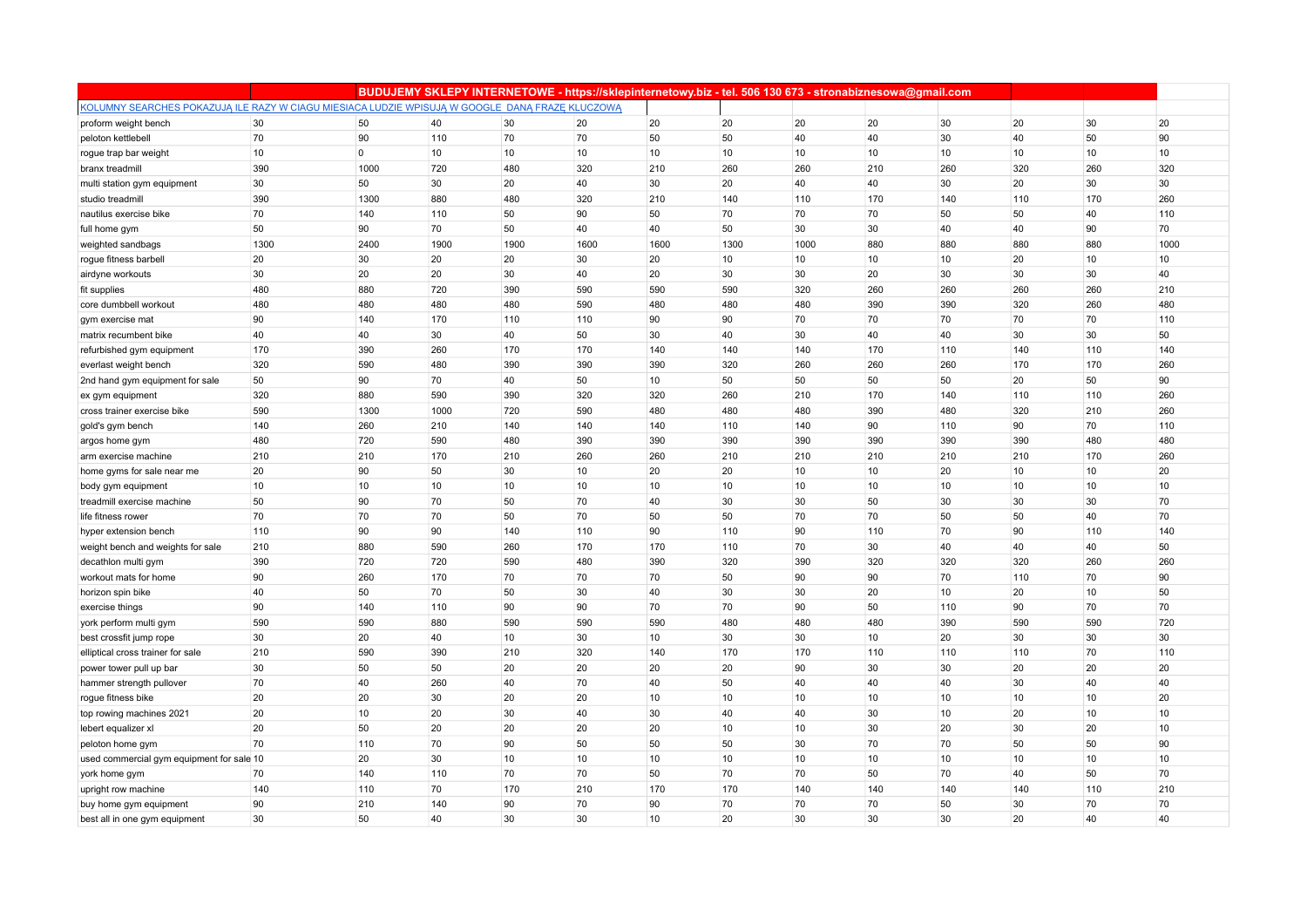| | | BUDUJEMY SKLEPY INTERNETOWE - https://sklepinternetowy.biz - tel. 506 130 673 - stronabiznesowa@gmail.com | | | | | | | | | | | |
|---|---|---|---|---|---|---|---|---|---|---|---|---|---|
| KOLUMNY SEARCHES POKAZUJĄ ILE RAZY W CIĄGU MIESIĄCA LUDZIE WPISUJĄ W GOOGLE DANĄ FRAZĘ KLUCZOWĄ | | | | | | | | | | | | | |
| proform weight bench | 30 | 50 | 40 | 30 | 20 | 20 | 20 | 20 | 20 | 30 | 20 | 30 | 20 |
| peloton kettlebell | 70 | 90 | 110 | 70 | 70 | 50 | 50 | 40 | 40 | 30 | 40 | 50 | 90 |
| rogue trap bar weight | 10 | 0 | 10 | 10 | 10 | 10 | 10 | 10 | 10 | 10 | 10 | 10 | 10 |
| branx treadmill | 390 | 1000 | 720 | 480 | 320 | 210 | 260 | 260 | 210 | 260 | 320 | 260 | 320 |
| multi station gym equipment | 30 | 50 | 30 | 20 | 40 | 30 | 20 | 40 | 40 | 30 | 20 | 30 | 30 |
| studio treadmill | 390 | 1300 | 880 | 480 | 320 | 210 | 140 | 110 | 170 | 140 | 110 | 170 | 260 |
| nautilus exercise bike | 70 | 140 | 110 | 50 | 90 | 50 | 70 | 70 | 70 | 50 | 50 | 40 | 110 |
| full home gym | 50 | 90 | 70 | 50 | 40 | 40 | 50 | 30 | 30 | 40 | 40 | 90 | 70 |
| weighted sandbags | 1300 | 2400 | 1900 | 1900 | 1600 | 1600 | 1300 | 1000 | 880 | 880 | 880 | 880 | 1000 |
| rogue fitness barbell | 20 | 30 | 20 | 20 | 30 | 20 | 10 | 10 | 10 | 10 | 20 | 10 | 10 |
| airdyne workouts | 30 | 20 | 20 | 30 | 40 | 20 | 30 | 30 | 20 | 30 | 30 | 30 | 40 |
| fit supplies | 480 | 880 | 720 | 390 | 590 | 590 | 590 | 320 | 260 | 260 | 260 | 260 | 210 |
| core dumbbell workout | 480 | 480 | 480 | 480 | 590 | 480 | 480 | 480 | 390 | 390 | 320 | 260 | 480 |
| gym exercise mat | 90 | 140 | 170 | 110 | 110 | 90 | 90 | 70 | 70 | 70 | 70 | 70 | 110 |
| matrix recumbent bike | 40 | 40 | 30 | 40 | 50 | 30 | 40 | 30 | 40 | 40 | 30 | 30 | 50 |
| refurbished gym equipment | 170 | 390 | 260 | 170 | 170 | 140 | 140 | 140 | 170 | 110 | 140 | 110 | 140 |
| everlast weight bench | 320 | 590 | 480 | 390 | 390 | 390 | 320 | 260 | 260 | 260 | 170 | 170 | 260 |
| 2nd hand gym equipment for sale | 50 | 90 | 70 | 40 | 50 | 10 | 50 | 50 | 50 | 50 | 20 | 50 | 90 |
| ex gym equipment | 320 | 880 | 590 | 390 | 320 | 320 | 260 | 210 | 170 | 140 | 110 | 110 | 260 |
| cross trainer exercise bike | 590 | 1300 | 1000 | 720 | 590 | 480 | 480 | 480 | 390 | 480 | 320 | 210 | 260 |
| gold's gym bench | 140 | 260 | 210 | 140 | 140 | 140 | 110 | 140 | 90 | 110 | 90 | 70 | 110 |
| argos home gym | 480 | 720 | 590 | 480 | 390 | 390 | 390 | 390 | 390 | 390 | 390 | 480 | 480 |
| arm exercise machine | 210 | 210 | 170 | 210 | 260 | 260 | 210 | 210 | 210 | 210 | 210 | 170 | 260 |
| home gyms for sale near me | 20 | 90 | 50 | 30 | 10 | 20 | 20 | 10 | 10 | 20 | 10 | 10 | 20 |
| body gym equipment | 10 | 10 | 10 | 10 | 10 | 10 | 10 | 10 | 10 | 10 | 10 | 10 | 10 |
| treadmill exercise machine | 50 | 90 | 70 | 50 | 70 | 40 | 30 | 30 | 50 | 30 | 30 | 30 | 70 |
| life fitness rower | 70 | 70 | 70 | 50 | 70 | 50 | 50 | 70 | 70 | 50 | 50 | 40 | 70 |
| hyper extension bench | 110 | 90 | 90 | 140 | 110 | 90 | 110 | 90 | 110 | 70 | 90 | 110 | 140 |
| weight bench and weights for sale | 210 | 880 | 590 | 260 | 170 | 170 | 110 | 70 | 30 | 40 | 40 | 40 | 50 |
| decathlon multi gym | 390 | 720 | 720 | 590 | 480 | 390 | 320 | 390 | 320 | 320 | 320 | 260 | 260 |
| workout mats for home | 90 | 260 | 170 | 70 | 70 | 70 | 50 | 90 | 90 | 70 | 110 | 70 | 90 |
| horizon spin bike | 40 | 50 | 70 | 50 | 30 | 40 | 30 | 30 | 20 | 10 | 20 | 10 | 50 |
| exercise things | 90 | 140 | 110 | 90 | 90 | 70 | 70 | 90 | 50 | 110 | 90 | 70 | 70 |
| york perform multi gym | 590 | 590 | 880 | 590 | 590 | 590 | 480 | 480 | 480 | 390 | 590 | 590 | 720 |
| best crossfit jump rope | 30 | 20 | 40 | 10 | 30 | 10 | 30 | 30 | 10 | 20 | 30 | 30 | 30 |
| elliptical cross trainer for sale | 210 | 590 | 390 | 210 | 320 | 140 | 170 | 170 | 110 | 110 | 110 | 70 | 110 |
| power tower pull up bar | 30 | 50 | 50 | 20 | 20 | 20 | 20 | 90 | 30 | 30 | 20 | 20 | 20 |
| hammer strength pullover | 70 | 40 | 260 | 40 | 70 | 40 | 50 | 40 | 40 | 40 | 30 | 40 | 40 |
| rogue fitness bike | 20 | 20 | 30 | 20 | 20 | 10 | 10 | 10 | 10 | 10 | 10 | 10 | 20 |
| top rowing machines 2021 | 20 | 10 | 20 | 30 | 40 | 30 | 40 | 40 | 30 | 10 | 20 | 10 | 10 |
| lebert equalizer xl | 20 | 50 | 20 | 20 | 20 | 20 | 10 | 10 | 30 | 20 | 30 | 20 | 10 |
| peloton home gym | 70 | 110 | 70 | 90 | 50 | 50 | 50 | 30 | 70 | 70 | 50 | 50 | 90 |
| used commercial gym equipment for sale | 10 | 20 | 30 | 10 | 10 | 10 | 10 | 10 | 10 | 10 | 10 | 10 | 10 |
| york home gym | 70 | 140 | 110 | 70 | 70 | 50 | 70 | 70 | 50 | 70 | 40 | 50 | 70 |
| upright row machine | 140 | 110 | 70 | 170 | 210 | 170 | 170 | 140 | 140 | 140 | 140 | 110 | 210 |
| buy home gym equipment | 90 | 210 | 140 | 90 | 70 | 90 | 70 | 70 | 70 | 50 | 30 | 70 | 70 |
| best all in one gym equipment | 30 | 50 | 40 | 30 | 30 | 10 | 20 | 30 | 30 | 30 | 20 | 40 | 40 |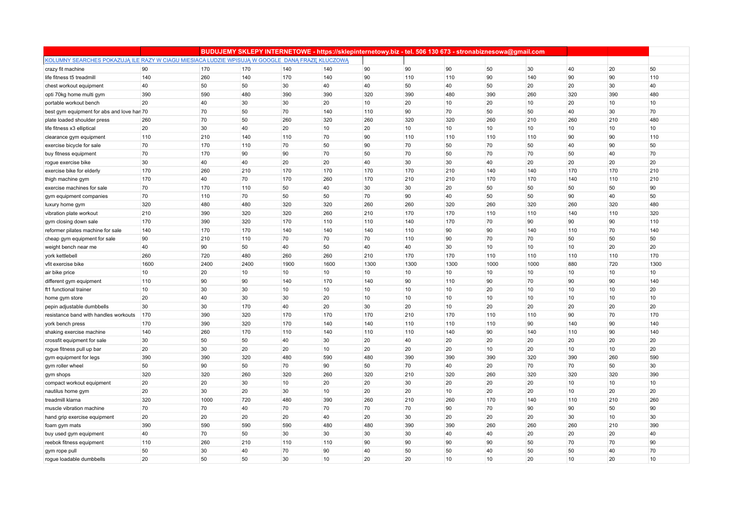| | | BUDUJEMY SKLEPY INTERNETOWE - https://sklepinternetowy.biz - tel. 506 130 673 - stronabiznesowa@gmail.com | | | | | | | | | | | |
|---|---|---|---|---|---|---|---|---|---|---|---|---|---|
| KOLUMNY SEARCHES POKAZUJĄ ILE RAZY W CIĄGU MIESIĄCA LUDZIE WPISUJĄ W GOOGLE DANĄ FRAZĘ KLUCZOWĄ | | | | | | | | | | | | | |
| crazy fit machine | 90 | 170 | 170 | 140 | 140 | 90 | 90 | 90 | 50 | 30 | 40 | 20 | 50 |
| life fitness t5 treadmill | 140 | 260 | 140 | 170 | 140 | 90 | 110 | 110 | 90 | 140 | 90 | 90 | 110 |
| chest workout equipment | 40 | 50 | 50 | 30 | 40 | 40 | 50 | 40 | 50 | 20 | 20 | 30 | 40 |
| opti 70kg home multi gym | 390 | 590 | 480 | 390 | 390 | 320 | 390 | 480 | 390 | 260 | 320 | 390 | 480 |
| portable workout bench | 20 | 40 | 30 | 30 | 20 | 10 | 20 | 10 | 20 | 10 | 20 | 10 | 10 |
| best gym equipment for abs and love han | 70 | 70 | 50 | 70 | 140 | 110 | 90 | 70 | 50 | 50 | 40 | 30 | 70 |
| plate loaded shoulder press | 260 | 70 | 50 | 260 | 320 | 260 | 320 | 320 | 260 | 210 | 260 | 210 | 480 |
| life fitness x3 elliptical | 20 | 30 | 40 | 20 | 10 | 20 | 10 | 10 | 10 | 10 | 10 | 10 | 10 |
| clearance gym equipment | 110 | 210 | 140 | 110 | 70 | 90 | 110 | 110 | 110 | 110 | 90 | 90 | 110 |
| exercise bicycle for sale | 70 | 170 | 110 | 70 | 50 | 90 | 70 | 50 | 70 | 50 | 40 | 90 | 50 |
| buy fitness equipment | 70 | 170 | 90 | 90 | 70 | 50 | 70 | 50 | 70 | 70 | 50 | 40 | 70 |
| rogue exercise bike | 30 | 40 | 40 | 20 | 20 | 40 | 30 | 30 | 40 | 20 | 20 | 20 | 20 |
| exercise bike for elderly | 170 | 260 | 210 | 170 | 170 | 170 | 170 | 210 | 140 | 140 | 170 | 170 | 210 |
| thigh machine gym | 170 | 40 | 70 | 170 | 260 | 170 | 210 | 210 | 170 | 170 | 140 | 110 | 210 |
| exercise machines for sale | 70 | 170 | 110 | 50 | 40 | 30 | 30 | 20 | 50 | 50 | 50 | 50 | 90 |
| gym equipment companies | 70 | 110 | 70 | 50 | 50 | 70 | 90 | 40 | 50 | 50 | 90 | 40 | 50 |
| luxury home gym | 320 | 480 | 480 | 320 | 320 | 260 | 260 | 320 | 260 | 320 | 260 | 320 | 480 |
| vibration plate workout | 210 | 390 | 320 | 320 | 260 | 210 | 170 | 170 | 110 | 110 | 140 | 110 | 320 |
| gym closing down sale | 170 | 390 | 320 | 170 | 110 | 110 | 140 | 170 | 70 | 90 | 90 | 90 | 110 |
| reformer pilates machine for sale | 140 | 170 | 170 | 140 | 140 | 140 | 110 | 90 | 90 | 140 | 110 | 70 | 140 |
| cheap gym equipment for sale | 90 | 210 | 110 | 70 | 70 | 70 | 110 | 90 | 70 | 70 | 50 | 50 | 50 |
| weight bench near me | 40 | 90 | 50 | 40 | 50 | 40 | 40 | 30 | 10 | 10 | 10 | 20 | 20 |
| york kettlebell | 260 | 720 | 480 | 260 | 260 | 210 | 170 | 170 | 110 | 110 | 110 | 110 | 170 |
| vfit exercise bike | 1600 | 2400 | 2400 | 1900 | 1600 | 1300 | 1300 | 1300 | 1000 | 1000 | 880 | 720 | 1300 |
| air bike price | 10 | 20 | 10 | 10 | 10 | 10 | 10 | 10 | 10 | 10 | 10 | 10 | 10 |
| different gym equipment | 110 | 90 | 90 | 140 | 170 | 140 | 90 | 110 | 90 | 70 | 90 | 90 | 140 |
| ft1 functional trainer | 10 | 30 | 30 | 10 | 10 | 10 | 10 | 10 | 20 | 10 | 10 | 10 | 20 |
| home gym store | 20 | 40 | 30 | 30 | 20 | 10 | 10 | 10 | 10 | 10 | 10 | 10 | 10 |
| pepin adjustable dumbbells | 30 | 30 | 170 | 40 | 20 | 30 | 20 | 10 | 20 | 20 | 20 | 20 | 20 |
| resistance band with handles workouts | 170 | 390 | 320 | 170 | 170 | 170 | 210 | 170 | 110 | 110 | 90 | 70 | 170 |
| york bench press | 170 | 390 | 320 | 170 | 140 | 140 | 110 | 110 | 110 | 90 | 140 | 90 | 140 |
| shaking exercise machine | 140 | 260 | 170 | 110 | 140 | 110 | 110 | 140 | 90 | 140 | 110 | 90 | 140 |
| crossfit equipment for sale | 30 | 50 | 50 | 40 | 30 | 20 | 40 | 20 | 20 | 20 | 20 | 20 | 20 |
| rogue fitness pull up bar | 20 | 30 | 20 | 20 | 10 | 20 | 20 | 20 | 10 | 20 | 10 | 10 | 20 |
| gym equipment for legs | 390 | 390 | 320 | 480 | 590 | 480 | 390 | 390 | 390 | 320 | 390 | 260 | 590 |
| gym roller wheel | 50 | 90 | 50 | 70 | 90 | 50 | 70 | 40 | 20 | 70 | 70 | 50 | 30 |
| gym shops | 320 | 320 | 260 | 320 | 260 | 320 | 210 | 320 | 260 | 320 | 320 | 320 | 390 |
| compact workout equipment | 20 | 20 | 30 | 10 | 20 | 20 | 30 | 20 | 20 | 20 | 10 | 10 | 10 |
| nautilus home gym | 20 | 30 | 20 | 30 | 10 | 20 | 20 | 10 | 20 | 20 | 10 | 20 | 20 |
| treadmill klarna | 320 | 1000 | 720 | 480 | 390 | 260 | 210 | 260 | 170 | 140 | 110 | 210 | 260 |
| muscle vibration machine | 70 | 70 | 40 | 70 | 70 | 70 | 70 | 90 | 70 | 90 | 90 | 50 | 90 |
| hand grip exercise equipment | 20 | 20 | 20 | 20 | 40 | 20 | 30 | 20 | 20 | 20 | 30 | 10 | 30 |
| foam gym mats | 390 | 590 | 590 | 590 | 480 | 480 | 390 | 390 | 260 | 260 | 260 | 210 | 390 |
| buy used gym equipment | 40 | 70 | 50 | 30 | 30 | 30 | 30 | 40 | 40 | 20 | 20 | 20 | 40 |
| reebok fitness equipment | 110 | 260 | 210 | 110 | 110 | 90 | 90 | 90 | 90 | 50 | 70 | 70 | 90 |
| gym rope pull | 50 | 30 | 40 | 70 | 90 | 40 | 50 | 50 | 40 | 50 | 50 | 40 | 70 |
| rogue loadable dumbbells | 20 | 50 | 50 | 30 | 10 | 20 | 20 | 10 | 10 | 20 | 10 | 20 | 10 |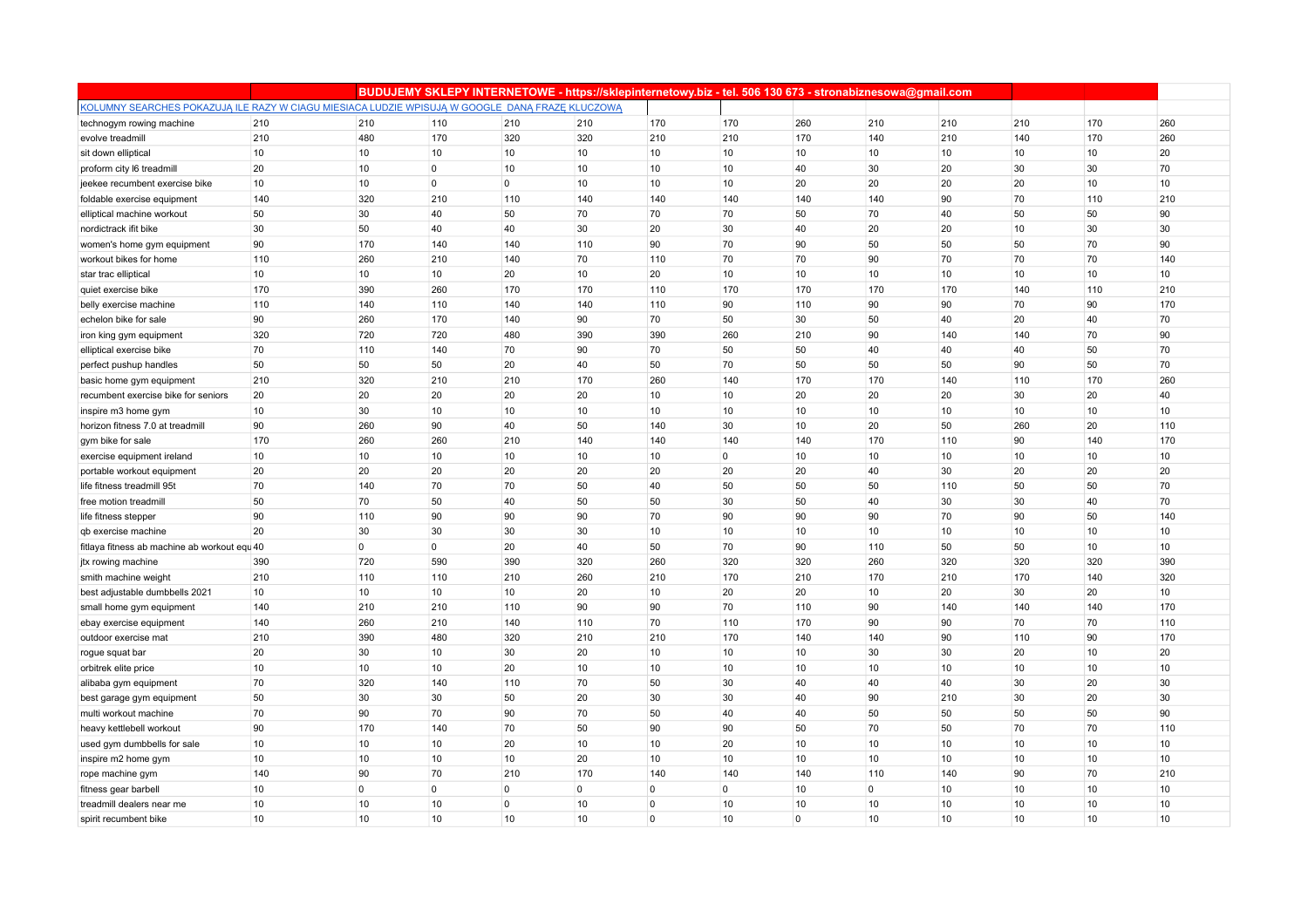| | | BUDUJEMY SKLEPY INTERNETOWE - https://sklepinternetowy.biz - tel. 506 130 673 - stronabiznesowa@gmail.com | | | | | | | | | | |
|---|---|---|---|---|---|---|---|---|---|---|---|---|
| KOLUMNY SEARCHES POKAZUJĄ ILE RAZY W CIĄGU MIESIĄCA LUDZIE WPISUJĄ W GOOGLE DANĄ FRAZĘ KLUCZOWĄ | | | | | | | | | | | | |
| technogym rowing machine | 210 | 210 | 110 | 210 | 210 | 170 | 170 | 260 | 210 | 210 | 210 | 170 | 260 |
| evolve treadmill | 210 | 480 | 170 | 320 | 320 | 210 | 210 | 170 | 140 | 210 | 140 | 170 | 260 |
| sit down elliptical | 10 | 10 | 10 | 10 | 10 | 10 | 10 | 10 | 10 | 10 | 10 | 10 | 20 |
| proform city l6 treadmill | 20 | 10 | 0 | 10 | 10 | 10 | 10 | 40 | 30 | 20 | 30 | 30 | 70 |
| jeekee recumbent exercise bike | 10 | 10 | 0 | 0 | 10 | 10 | 10 | 20 | 20 | 20 | 20 | 10 | 10 |
| foldable exercise equipment | 140 | 320 | 210 | 110 | 140 | 140 | 140 | 140 | 140 | 90 | 70 | 110 | 210 |
| elliptical machine workout | 50 | 30 | 40 | 50 | 70 | 70 | 70 | 50 | 70 | 40 | 50 | 50 | 90 |
| nordictrack ifit bike | 30 | 50 | 40 | 40 | 30 | 20 | 30 | 40 | 20 | 20 | 10 | 30 | 30 |
| women's home gym equipment | 90 | 170 | 140 | 140 | 110 | 90 | 70 | 90 | 50 | 50 | 50 | 70 | 90 |
| workout bikes for home | 110 | 260 | 210 | 140 | 70 | 110 | 70 | 70 | 90 | 70 | 70 | 70 | 140 |
| star trac elliptical | 10 | 10 | 10 | 20 | 10 | 20 | 10 | 10 | 10 | 10 | 10 | 10 | 10 |
| quiet exercise bike | 170 | 390 | 260 | 170 | 170 | 110 | 170 | 170 | 170 | 170 | 140 | 110 | 210 |
| belly exercise machine | 110 | 140 | 110 | 140 | 140 | 110 | 90 | 110 | 90 | 90 | 70 | 90 | 170 |
| echelon bike for sale | 90 | 260 | 170 | 140 | 90 | 70 | 50 | 30 | 50 | 40 | 20 | 40 | 70 |
| iron king gym equipment | 320 | 720 | 720 | 480 | 390 | 390 | 260 | 210 | 90 | 140 | 140 | 70 | 90 |
| elliptical exercise bike | 70 | 110 | 140 | 70 | 90 | 70 | 50 | 50 | 40 | 40 | 40 | 50 | 70 |
| perfect pushup handles | 50 | 50 | 50 | 20 | 40 | 50 | 70 | 50 | 50 | 50 | 90 | 50 | 70 |
| basic home gym equipment | 210 | 320 | 210 | 210 | 170 | 260 | 140 | 170 | 170 | 140 | 110 | 170 | 260 |
| recumbent exercise bike for seniors | 20 | 20 | 20 | 20 | 20 | 10 | 10 | 20 | 20 | 20 | 30 | 20 | 40 |
| inspire m3 home gym | 10 | 30 | 10 | 10 | 10 | 10 | 10 | 10 | 10 | 10 | 10 | 10 | 10 |
| horizon fitness 7.0 at treadmill | 90 | 260 | 90 | 40 | 50 | 140 | 30 | 10 | 20 | 50 | 260 | 20 | 110 |
| gym bike for sale | 170 | 260 | 260 | 210 | 140 | 140 | 140 | 140 | 170 | 110 | 90 | 140 | 170 |
| exercise equipment ireland | 10 | 10 | 10 | 10 | 10 | 10 | 0 | 10 | 10 | 10 | 10 | 10 | 10 |
| portable workout equipment | 20 | 20 | 20 | 20 | 20 | 20 | 20 | 20 | 40 | 30 | 20 | 20 | 20 |
| life fitness treadmill 95t | 70 | 140 | 70 | 70 | 50 | 40 | 50 | 50 | 50 | 110 | 50 | 50 | 70 |
| free motion treadmill | 50 | 70 | 50 | 40 | 50 | 50 | 30 | 50 | 40 | 30 | 30 | 40 | 70 |
| life fitness stepper | 90 | 110 | 90 | 90 | 90 | 70 | 90 | 90 | 90 | 70 | 90 | 50 | 140 |
| qb exercise machine | 20 | 30 | 30 | 30 | 30 | 10 | 10 | 10 | 10 | 10 | 10 | 10 | 10 |
| fitlaya fitness ab machine ab workout equ | 40 | 0 | 0 | 20 | 40 | 50 | 70 | 90 | 110 | 50 | 50 | 10 | 10 |
| jtx rowing machine | 390 | 720 | 590 | 390 | 320 | 260 | 320 | 320 | 260 | 320 | 320 | 320 | 390 |
| smith machine weight | 210 | 110 | 110 | 210 | 260 | 210 | 170 | 210 | 170 | 210 | 170 | 140 | 320 |
| best adjustable dumbbells 2021 | 10 | 10 | 10 | 10 | 20 | 10 | 20 | 20 | 10 | 20 | 30 | 20 | 10 |
| small home gym equipment | 140 | 210 | 210 | 110 | 90 | 90 | 70 | 110 | 90 | 140 | 140 | 140 | 170 |
| ebay exercise equipment | 140 | 260 | 210 | 140 | 110 | 70 | 110 | 170 | 90 | 90 | 70 | 70 | 110 |
| outdoor exercise mat | 210 | 390 | 480 | 320 | 210 | 210 | 170 | 140 | 140 | 90 | 110 | 90 | 170 |
| rogue squat bar | 20 | 30 | 10 | 30 | 20 | 10 | 10 | 10 | 30 | 30 | 20 | 10 | 20 |
| orbitrek elite price | 10 | 10 | 10 | 20 | 10 | 10 | 10 | 10 | 10 | 10 | 10 | 10 | 10 |
| alibaba gym equipment | 70 | 320 | 140 | 110 | 70 | 50 | 30 | 40 | 40 | 40 | 30 | 20 | 30 |
| best garage gym equipment | 50 | 30 | 30 | 50 | 20 | 30 | 30 | 40 | 90 | 210 | 30 | 20 | 30 |
| multi workout machine | 70 | 90 | 70 | 90 | 70 | 50 | 40 | 40 | 50 | 50 | 50 | 50 | 90 |
| heavy kettlebell workout | 90 | 170 | 140 | 70 | 50 | 90 | 90 | 50 | 70 | 50 | 70 | 70 | 110 |
| used gym dumbbells for sale | 10 | 10 | 10 | 20 | 10 | 10 | 20 | 10 | 10 | 10 | 10 | 10 | 10 |
| inspire m2 home gym | 10 | 10 | 10 | 10 | 20 | 10 | 10 | 10 | 10 | 10 | 10 | 10 | 10 |
| rope machine gym | 140 | 90 | 70 | 210 | 170 | 140 | 140 | 140 | 110 | 140 | 90 | 70 | 210 |
| fitness gear barbell | 10 | 0 | 0 | 0 | 0 | 0 | 0 | 10 | 0 | 10 | 10 | 10 | 10 |
| treadmill dealers near me | 10 | 10 | 10 | 0 | 10 | 0 | 10 | 10 | 10 | 10 | 10 | 10 | 10 |
| spirit recumbent bike | 10 | 10 | 10 | 10 | 10 | 0 | 10 | 0 | 10 | 10 | 10 | 10 | 10 |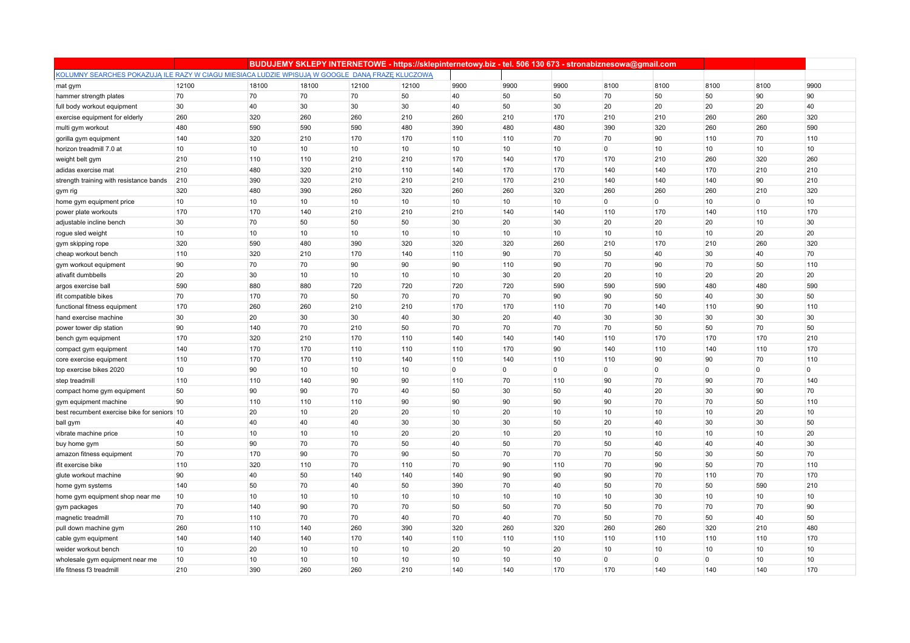| | | BUDUJEMY SKLEPY INTERNETOWE - https://sklepinternetowy.biz - tel. 506 130 673 - stronabiznesowa@gmail.com | | | | | | | | | | | |
|---|---|---|---|---|---|---|---|---|---|---|---|---|---|
| KOLUMNY SEARCHES POKAZUJĄ ILE RAZY W CIĄGU MIESIĄCA LUDZIE WPISUJĄ W GOOGLE DANĄ FRAZĘ KLUCZOWĄ | | | | | | | | | | | | | |
| mat gym | 12100 | 18100 | 18100 | 12100 | 12100 | 9900 | 9900 | 9900 | 8100 | 8100 | 8100 | 8100 | 9900 |
| hammer strength plates | 70 | 70 | 70 | 70 | 50 | 40 | 50 | 50 | 70 | 50 | 50 | 90 | 90 |
| full body workout equipment | 30 | 40 | 30 | 30 | 30 | 40 | 50 | 30 | 20 | 20 | 20 | 20 | 40 |
| exercise equipment for elderly | 260 | 320 | 260 | 260 | 210 | 260 | 210 | 170 | 210 | 210 | 260 | 260 | 320 |
| multi gym workout | 480 | 590 | 590 | 590 | 480 | 390 | 480 | 480 | 390 | 320 | 260 | 260 | 590 |
| gorilla gym equipment | 140 | 320 | 210 | 170 | 170 | 110 | 110 | 70 | 70 | 90 | 110 | 70 | 110 |
| horizon treadmill 7.0 at | 10 | 10 | 10 | 10 | 10 | 10 | 10 | 10 | 0 | 10 | 10 | 10 | 10 |
| weight belt gym | 210 | 110 | 110 | 210 | 210 | 170 | 140 | 170 | 170 | 210 | 260 | 320 | 260 |
| adidas exercise mat | 210 | 480 | 320 | 210 | 110 | 140 | 170 | 170 | 140 | 140 | 170 | 210 | 210 |
| strength training with resistance bands | 210 | 390 | 320 | 210 | 210 | 210 | 170 | 210 | 140 | 140 | 140 | 90 | 210 |
| gym rig | 320 | 480 | 390 | 260 | 320 | 260 | 260 | 320 | 260 | 260 | 260 | 210 | 320 |
| home gym equipment price | 10 | 10 | 10 | 10 | 10 | 10 | 10 | 10 | 0 | 0 | 10 | 0 | 10 |
| power plate workouts | 170 | 170 | 140 | 210 | 210 | 210 | 140 | 140 | 110 | 170 | 140 | 110 | 170 |
| adjustable incline bench | 30 | 70 | 50 | 50 | 50 | 30 | 20 | 30 | 20 | 20 | 20 | 10 | 30 |
| rogue sled weight | 10 | 10 | 10 | 10 | 10 | 10 | 10 | 10 | 10 | 10 | 10 | 20 | 20 |
| gym skipping rope | 320 | 590 | 480 | 390 | 320 | 320 | 320 | 260 | 210 | 170 | 210 | 260 | 320 |
| cheap workout bench | 110 | 320 | 210 | 170 | 140 | 110 | 90 | 70 | 50 | 40 | 30 | 40 | 70 |
| gym workout equipment | 90 | 70 | 70 | 90 | 90 | 90 | 110 | 90 | 70 | 90 | 70 | 50 | 110 |
| ativafit dumbbells | 20 | 30 | 10 | 10 | 10 | 10 | 30 | 20 | 20 | 10 | 20 | 20 | 20 |
| argos exercise ball | 590 | 880 | 880 | 720 | 720 | 720 | 720 | 590 | 590 | 590 | 480 | 480 | 590 |
| ifit compatible bikes | 70 | 170 | 70 | 50 | 70 | 70 | 70 | 90 | 90 | 50 | 40 | 30 | 50 |
| functional fitness equipment | 170 | 260 | 260 | 210 | 210 | 170 | 170 | 110 | 70 | 140 | 110 | 90 | 110 |
| hand exercise machine | 30 | 20 | 30 | 30 | 40 | 30 | 20 | 40 | 30 | 30 | 30 | 30 | 30 |
| power tower dip station | 90 | 140 | 70 | 210 | 50 | 70 | 70 | 70 | 70 | 50 | 50 | 70 | 50 |
| bench gym equipment | 170 | 320 | 210 | 170 | 110 | 140 | 140 | 140 | 110 | 170 | 170 | 170 | 210 |
| compact gym equipment | 140 | 170 | 170 | 110 | 110 | 110 | 170 | 90 | 140 | 110 | 140 | 110 | 170 |
| core exercise equipment | 110 | 170 | 170 | 110 | 140 | 110 | 140 | 110 | 110 | 90 | 90 | 70 | 110 |
| top exercise bikes 2020 | 10 | 90 | 10 | 10 | 10 | 0 | 0 | 0 | 0 | 0 | 0 | 0 | 0 |
| step treadmill | 110 | 110 | 140 | 90 | 90 | 110 | 70 | 110 | 90 | 70 | 90 | 70 | 140 |
| compact home gym equipment | 50 | 90 | 90 | 70 | 40 | 50 | 30 | 50 | 40 | 20 | 30 | 90 | 70 |
| gym equipment machine | 90 | 110 | 110 | 110 | 90 | 90 | 90 | 90 | 90 | 70 | 70 | 50 | 110 |
| best recumbent exercise bike for seniors | 10 | 20 | 10 | 20 | 20 | 10 | 20 | 10 | 10 | 10 | 10 | 20 | 10 |
| ball gym | 40 | 40 | 40 | 40 | 30 | 30 | 30 | 50 | 20 | 40 | 30 | 30 | 50 |
| vibrate machine price | 10 | 10 | 10 | 10 | 20 | 20 | 10 | 20 | 10 | 10 | 10 | 10 | 20 |
| buy home gym | 50 | 90 | 70 | 70 | 50 | 40 | 50 | 70 | 50 | 40 | 40 | 40 | 30 |
| amazon fitness equipment | 70 | 170 | 90 | 70 | 90 | 50 | 70 | 70 | 70 | 50 | 30 | 50 | 70 |
| ifit exercise bike | 110 | 320 | 110 | 70 | 110 | 70 | 90 | 110 | 70 | 90 | 50 | 70 | 110 |
| glute workout machine | 90 | 40 | 50 | 140 | 140 | 140 | 90 | 90 | 90 | 70 | 110 | 70 | 170 |
| home gym systems | 140 | 50 | 70 | 40 | 50 | 390 | 70 | 40 | 50 | 70 | 50 | 590 | 210 |
| home gym equipment shop near me | 10 | 10 | 10 | 10 | 10 | 10 | 10 | 10 | 10 | 30 | 10 | 10 | 10 |
| gym packages | 70 | 140 | 90 | 70 | 70 | 50 | 50 | 70 | 50 | 70 | 70 | 70 | 90 |
| magnetic treadmill | 70 | 110 | 70 | 70 | 40 | 70 | 40 | 70 | 50 | 70 | 50 | 40 | 50 |
| pull down machine gym | 260 | 110 | 140 | 260 | 390 | 320 | 260 | 320 | 260 | 260 | 320 | 210 | 480 |
| cable gym equipment | 140 | 140 | 140 | 170 | 140 | 110 | 110 | 110 | 110 | 110 | 110 | 110 | 170 |
| weider workout bench | 10 | 20 | 10 | 10 | 10 | 20 | 10 | 20 | 10 | 10 | 10 | 10 | 10 |
| wholesale gym equipment near me | 10 | 10 | 10 | 10 | 10 | 10 | 10 | 10 | 0 | 0 | 0 | 10 | 10 |
| life fitness f3 treadmill | 210 | 390 | 260 | 260 | 210 | 140 | 140 | 170 | 170 | 140 | 140 | 140 | 170 |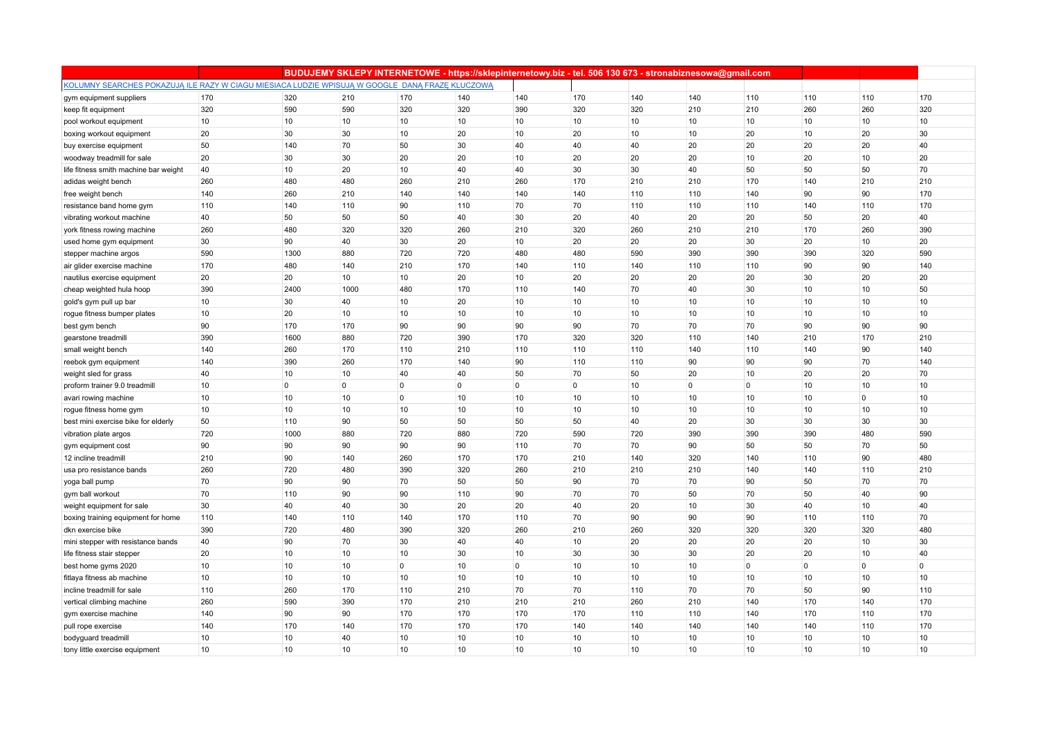| | | BUDUJEMY SKLEPY INTERNETOWE - https://sklepinternetowy.biz - tel. 506 130 673 - stronabiznesowa@gmail.com | | | | | | | | | | |
|---|---|---|---|---|---|---|---|---|---|---|---|---|
| KOLUMNY SEARCHES POKAZUJĄ ILE RAZY W CIĄGU MIESIĄCA LUDZIE WPISUJĄ W GOOGLE DANĄ FRAZĘ KLUCZOWĄ | | | | | | | | | | | | |
| gym equipment suppliers | 170 | 320 | 210 | 170 | 140 | 140 | 170 | 140 | 140 | 110 | 110 | 110 | 170 |
| keep fit equipment | 320 | 590 | 590 | 320 | 320 | 390 | 320 | 320 | 210 | 210 | 260 | 260 | 320 |
| pool workout equipment | 10 | 10 | 10 | 10 | 10 | 10 | 10 | 10 | 10 | 10 | 10 | 10 | 10 |
| boxing workout equipment | 20 | 30 | 30 | 10 | 20 | 10 | 20 | 10 | 10 | 20 | 10 | 20 | 30 |
| buy exercise equipment | 50 | 140 | 70 | 50 | 30 | 40 | 40 | 40 | 20 | 20 | 20 | 20 | 40 |
| woodway treadmill for sale | 20 | 30 | 30 | 20 | 20 | 10 | 20 | 20 | 20 | 10 | 20 | 10 | 20 |
| life fitness smith machine bar weight | 40 | 10 | 20 | 10 | 40 | 40 | 30 | 30 | 40 | 50 | 50 | 50 | 70 |
| adidas weight bench | 260 | 480 | 480 | 260 | 210 | 260 | 170 | 210 | 210 | 170 | 140 | 210 | 210 |
| free weight bench | 140 | 260 | 210 | 140 | 140 | 140 | 140 | 110 | 110 | 140 | 90 | 90 | 170 |
| resistance band home gym | 110 | 140 | 110 | 90 | 110 | 70 | 70 | 110 | 110 | 110 | 140 | 110 | 170 |
| vibrating workout machine | 40 | 50 | 50 | 50 | 40 | 30 | 20 | 40 | 20 | 20 | 50 | 20 | 40 |
| york fitness rowing machine | 260 | 480 | 320 | 320 | 260 | 210 | 320 | 260 | 210 | 210 | 170 | 260 | 390 |
| used home gym equipment | 30 | 90 | 40 | 30 | 20 | 10 | 20 | 20 | 20 | 30 | 20 | 10 | 20 |
| stepper machine argos | 590 | 1300 | 880 | 720 | 720 | 480 | 480 | 590 | 390 | 390 | 390 | 320 | 590 |
| air glider exercise machine | 170 | 480 | 140 | 210 | 170 | 140 | 110 | 140 | 110 | 110 | 90 | 90 | 140 |
| nautilus exercise equipment | 20 | 20 | 10 | 10 | 20 | 10 | 20 | 20 | 20 | 20 | 30 | 20 | 20 |
| cheap weighted hula hoop | 390 | 2400 | 1000 | 480 | 170 | 110 | 140 | 70 | 40 | 30 | 10 | 10 | 50 |
| gold's gym pull up bar | 10 | 30 | 40 | 10 | 20 | 10 | 10 | 10 | 10 | 10 | 10 | 10 | 10 |
| rogue fitness bumper plates | 10 | 20 | 10 | 10 | 10 | 10 | 10 | 10 | 10 | 10 | 10 | 10 | 10 |
| best gym bench | 90 | 170 | 170 | 90 | 90 | 90 | 90 | 70 | 70 | 70 | 90 | 90 | 90 |
| gearstone treadmill | 390 | 1600 | 880 | 720 | 390 | 170 | 320 | 320 | 110 | 140 | 210 | 170 | 210 |
| small weight bench | 140 | 260 | 170 | 110 | 210 | 110 | 110 | 110 | 140 | 110 | 140 | 90 | 140 |
| reebok gym equipment | 140 | 390 | 260 | 170 | 140 | 90 | 110 | 110 | 90 | 90 | 90 | 70 | 140 |
| weight sled for grass | 40 | 10 | 10 | 40 | 40 | 50 | 70 | 50 | 20 | 10 | 20 | 20 | 70 |
| proform trainer 9.0 treadmill | 10 | 0 | 0 | 0 | 0 | 0 | 0 | 10 | 0 | 0 | 10 | 10 | 10 |
| avari rowing machine | 10 | 10 | 10 | 0 | 10 | 10 | 10 | 10 | 10 | 10 | 10 | 0 | 10 |
| rogue fitness home gym | 10 | 10 | 10 | 10 | 10 | 10 | 10 | 10 | 10 | 10 | 10 | 10 | 10 |
| best mini exercise bike for elderly | 50 | 110 | 90 | 50 | 50 | 50 | 50 | 40 | 20 | 30 | 30 | 30 | 30 |
| vibration plate argos | 720 | 1000 | 880 | 720 | 880 | 720 | 590 | 720 | 390 | 390 | 390 | 480 | 590 |
| gym equipment cost | 90 | 90 | 90 | 90 | 90 | 110 | 70 | 70 | 90 | 50 | 50 | 70 | 50 |
| 12 incline treadmill | 210 | 90 | 140 | 260 | 170 | 170 | 210 | 140 | 320 | 140 | 110 | 90 | 480 |
| usa pro resistance bands | 260 | 720 | 480 | 390 | 320 | 260 | 210 | 210 | 210 | 140 | 140 | 110 | 210 |
| yoga ball pump | 70 | 90 | 90 | 70 | 50 | 50 | 90 | 70 | 70 | 90 | 50 | 70 | 70 |
| gym ball workout | 70 | 110 | 90 | 90 | 110 | 90 | 70 | 70 | 50 | 70 | 50 | 40 | 90 |
| weight equipment for sale | 30 | 40 | 40 | 30 | 20 | 20 | 40 | 20 | 10 | 30 | 40 | 10 | 40 |
| boxing training equipment for home | 110 | 140 | 110 | 140 | 170 | 110 | 70 | 90 | 90 | 90 | 110 | 110 | 70 |
| dkn exercise bike | 390 | 720 | 480 | 390 | 320 | 260 | 210 | 260 | 320 | 320 | 320 | 320 | 480 |
| mini stepper with resistance bands | 40 | 90 | 70 | 30 | 40 | 40 | 10 | 20 | 20 | 20 | 20 | 10 | 30 |
| life fitness stair stepper | 20 | 10 | 10 | 10 | 30 | 10 | 30 | 30 | 30 | 20 | 20 | 10 | 40 |
| best home gyms 2020 | 10 | 10 | 10 | 0 | 10 | 0 | 10 | 10 | 10 | 0 | 0 | 0 | 0 |
| fitlaya fitness ab machine | 10 | 10 | 10 | 10 | 10 | 10 | 10 | 10 | 10 | 10 | 10 | 10 | 10 |
| incline treadmill for sale | 110 | 260 | 170 | 110 | 210 | 70 | 70 | 110 | 70 | 70 | 50 | 90 | 110 |
| vertical climbing machine | 260 | 590 | 390 | 170 | 210 | 210 | 210 | 260 | 210 | 140 | 170 | 140 | 170 |
| gym exercise machine | 140 | 90 | 90 | 170 | 170 | 170 | 170 | 110 | 110 | 140 | 170 | 110 | 170 |
| pull rope exercise | 140 | 170 | 140 | 170 | 170 | 170 | 140 | 140 | 140 | 140 | 140 | 110 | 170 |
| bodyguard treadmill | 10 | 10 | 40 | 10 | 10 | 10 | 10 | 10 | 10 | 10 | 10 | 10 | 10 |
| tony little exercise equipment | 10 | 10 | 10 | 10 | 10 | 10 | 10 | 10 | 10 | 10 | 10 | 10 | 10 |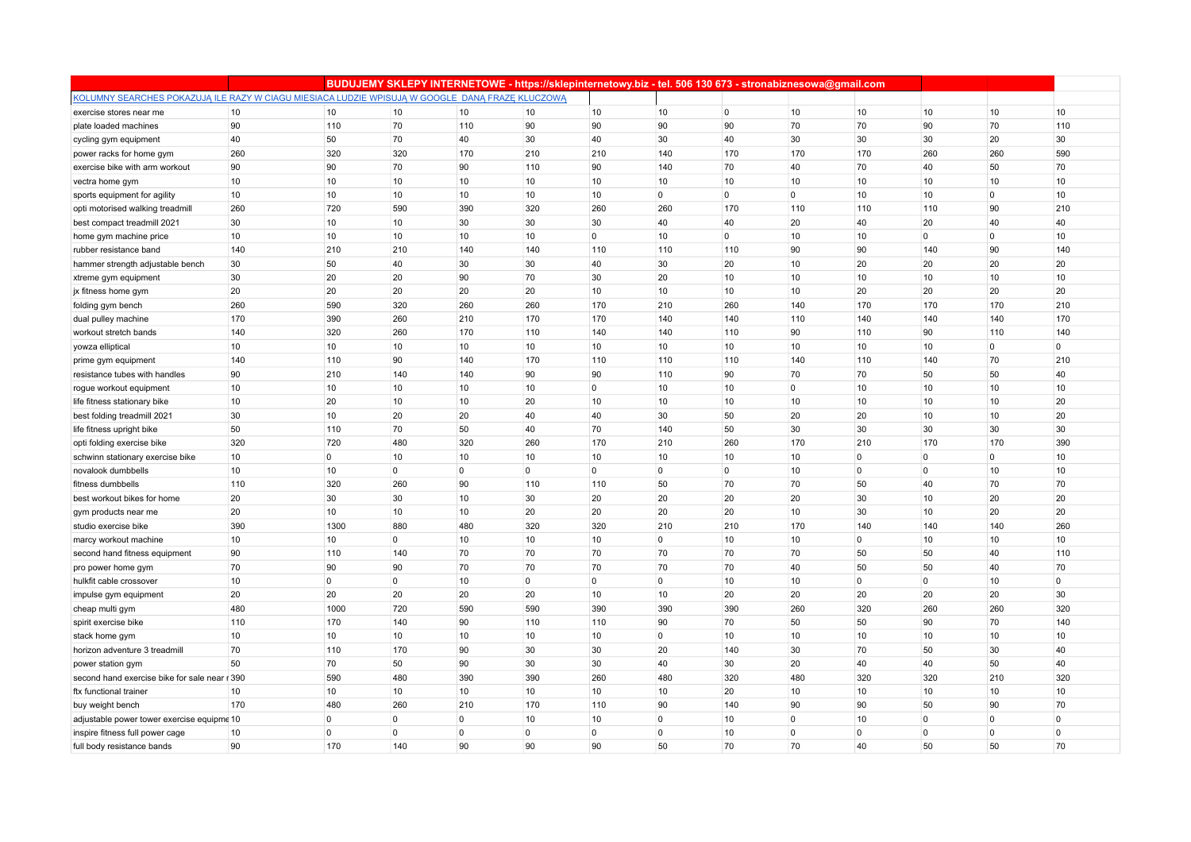| | BUDUJEMY SKLEPY INTERNETOWE - https://sklepinternetowy.biz - tel. 506 130 673 - stronabiznesowa@gmail.com | | | | | | | | | | | |
|---|---|---|---|---|---|---|---|---|---|---|---|---|
| KOLUMNY SEARCHES POKAZUJĄ ILE RAZY W CIĄGU MIESIĄCA LUDZIE WPISUJĄ W GOOGLE DANĄ FRAZĘ KLUCZOWĄ | | | | | | | | | | | | |
| exercise stores near me | 10 | 10 | 10 | 10 | 10 | 10 | 10 | 0 | 10 | 10 | 10 | 10 | 10 |
| plate loaded machines | 90 | 110 | 70 | 110 | 90 | 90 | 90 | 90 | 70 | 70 | 90 | 70 | 110 |
| cycling gym equipment | 40 | 50 | 70 | 40 | 30 | 40 | 30 | 40 | 30 | 30 | 30 | 20 | 30 |
| power racks for home gym | 260 | 320 | 320 | 170 | 210 | 210 | 140 | 170 | 170 | 170 | 260 | 260 | 590 |
| exercise bike with arm workout | 90 | 90 | 70 | 90 | 110 | 90 | 140 | 70 | 40 | 70 | 40 | 50 | 70 |
| vectra home gym | 10 | 10 | 10 | 10 | 10 | 10 | 10 | 10 | 10 | 10 | 10 | 10 | 10 |
| sports equipment for agility | 10 | 10 | 10 | 10 | 10 | 10 | 0 | 0 | 0 | 10 | 10 | 0 | 10 |
| opti motorised walking treadmill | 260 | 720 | 590 | 390 | 320 | 260 | 260 | 170 | 110 | 110 | 110 | 90 | 210 |
| best compact treadmill 2021 | 30 | 10 | 10 | 30 | 30 | 30 | 40 | 40 | 20 | 40 | 20 | 40 | 40 |
| home gym machine price | 10 | 10 | 10 | 10 | 10 | 0 | 10 | 0 | 10 | 10 | 0 | 0 | 10 |
| rubber resistance band | 140 | 210 | 210 | 140 | 140 | 110 | 110 | 110 | 90 | 90 | 140 | 90 | 140 |
| hammer strength adjustable bench | 30 | 50 | 40 | 30 | 30 | 40 | 30 | 20 | 10 | 20 | 20 | 20 | 20 |
| xtreme gym equipment | 30 | 20 | 20 | 90 | 70 | 30 | 20 | 10 | 10 | 10 | 10 | 10 | 10 |
| jx fitness home gym | 20 | 20 | 20 | 20 | 20 | 10 | 10 | 10 | 10 | 20 | 20 | 20 | 20 |
| folding gym bench | 260 | 590 | 320 | 260 | 260 | 170 | 210 | 260 | 140 | 170 | 170 | 170 | 210 |
| dual pulley machine | 170 | 390 | 260 | 210 | 170 | 170 | 140 | 140 | 110 | 140 | 140 | 140 | 170 |
| workout stretch bands | 140 | 320 | 260 | 170 | 110 | 140 | 140 | 110 | 90 | 110 | 90 | 110 | 140 |
| yowza elliptical | 10 | 10 | 10 | 10 | 10 | 10 | 10 | 10 | 10 | 10 | 10 | 0 | 0 |
| prime gym equipment | 140 | 110 | 90 | 140 | 170 | 110 | 110 | 110 | 140 | 110 | 140 | 70 | 210 |
| resistance tubes with handles | 90 | 210 | 140 | 140 | 90 | 90 | 110 | 90 | 70 | 70 | 50 | 50 | 40 |
| rogue workout equipment | 10 | 10 | 10 | 10 | 10 | 0 | 10 | 10 | 0 | 10 | 10 | 10 | 10 |
| life fitness stationary bike | 10 | 20 | 10 | 10 | 20 | 10 | 10 | 10 | 10 | 10 | 10 | 10 | 20 |
| best folding treadmill 2021 | 30 | 10 | 20 | 20 | 40 | 40 | 30 | 50 | 20 | 20 | 10 | 10 | 20 |
| life fitness upright bike | 50 | 110 | 70 | 50 | 40 | 70 | 140 | 50 | 30 | 30 | 30 | 30 | 30 |
| opti folding exercise bike | 320 | 720 | 480 | 320 | 260 | 170 | 210 | 260 | 170 | 210 | 170 | 170 | 390 |
| schwinn stationary exercise bike | 10 | 0 | 10 | 10 | 10 | 10 | 10 | 10 | 10 | 0 | 0 | 0 | 10 |
| novalook dumbbells | 10 | 10 | 0 | 0 | 0 | 0 | 0 | 0 | 10 | 0 | 0 | 10 | 10 |
| fitness dumbbells | 110 | 320 | 260 | 90 | 110 | 110 | 50 | 70 | 70 | 50 | 40 | 70 | 70 |
| best workout bikes for home | 20 | 30 | 30 | 10 | 30 | 20 | 20 | 20 | 20 | 30 | 10 | 20 | 20 |
| gym products near me | 20 | 10 | 10 | 10 | 20 | 20 | 20 | 20 | 10 | 30 | 10 | 20 | 20 |
| studio exercise bike | 390 | 1300 | 880 | 480 | 320 | 320 | 210 | 210 | 170 | 140 | 140 | 140 | 260 |
| marcy workout machine | 10 | 10 | 0 | 10 | 10 | 10 | 0 | 10 | 10 | 0 | 10 | 10 | 10 |
| second hand fitness equipment | 90 | 110 | 140 | 70 | 70 | 70 | 70 | 70 | 70 | 50 | 50 | 40 | 110 |
| pro power home gym | 70 | 90 | 90 | 70 | 70 | 70 | 70 | 70 | 40 | 50 | 50 | 40 | 70 |
| hulkfit cable crossover | 10 | 0 | 0 | 10 | 0 | 0 | 0 | 10 | 10 | 0 | 0 | 10 | 0 |
| impulse gym equipment | 20 | 20 | 20 | 20 | 20 | 10 | 10 | 20 | 20 | 20 | 20 | 20 | 30 |
| cheap multi gym | 480 | 1000 | 720 | 590 | 590 | 390 | 390 | 390 | 260 | 320 | 260 | 260 | 320 |
| spirit exercise bike | 110 | 170 | 140 | 90 | 110 | 110 | 90 | 70 | 50 | 50 | 90 | 70 | 140 |
| stack home gym | 10 | 10 | 10 | 10 | 10 | 10 | 0 | 10 | 10 | 10 | 10 | 10 | 10 |
| horizon adventure 3 treadmill | 70 | 110 | 170 | 90 | 30 | 30 | 20 | 140 | 30 | 70 | 50 | 30 | 40 |
| power station gym | 50 | 70 | 50 | 90 | 30 | 30 | 40 | 30 | 20 | 40 | 40 | 50 | 40 |
| second hand exercise bike for sale near r | 390 | 590 | 480 | 390 | 390 | 260 | 480 | 320 | 480 | 320 | 320 | 210 | 320 |
| ftx functional trainer | 10 | 10 | 10 | 10 | 10 | 10 | 10 | 20 | 10 | 10 | 10 | 10 | 10 |
| buy weight bench | 170 | 480 | 260 | 210 | 170 | 110 | 90 | 140 | 90 | 90 | 50 | 90 | 70 |
| adjustable power tower exercise equipme | 10 | 0 | 0 | 0 | 10 | 10 | 0 | 10 | 0 | 10 | 0 | 0 | 0 |
| inspire fitness full power cage | 10 | 0 | 0 | 0 | 0 | 0 | 0 | 10 | 0 | 0 | 0 | 0 | 0 |
| full body resistance bands | 90 | 170 | 140 | 90 | 90 | 90 | 50 | 70 | 70 | 40 | 50 | 50 | 70 |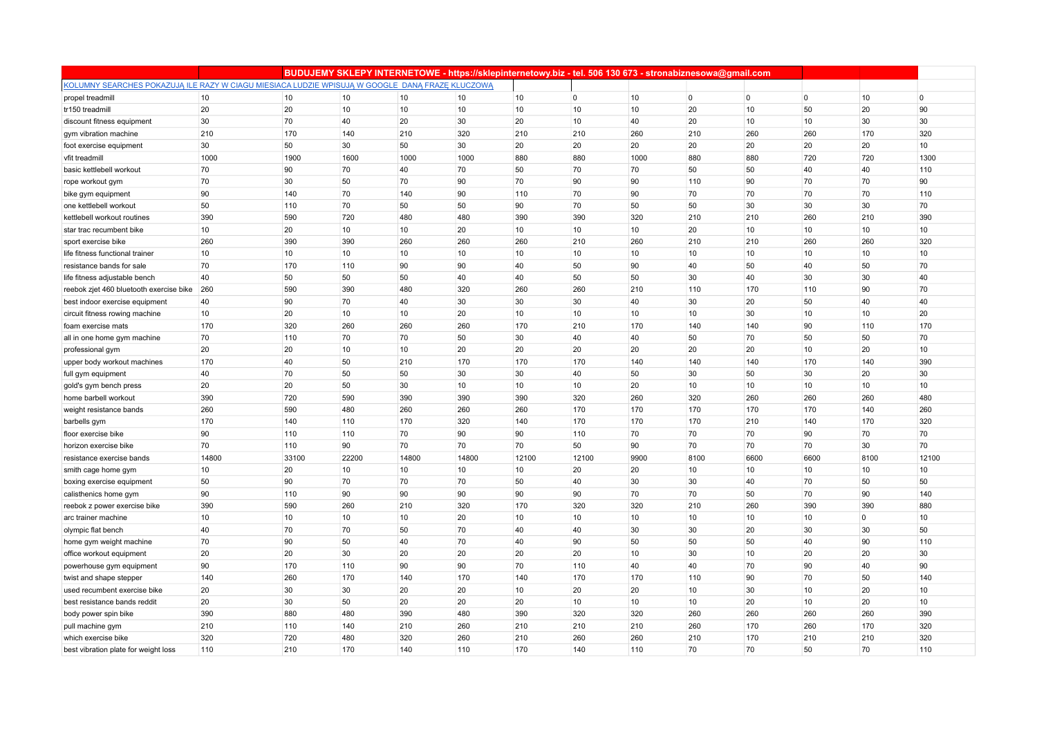| | | BUDUJEMY SKLEPY INTERNETOWE - https://sklepinternetowy.biz - tel. 506 130 673 - stronabiznesowa@gmail.com | | | | | | | | | | |
|---|---|---|---|---|---|---|---|---|---|---|---|---|
| KOLUMNY SEARCHES POKAZUJĄ ILE RAZY W CIĄGU MIESIĄCA LUDZIE WPISUJĄ W GOOGLE DANĄ FRAZĘ KLUCZOWĄ | | | | | | | | | | | | |
| propel treadmill | 10 | 10 | 10 | 10 | 10 | 10 | 0 | 10 | 0 | 0 | 0 | 10 | 0 |
| tr150 treadmill | 20 | 20 | 10 | 10 | 10 | 10 | 10 | 10 | 20 | 10 | 50 | 20 | 90 |
| discount fitness equipment | 30 | 70 | 40 | 20 | 30 | 20 | 10 | 40 | 20 | 10 | 10 | 30 | 30 |
| gym vibration machine | 210 | 170 | 140 | 210 | 320 | 210 | 210 | 260 | 210 | 260 | 260 | 170 | 320 |
| foot exercise equipment | 30 | 50 | 30 | 50 | 30 | 20 | 20 | 20 | 20 | 20 | 20 | 20 | 10 |
| vfit treadmill | 1000 | 1900 | 1600 | 1000 | 1000 | 880 | 880 | 1000 | 880 | 880 | 720 | 720 | 1300 |
| basic kettlebell workout | 70 | 90 | 70 | 40 | 70 | 50 | 70 | 70 | 50 | 50 | 40 | 40 | 110 |
| rope workout gym | 70 | 30 | 50 | 70 | 90 | 70 | 90 | 90 | 110 | 90 | 70 | 70 | 90 |
| bike gym equipment | 90 | 140 | 70 | 140 | 90 | 110 | 70 | 90 | 70 | 70 | 70 | 70 | 110 |
| one kettlebell workout | 50 | 110 | 70 | 50 | 50 | 90 | 70 | 50 | 50 | 30 | 30 | 30 | 70 |
| kettlebell workout routines | 390 | 590 | 720 | 480 | 480 | 390 | 390 | 320 | 210 | 210 | 260 | 210 | 390 |
| star trac recumbent bike | 10 | 20 | 10 | 10 | 20 | 10 | 10 | 10 | 20 | 10 | 10 | 10 | 10 |
| sport exercise bike | 260 | 390 | 390 | 260 | 260 | 260 | 210 | 260 | 210 | 210 | 260 | 260 | 320 |
| life fitness functional trainer | 10 | 10 | 10 | 10 | 10 | 10 | 10 | 10 | 10 | 10 | 10 | 10 | 10 |
| resistance bands for sale | 70 | 170 | 110 | 90 | 90 | 40 | 50 | 90 | 40 | 50 | 40 | 50 | 70 |
| life fitness adjustable bench | 40 | 50 | 50 | 50 | 40 | 40 | 50 | 50 | 30 | 40 | 30 | 30 | 40 |
| reebok zjet 460 bluetooth exercise bike | 260 | 590 | 390 | 480 | 320 | 260 | 260 | 210 | 110 | 170 | 110 | 90 | 70 |
| best indoor exercise equipment | 40 | 90 | 70 | 40 | 30 | 30 | 30 | 40 | 30 | 20 | 50 | 40 | 40 |
| circuit fitness rowing machine | 10 | 20 | 10 | 10 | 20 | 10 | 10 | 10 | 10 | 30 | 10 | 10 | 20 |
| foam exercise mats | 170 | 320 | 260 | 260 | 260 | 170 | 210 | 170 | 140 | 140 | 90 | 110 | 170 |
| all in one home gym machine | 70 | 110 | 70 | 70 | 50 | 30 | 40 | 40 | 50 | 70 | 50 | 50 | 70 |
| professional gym | 20 | 20 | 10 | 10 | 20 | 20 | 20 | 20 | 20 | 20 | 10 | 20 | 10 |
| upper body workout machines | 170 | 40 | 50 | 210 | 170 | 170 | 170 | 140 | 140 | 140 | 170 | 140 | 390 |
| full gym equipment | 40 | 70 | 50 | 50 | 30 | 30 | 40 | 50 | 30 | 50 | 30 | 20 | 30 |
| gold's gym bench press | 20 | 20 | 50 | 30 | 10 | 10 | 10 | 20 | 10 | 10 | 10 | 10 | 10 |
| home barbell workout | 390 | 720 | 590 | 390 | 390 | 390 | 320 | 260 | 320 | 260 | 260 | 260 | 480 |
| weight resistance bands | 260 | 590 | 480 | 260 | 260 | 260 | 170 | 170 | 170 | 170 | 170 | 140 | 260 |
| barbells gym | 170 | 140 | 110 | 170 | 320 | 140 | 170 | 170 | 170 | 210 | 140 | 170 | 320 |
| floor exercise bike | 90 | 110 | 110 | 70 | 90 | 90 | 110 | 70 | 70 | 70 | 90 | 70 | 70 |
| horizon exercise bike | 70 | 110 | 90 | 70 | 70 | 70 | 50 | 90 | 70 | 70 | 70 | 30 | 70 |
| resistance exercise bands | 14800 | 33100 | 22200 | 14800 | 14800 | 12100 | 12100 | 9900 | 8100 | 6600 | 6600 | 8100 | 12100 |
| smith cage home gym | 10 | 20 | 10 | 10 | 10 | 10 | 20 | 20 | 10 | 10 | 10 | 10 | 10 |
| boxing exercise equipment | 50 | 90 | 70 | 70 | 70 | 50 | 40 | 30 | 30 | 40 | 70 | 50 | 50 |
| calisthenics home gym | 90 | 110 | 90 | 90 | 90 | 90 | 90 | 70 | 70 | 50 | 70 | 90 | 140 |
| reebok z power exercise bike | 390 | 590 | 260 | 210 | 320 | 170 | 320 | 320 | 210 | 260 | 390 | 390 | 880 |
| arc trainer machine | 10 | 10 | 10 | 10 | 20 | 10 | 10 | 10 | 10 | 10 | 10 | 0 | 10 |
| olympic flat bench | 40 | 70 | 70 | 50 | 70 | 40 | 40 | 30 | 30 | 20 | 30 | 30 | 50 |
| home gym weight machine | 70 | 90 | 50 | 40 | 70 | 40 | 90 | 50 | 50 | 50 | 40 | 90 | 110 |
| office workout equipment | 20 | 20 | 30 | 20 | 20 | 20 | 20 | 10 | 30 | 10 | 20 | 20 | 30 |
| powerhouse gym equipment | 90 | 170 | 110 | 90 | 90 | 70 | 110 | 40 | 40 | 70 | 90 | 40 | 90 |
| twist and shape stepper | 140 | 260 | 170 | 140 | 170 | 140 | 170 | 170 | 110 | 90 | 70 | 50 | 140 |
| used recumbent exercise bike | 20 | 30 | 30 | 20 | 20 | 10 | 20 | 20 | 10 | 30 | 10 | 20 | 10 |
| best resistance bands reddit | 20 | 30 | 50 | 20 | 20 | 20 | 10 | 10 | 10 | 20 | 10 | 20 | 10 |
| body power spin bike | 390 | 880 | 480 | 390 | 480 | 390 | 320 | 320 | 260 | 260 | 260 | 260 | 390 |
| pull machine gym | 210 | 110 | 140 | 210 | 260 | 210 | 210 | 210 | 260 | 170 | 260 | 170 | 320 |
| which exercise bike | 320 | 720 | 480 | 320 | 260 | 210 | 260 | 260 | 210 | 170 | 210 | 210 | 320 |
| best vibration plate for weight loss | 110 | 210 | 170 | 140 | 110 | 170 | 140 | 110 | 70 | 70 | 50 | 70 | 110 |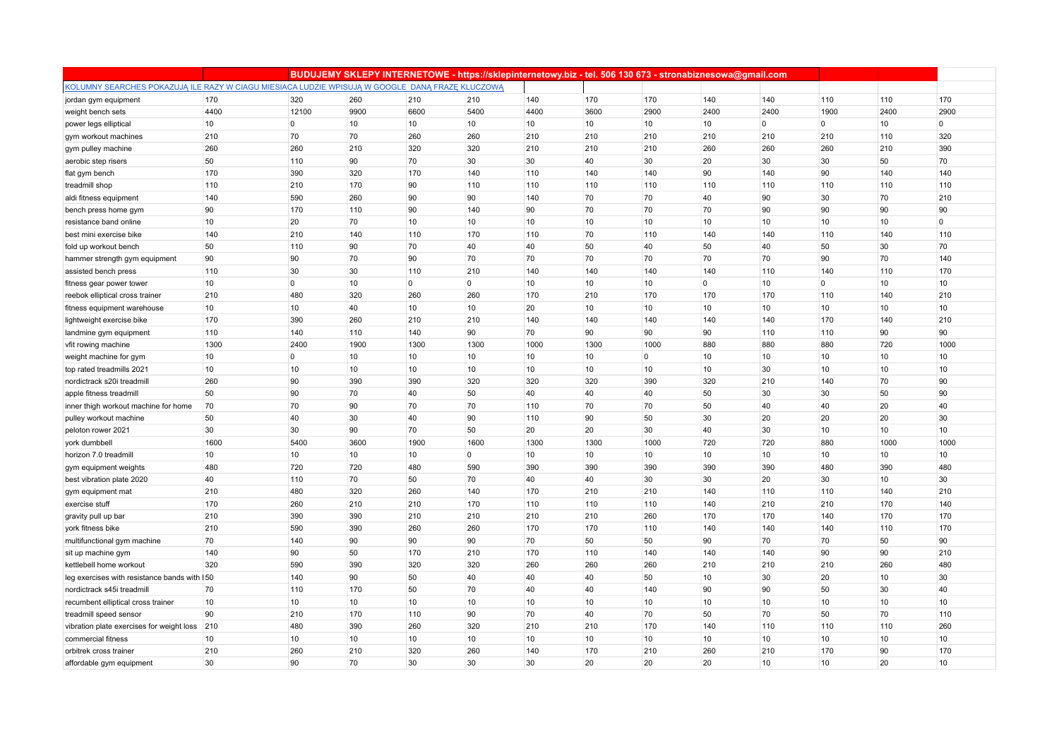| | BUDUJEMY SKLEPY INTERNETOWE - https://sklepinternetowy.biz - tel. 506 130 673 - stronabiznesowa@gmail.com | | | | | | | | | | | | |
|---|---|---|---|---|---|---|---|---|---|---|---|---|---|
| KOLUMNY SEARCHES POKAZUJĄ ILE RAZY W CIĄGU MIESIĄCA LUDZIE WPISUJĄ W GOOGLE DANĄ FRAZĘ KLUCZOWĄ | | | | | | | | | | | | | |
| jordan gym equipment | 170 | 320 | 260 | 210 | 210 | 140 | 170 | 170 | 140 | 140 | 110 | 110 | 170 |
| weight bench sets | 4400 | 12100 | 9900 | 6600 | 5400 | 4400 | 3600 | 2900 | 2400 | 2400 | 1900 | 2400 | 2900 |
| power legs elliptical | 10 | 0 | 10 | 10 | 10 | 10 | 10 | 10 | 10 | 0 | 0 | 10 | 0 |
| gym workout machines | 210 | 70 | 70 | 260 | 260 | 210 | 210 | 210 | 210 | 210 | 210 | 110 | 320 |
| gym pulley machine | 260 | 260 | 210 | 320 | 320 | 210 | 210 | 210 | 260 | 260 | 260 | 210 | 390 |
| aerobic step risers | 50 | 110 | 90 | 70 | 30 | 30 | 40 | 30 | 20 | 30 | 30 | 50 | 70 |
| flat gym bench | 170 | 390 | 320 | 170 | 140 | 110 | 140 | 140 | 90 | 140 | 90 | 140 | 140 |
| treadmill shop | 110 | 210 | 170 | 90 | 110 | 110 | 110 | 110 | 110 | 110 | 110 | 110 | 110 |
| aldi fitness equipment | 140 | 590 | 260 | 90 | 90 | 140 | 70 | 70 | 40 | 90 | 30 | 70 | 210 |
| bench press home gym | 90 | 170 | 110 | 90 | 140 | 90 | 70 | 70 | 70 | 90 | 90 | 90 | 90 |
| resistance band online | 10 | 20 | 70 | 10 | 10 | 10 | 10 | 10 | 10 | 10 | 10 | 10 | 0 |
| best mini exercise bike | 140 | 210 | 140 | 110 | 170 | 110 | 70 | 110 | 140 | 140 | 110 | 140 | 110 |
| fold up workout bench | 50 | 110 | 90 | 70 | 40 | 40 | 50 | 40 | 50 | 40 | 50 | 30 | 70 |
| hammer strength gym equipment | 90 | 90 | 70 | 90 | 70 | 70 | 70 | 70 | 70 | 70 | 90 | 70 | 140 |
| assisted bench press | 110 | 30 | 30 | 110 | 210 | 140 | 140 | 140 | 140 | 110 | 140 | 110 | 170 |
| fitness gear power tower | 10 | 0 | 10 | 0 | 0 | 10 | 10 | 10 | 0 | 10 | 0 | 10 | 10 |
| reebok elliptical cross trainer | 210 | 480 | 320 | 260 | 260 | 170 | 210 | 170 | 170 | 170 | 110 | 140 | 210 |
| fitness equipment warehouse | 10 | 10 | 40 | 10 | 10 | 20 | 10 | 10 | 10 | 10 | 10 | 10 | 10 |
| lightweight exercise bike | 170 | 390 | 260 | 210 | 210 | 140 | 140 | 140 | 140 | 140 | 170 | 140 | 210 |
| landmine gym equipment | 110 | 140 | 110 | 140 | 90 | 70 | 90 | 90 | 90 | 110 | 110 | 90 | 90 |
| vfit rowing machine | 1300 | 2400 | 1900 | 1300 | 1300 | 1000 | 1300 | 1000 | 880 | 880 | 880 | 720 | 1000 |
| weight machine for gym | 10 | 0 | 10 | 10 | 10 | 10 | 10 | 0 | 10 | 10 | 10 | 10 | 10 |
| top rated treadmills 2021 | 10 | 10 | 10 | 10 | 10 | 10 | 10 | 10 | 10 | 30 | 10 | 10 | 10 |
| nordictrack s20i treadmill | 260 | 90 | 390 | 390 | 320 | 320 | 320 | 390 | 320 | 210 | 140 | 70 | 90 |
| apple fitness treadmill | 50 | 90 | 70 | 40 | 50 | 40 | 40 | 40 | 50 | 30 | 30 | 50 | 90 |
| inner thigh workout machine for home | 70 | 70 | 90 | 70 | 70 | 110 | 70 | 70 | 50 | 40 | 40 | 20 | 40 |
| pulley workout machine | 50 | 40 | 30 | 40 | 90 | 110 | 90 | 50 | 30 | 20 | 20 | 20 | 30 |
| peloton rower 2021 | 30 | 30 | 90 | 70 | 50 | 20 | 20 | 30 | 40 | 30 | 10 | 10 | 10 |
| york dumbbell | 1600 | 5400 | 3600 | 1900 | 1600 | 1300 | 1300 | 1000 | 720 | 720 | 880 | 1000 | 1000 |
| horizon 7.0 treadmill | 10 | 10 | 10 | 10 | 0 | 10 | 10 | 10 | 10 | 10 | 10 | 10 | 10 |
| gym equipment weights | 480 | 720 | 720 | 480 | 590 | 390 | 390 | 390 | 390 | 390 | 480 | 390 | 480 |
| best vibration plate 2020 | 40 | 110 | 70 | 50 | 70 | 40 | 40 | 30 | 30 | 20 | 30 | 10 | 30 |
| gym equipment mat | 210 | 480 | 320 | 260 | 140 | 170 | 210 | 210 | 140 | 110 | 110 | 140 | 210 |
| exercise stuff | 170 | 260 | 210 | 210 | 170 | 110 | 110 | 110 | 140 | 210 | 210 | 170 | 140 |
| gravity pull up bar | 210 | 390 | 390 | 210 | 210 | 210 | 210 | 260 | 170 | 170 | 140 | 170 | 170 |
| york fitness bike | 210 | 590 | 390 | 260 | 260 | 170 | 170 | 110 | 140 | 140 | 140 | 110 | 170 |
| multifunctional gym machine | 70 | 140 | 90 | 90 | 90 | 70 | 50 | 50 | 90 | 70 | 70 | 50 | 90 |
| sit up machine gym | 140 | 90 | 50 | 170 | 210 | 170 | 110 | 140 | 140 | 140 | 90 | 90 | 210 |
| kettlebell home workout | 320 | 590 | 390 | 320 | 320 | 260 | 260 | 260 | 210 | 210 | 210 | 260 | 480 |
| leg exercises with resistance bands with l | 50 | 140 | 90 | 50 | 40 | 40 | 40 | 50 | 10 | 30 | 20 | 10 | 30 |
| nordictrack s45i treadmill | 70 | 110 | 170 | 50 | 70 | 40 | 40 | 140 | 90 | 90 | 50 | 30 | 40 |
| recumbent elliptical cross trainer | 10 | 10 | 10 | 10 | 10 | 10 | 10 | 10 | 10 | 10 | 10 | 10 | 10 |
| treadmill speed sensor | 90 | 210 | 170 | 110 | 90 | 70 | 40 | 70 | 50 | 70 | 50 | 70 | 110 |
| vibration plate exercises for weight loss | 210 | 480 | 390 | 260 | 320 | 210 | 210 | 170 | 140 | 110 | 110 | 110 | 260 |
| commercial fitness | 10 | 10 | 10 | 10 | 10 | 10 | 10 | 10 | 10 | 10 | 10 | 10 | 10 |
| orbitrek cross trainer | 210 | 260 | 210 | 320 | 260 | 140 | 170 | 210 | 260 | 210 | 170 | 90 | 170 |
| affordable gym equipment | 30 | 90 | 70 | 30 | 30 | 30 | 20 | 20 | 20 | 10 | 10 | 20 | 10 |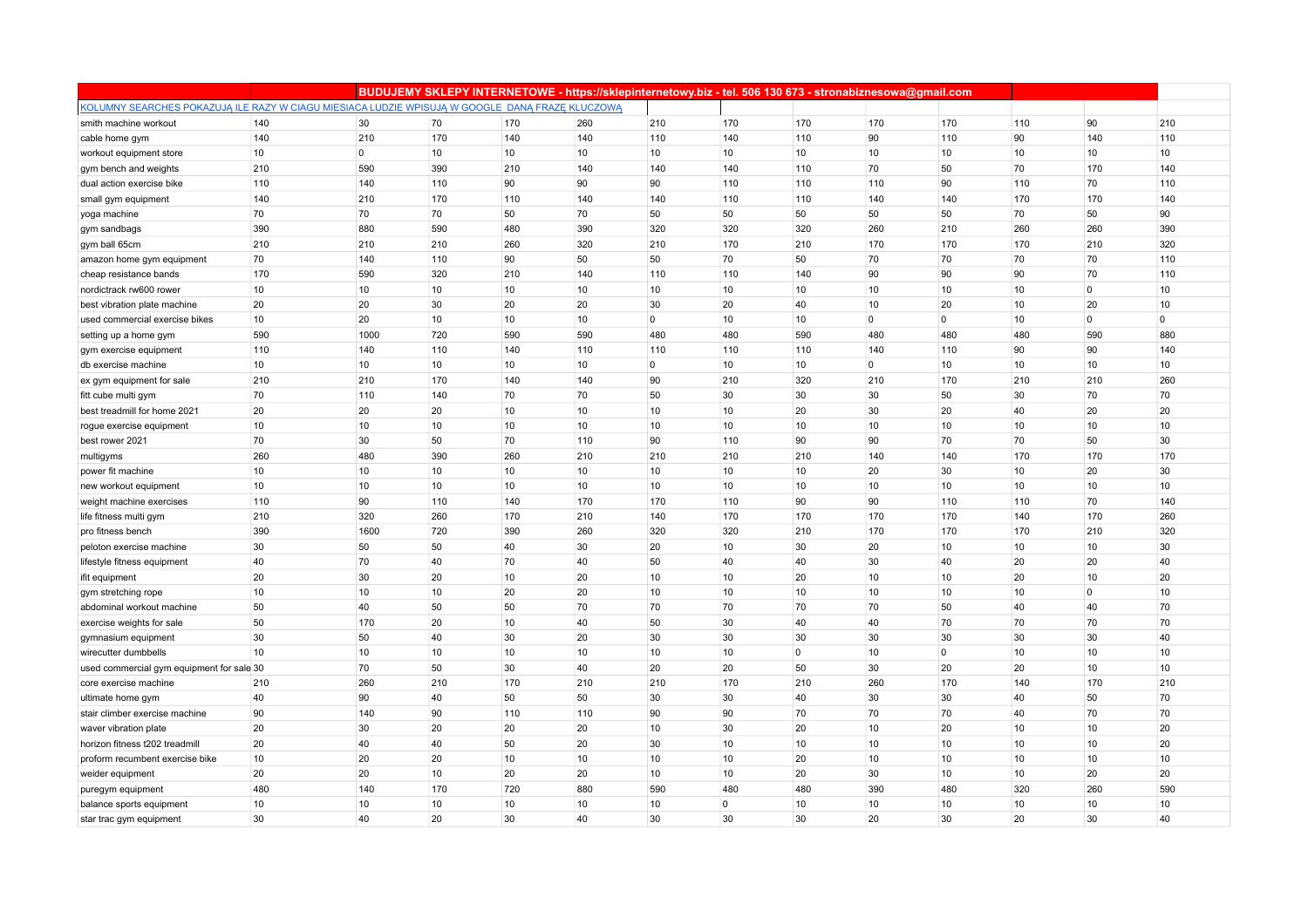| | | BUDUJEMY SKLEPY INTERNETOWE - https://sklepinternetowy.biz - tel. 506 130 673 - stronabiznesowa@gmail.com | | | | | | | | | | | |
|---|---|---|---|---|---|---|---|---|---|---|---|---|---|
| KOLUMNY SEARCHES POKAZUJĄ ILE RAZY W CIAGU MIESIACA LUDZIE WPISUJĄ W GOOGLE DANĄ FRAZĘ KLUCZOWĄ | | | | | | | | | | | | | |
| smith machine workout | 140 | 30 | 70 | 170 | 260 | 210 | 170 | 170 | 170 | 170 | 110 | 90 | 210 |
| cable home gym | 140 | 210 | 170 | 140 | 140 | 110 | 140 | 110 | 90 | 110 | 90 | 140 | 110 |
| workout equipment store | 10 | 0 | 10 | 10 | 10 | 10 | 10 | 10 | 10 | 10 | 10 | 10 | 10 |
| gym bench and weights | 210 | 590 | 390 | 210 | 140 | 140 | 140 | 110 | 70 | 50 | 70 | 170 | 140 |
| dual action exercise bike | 110 | 140 | 110 | 90 | 90 | 90 | 110 | 110 | 110 | 90 | 110 | 70 | 110 |
| small gym equipment | 140 | 210 | 170 | 110 | 140 | 140 | 110 | 110 | 140 | 140 | 170 | 170 | 140 |
| yoga machine | 70 | 70 | 70 | 50 | 70 | 50 | 50 | 50 | 50 | 50 | 70 | 50 | 90 |
| gym sandbags | 390 | 880 | 590 | 480 | 390 | 320 | 320 | 320 | 260 | 210 | 260 | 260 | 390 |
| gym ball 65cm | 210 | 210 | 210 | 260 | 320 | 210 | 170 | 210 | 170 | 170 | 170 | 210 | 320 |
| amazon home gym equipment | 70 | 140 | 110 | 90 | 50 | 50 | 70 | 50 | 70 | 70 | 70 | 70 | 110 |
| cheap resistance bands | 170 | 590 | 320 | 210 | 140 | 110 | 110 | 140 | 90 | 90 | 90 | 70 | 110 |
| nordictrack rw600 rower | 10 | 10 | 10 | 10 | 10 | 10 | 10 | 10 | 10 | 10 | 10 | 0 | 10 |
| best vibration plate machine | 20 | 20 | 30 | 20 | 20 | 30 | 20 | 40 | 10 | 20 | 10 | 20 | 10 |
| used commercial exercise bikes | 10 | 20 | 10 | 10 | 10 | 0 | 10 | 10 | 0 | 0 | 10 | 0 | 0 |
| setting up a home gym | 590 | 1000 | 720 | 590 | 590 | 480 | 480 | 590 | 480 | 480 | 480 | 590 | 880 |
| gym exercise equipment | 110 | 140 | 110 | 140 | 110 | 110 | 110 | 110 | 140 | 110 | 90 | 90 | 140 |
| db exercise machine | 10 | 10 | 10 | 10 | 10 | 0 | 10 | 10 | 0 | 10 | 10 | 10 | 10 |
| ex gym equipment for sale | 210 | 210 | 170 | 140 | 140 | 90 | 210 | 320 | 210 | 170 | 210 | 210 | 260 |
| fitt cube multi gym | 70 | 110 | 140 | 70 | 70 | 50 | 30 | 30 | 30 | 50 | 30 | 70 | 70 |
| best treadmill for home 2021 | 20 | 20 | 20 | 10 | 10 | 10 | 10 | 20 | 30 | 20 | 40 | 20 | 20 |
| rogue exercise equipment | 10 | 10 | 10 | 10 | 10 | 10 | 10 | 10 | 10 | 10 | 10 | 10 | 10 |
| best rower 2021 | 70 | 30 | 50 | 70 | 110 | 90 | 110 | 90 | 90 | 70 | 70 | 50 | 30 |
| multigyms | 260 | 480 | 390 | 260 | 210 | 210 | 210 | 210 | 140 | 140 | 170 | 170 | 170 |
| power fit machine | 10 | 10 | 10 | 10 | 10 | 10 | 10 | 10 | 20 | 30 | 10 | 20 | 30 |
| new workout equipment | 10 | 10 | 10 | 10 | 10 | 10 | 10 | 10 | 10 | 10 | 10 | 10 | 10 |
| weight machine exercises | 110 | 90 | 110 | 140 | 170 | 170 | 110 | 90 | 90 | 110 | 110 | 70 | 140 |
| life fitness multi gym | 210 | 320 | 260 | 170 | 210 | 140 | 170 | 170 | 170 | 170 | 140 | 170 | 260 |
| pro fitness bench | 390 | 1600 | 720 | 390 | 260 | 320 | 320 | 210 | 170 | 170 | 170 | 210 | 320 |
| peloton exercise machine | 30 | 50 | 50 | 40 | 30 | 20 | 10 | 30 | 20 | 10 | 10 | 10 | 30 |
| lifestyle fitness equipment | 40 | 70 | 40 | 70 | 40 | 50 | 40 | 40 | 30 | 40 | 20 | 20 | 40 |
| ifit equipment | 20 | 30 | 20 | 10 | 20 | 10 | 10 | 20 | 10 | 10 | 20 | 10 | 20 |
| gym stretching rope | 10 | 10 | 10 | 20 | 20 | 10 | 10 | 10 | 10 | 10 | 10 | 0 | 10 |
| abdominal workout machine | 50 | 40 | 50 | 50 | 70 | 70 | 70 | 70 | 70 | 50 | 40 | 40 | 70 |
| exercise weights for sale | 50 | 170 | 20 | 10 | 40 | 50 | 30 | 40 | 40 | 70 | 70 | 70 | 70 |
| gymnasium equipment | 30 | 50 | 40 | 30 | 20 | 30 | 30 | 30 | 30 | 30 | 30 | 30 | 40 |
| wirecutter dumbbells | 10 | 10 | 10 | 10 | 10 | 10 | 10 | 0 | 10 | 0 | 10 | 10 | 10 |
| used commercial gym equipment for sale | 30 | 70 | 50 | 30 | 40 | 20 | 20 | 50 | 30 | 20 | 20 | 10 | 10 |
| core exercise machine | 210 | 260 | 210 | 170 | 210 | 210 | 170 | 210 | 260 | 170 | 140 | 170 | 210 |
| ultimate home gym | 40 | 90 | 40 | 50 | 50 | 30 | 30 | 40 | 30 | 30 | 40 | 50 | 70 |
| stair climber exercise machine | 90 | 140 | 90 | 110 | 110 | 90 | 90 | 70 | 70 | 70 | 40 | 70 | 70 |
| waver vibration plate | 20 | 30 | 20 | 20 | 20 | 10 | 30 | 20 | 10 | 20 | 10 | 10 | 20 |
| horizon fitness t202 treadmill | 20 | 40 | 40 | 50 | 20 | 30 | 10 | 10 | 10 | 10 | 10 | 10 | 20 |
| proform recumbent exercise bike | 10 | 20 | 20 | 10 | 10 | 10 | 10 | 20 | 10 | 10 | 10 | 10 | 10 |
| weider equipment | 20 | 20 | 10 | 20 | 20 | 10 | 10 | 20 | 30 | 10 | 10 | 20 | 20 |
| puregym equipment | 480 | 140 | 170 | 720 | 880 | 590 | 480 | 480 | 390 | 480 | 320 | 260 | 590 |
| balance sports equipment | 10 | 10 | 10 | 10 | 10 | 10 | 0 | 10 | 10 | 10 | 10 | 10 | 10 |
| star trac gym equipment | 30 | 40 | 20 | 30 | 40 | 30 | 30 | 30 | 20 | 30 | 20 | 30 | 40 |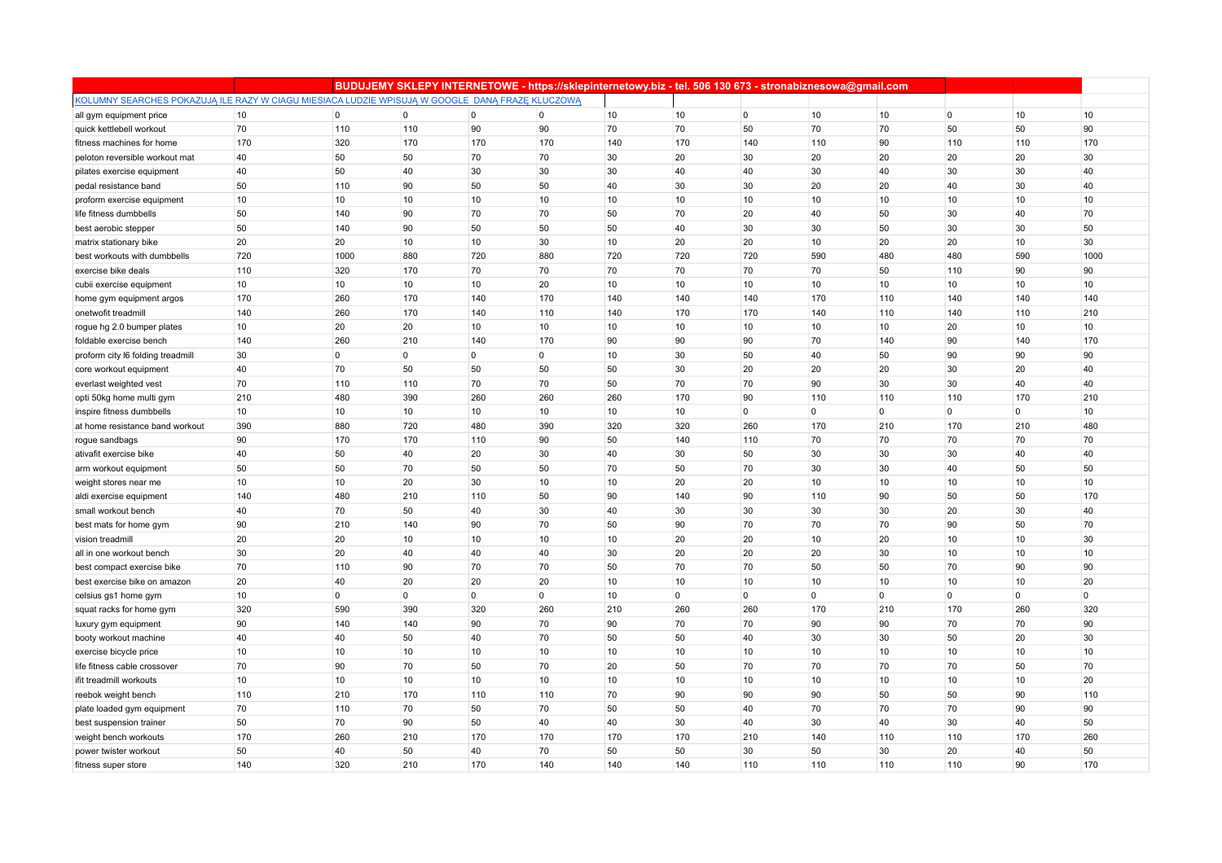| | | BUDUJEMY SKLEPY INTERNETOWE - https://sklepinternetowy.biz - tel. 506 130 673 - stronabiznesowa@gmail.com | | | | | | | | | | | |
|---|---|---|---|---|---|---|---|---|---|---|---|---|---|
| KOLUMNY SEARCHES POKAZUJĄ ILE RAZY W CIĄGU MIESIĄCA LUDZIE WPISUJĄ W GOOGLE DANĄ FRAZĘ KLUCZOWĄ | | | | | | | | | | | | | |
| all gym equipment price | 10 | 0 | 0 | 0 | 0 | 10 | 10 | 0 | 10 | 10 | 0 | 10 | 10 |
| quick kettlebell workout | 70 | 110 | 110 | 90 | 90 | 70 | 70 | 50 | 70 | 70 | 50 | 50 | 90 |
| fitness machines for home | 170 | 320 | 170 | 170 | 170 | 140 | 170 | 140 | 110 | 90 | 110 | 110 | 170 |
| peloton reversible workout mat | 40 | 50 | 50 | 70 | 70 | 30 | 20 | 30 | 20 | 20 | 20 | 20 | 30 |
| pilates exercise equipment | 40 | 50 | 40 | 30 | 30 | 30 | 40 | 40 | 30 | 40 | 30 | 30 | 40 |
| pedal resistance band | 50 | 110 | 90 | 50 | 50 | 40 | 30 | 30 | 20 | 20 | 40 | 30 | 40 |
| proform exercise equipment | 10 | 10 | 10 | 10 | 10 | 10 | 10 | 10 | 10 | 10 | 10 | 10 | 10 |
| life fitness dumbbells | 50 | 140 | 90 | 70 | 70 | 50 | 70 | 20 | 40 | 50 | 30 | 40 | 70 |
| best aerobic stepper | 50 | 140 | 90 | 50 | 50 | 50 | 40 | 30 | 30 | 50 | 30 | 30 | 50 |
| matrix stationary bike | 20 | 20 | 10 | 10 | 30 | 10 | 20 | 20 | 10 | 20 | 20 | 10 | 30 |
| best workouts with dumbbells | 720 | 1000 | 880 | 720 | 880 | 720 | 720 | 720 | 590 | 480 | 480 | 590 | 1000 |
| exercise bike deals | 110 | 320 | 170 | 70 | 70 | 70 | 70 | 70 | 70 | 50 | 110 | 90 | 90 |
| cubii exercise equipment | 10 | 10 | 10 | 10 | 20 | 10 | 10 | 10 | 10 | 10 | 10 | 10 | 10 |
| home gym equipment argos | 170 | 260 | 170 | 140 | 170 | 140 | 140 | 140 | 170 | 110 | 140 | 140 | 140 |
| onetwofit treadmill | 140 | 260 | 170 | 140 | 110 | 140 | 170 | 170 | 140 | 110 | 140 | 110 | 210 |
| rogue hg 2.0 bumper plates | 10 | 20 | 20 | 10 | 10 | 10 | 10 | 10 | 10 | 10 | 20 | 10 | 10 |
| foldable exercise bench | 140 | 260 | 210 | 140 | 170 | 90 | 90 | 90 | 70 | 140 | 90 | 140 | 170 |
| proform city l6 folding treadmill | 30 | 0 | 0 | 0 | 0 | 10 | 30 | 50 | 40 | 50 | 90 | 90 | 90 |
| core workout equipment | 40 | 70 | 50 | 50 | 50 | 50 | 30 | 20 | 20 | 20 | 30 | 20 | 40 |
| everlast weighted vest | 70 | 110 | 110 | 70 | 70 | 50 | 70 | 70 | 90 | 30 | 30 | 40 | 40 |
| opti 50kg home multi gym | 210 | 480 | 390 | 260 | 260 | 260 | 170 | 90 | 110 | 110 | 110 | 170 | 210 |
| inspire fitness dumbbells | 10 | 10 | 10 | 10 | 10 | 10 | 10 | 0 | 0 | 0 | 0 | 0 | 10 |
| at home resistance band workout | 390 | 880 | 720 | 480 | 390 | 320 | 320 | 260 | 170 | 210 | 170 | 210 | 480 |
| rogue sandbags | 90 | 170 | 170 | 110 | 90 | 50 | 140 | 110 | 70 | 70 | 70 | 70 | 70 |
| ativafit exercise bike | 40 | 50 | 40 | 20 | 30 | 40 | 30 | 50 | 30 | 30 | 30 | 40 | 40 |
| arm workout equipment | 50 | 50 | 70 | 50 | 50 | 70 | 50 | 70 | 30 | 30 | 40 | 50 | 50 |
| weight stores near me | 10 | 10 | 20 | 30 | 10 | 10 | 20 | 20 | 10 | 10 | 10 | 10 | 10 |
| aldi exercise equipment | 140 | 480 | 210 | 110 | 50 | 90 | 140 | 90 | 110 | 90 | 50 | 50 | 170 |
| small workout bench | 40 | 70 | 50 | 40 | 30 | 40 | 30 | 30 | 30 | 30 | 20 | 30 | 40 |
| best mats for home gym | 90 | 210 | 140 | 90 | 70 | 50 | 90 | 70 | 70 | 70 | 90 | 50 | 70 |
| vision treadmill | 20 | 20 | 10 | 10 | 10 | 10 | 20 | 20 | 10 | 20 | 10 | 10 | 30 |
| all in one workout bench | 30 | 20 | 40 | 40 | 40 | 30 | 20 | 20 | 20 | 30 | 10 | 10 | 10 |
| best compact exercise bike | 70 | 110 | 90 | 70 | 70 | 50 | 70 | 70 | 50 | 50 | 70 | 90 | 90 |
| best exercise bike on amazon | 20 | 40 | 20 | 20 | 20 | 10 | 10 | 10 | 10 | 10 | 10 | 10 | 20 |
| celsius gs1 home gym | 10 | 0 | 0 | 0 | 0 | 10 | 0 | 0 | 0 | 0 | 0 | 0 | 0 |
| squat racks for home gym | 320 | 590 | 390 | 320 | 260 | 210 | 260 | 260 | 170 | 210 | 170 | 260 | 320 |
| luxury gym equipment | 90 | 140 | 140 | 90 | 70 | 90 | 70 | 70 | 90 | 90 | 70 | 70 | 90 |
| booty workout machine | 40 | 40 | 50 | 40 | 70 | 50 | 50 | 40 | 30 | 30 | 50 | 20 | 30 |
| exercise bicycle price | 10 | 10 | 10 | 10 | 10 | 10 | 10 | 10 | 10 | 10 | 10 | 10 | 10 |
| life fitness cable crossover | 70 | 90 | 70 | 50 | 70 | 20 | 50 | 70 | 70 | 70 | 70 | 50 | 70 |
| ifit treadmill workouts | 10 | 10 | 10 | 10 | 10 | 10 | 10 | 10 | 10 | 10 | 10 | 10 | 20 |
| reebok weight bench | 110 | 210 | 170 | 110 | 110 | 70 | 90 | 90 | 90 | 50 | 50 | 90 | 110 |
| plate loaded gym equipment | 70 | 110 | 70 | 50 | 70 | 50 | 50 | 40 | 70 | 70 | 70 | 90 | 90 |
| best suspension trainer | 50 | 70 | 90 | 50 | 40 | 40 | 30 | 40 | 30 | 40 | 30 | 40 | 50 |
| weight bench workouts | 170 | 260 | 210 | 170 | 170 | 170 | 170 | 210 | 140 | 110 | 110 | 170 | 260 |
| power twister workout | 50 | 40 | 50 | 40 | 70 | 50 | 50 | 30 | 50 | 30 | 20 | 40 | 50 |
| fitness super store | 140 | 320 | 210 | 170 | 140 | 140 | 140 | 110 | 110 | 110 | 110 | 90 | 170 |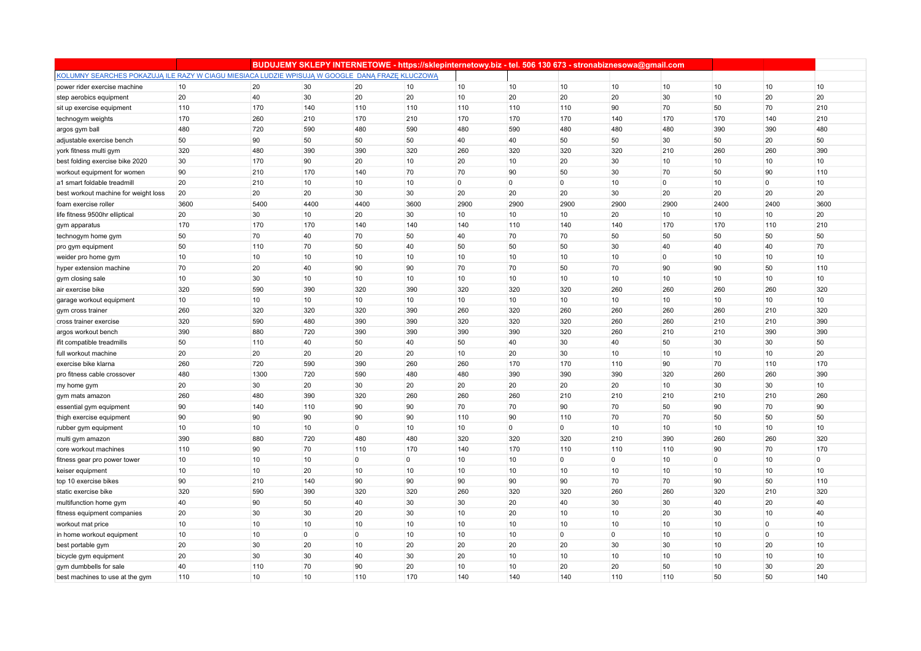| | | BUDUJEMY SKLEPY INTERNETOWE - https://sklepinternetowy.biz - tel. 506 130 673 - stronabiznesowa@gmail.com | | | | | | | | | | |
|---|---|---|---|---|---|---|---|---|---|---|---|---|
| KOLUMNY SEARCHES POKAZUJĄ ILE RAZY W CIĄGU MIESIĄCA LUDZIE WPISUJĄ W GOOGLE DANĄ FRAZĘ KLUCZOWĄ | | | | | | | | | | | | |
| power rider exercise machine | 10 | 20 | 30 | 20 | 10 | 10 | 10 | 10 | 10 | 10 | 10 | 10 | 10 |
| step aerobics equipment | 20 | 40 | 30 | 20 | 20 | 10 | 20 | 20 | 20 | 30 | 10 | 20 | 20 |
| sit up exercise equipment | 110 | 170 | 140 | 110 | 110 | 110 | 110 | 110 | 90 | 70 | 50 | 70 | 210 |
| technogym weights | 170 | 260 | 210 | 170 | 210 | 170 | 170 | 170 | 140 | 170 | 170 | 140 | 210 |
| argos gym ball | 480 | 720 | 590 | 480 | 590 | 480 | 590 | 480 | 480 | 480 | 390 | 390 | 480 |
| adjustable exercise bench | 50 | 90 | 50 | 50 | 50 | 40 | 40 | 50 | 50 | 30 | 50 | 20 | 50 |
| york fitness multi gym | 320 | 480 | 390 | 390 | 320 | 260 | 320 | 320 | 320 | 210 | 260 | 260 | 390 |
| best folding exercise bike 2020 | 30 | 170 | 90 | 20 | 10 | 20 | 10 | 20 | 30 | 10 | 10 | 10 | 10 |
| workout equipment for women | 90 | 210 | 170 | 140 | 70 | 70 | 90 | 50 | 30 | 70 | 50 | 90 | 110 |
| a1 smart foldable treadmill | 20 | 210 | 10 | 10 | 10 | 0 | 0 | 0 | 10 | 0 | 10 | 0 | 10 |
| best workout machine for weight loss | 20 | 20 | 20 | 30 | 30 | 20 | 20 | 20 | 30 | 20 | 20 | 20 | 20 |
| foam exercise roller | 3600 | 5400 | 4400 | 4400 | 3600 | 2900 | 2900 | 2900 | 2900 | 2900 | 2400 | 2400 | 3600 |
| life fitness 9500hr elliptical | 20 | 30 | 10 | 20 | 30 | 10 | 10 | 10 | 20 | 10 | 10 | 10 | 20 |
| gym apparatus | 170 | 170 | 170 | 140 | 140 | 140 | 110 | 140 | 140 | 170 | 170 | 110 | 210 |
| technogym home gym | 50 | 70 | 40 | 70 | 50 | 40 | 70 | 70 | 50 | 50 | 50 | 50 | 50 |
| pro gym equipment | 50 | 110 | 70 | 50 | 40 | 50 | 50 | 50 | 30 | 40 | 40 | 40 | 70 |
| weider pro home gym | 10 | 10 | 10 | 10 | 10 | 10 | 10 | 10 | 10 | 0 | 10 | 10 | 10 |
| hyper extension machine | 70 | 20 | 40 | 90 | 90 | 70 | 70 | 50 | 70 | 90 | 90 | 50 | 110 |
| gym closing sale | 10 | 30 | 10 | 10 | 10 | 10 | 10 | 10 | 10 | 10 | 10 | 10 | 10 |
| air exercise bike | 320 | 590 | 390 | 320 | 390 | 320 | 320 | 320 | 260 | 260 | 260 | 260 | 320 |
| garage workout equipment | 10 | 10 | 10 | 10 | 10 | 10 | 10 | 10 | 10 | 10 | 10 | 10 | 10 |
| gym cross trainer | 260 | 320 | 320 | 320 | 390 | 260 | 320 | 260 | 260 | 260 | 260 | 210 | 320 |
| cross trainer exercise | 320 | 590 | 480 | 390 | 390 | 320 | 320 | 320 | 260 | 260 | 210 | 210 | 390 |
| argos workout bench | 390 | 880 | 720 | 390 | 390 | 390 | 390 | 320 | 260 | 210 | 210 | 390 | 390 |
| ifit compatible treadmills | 50 | 110 | 40 | 50 | 40 | 50 | 40 | 30 | 40 | 50 | 30 | 30 | 50 |
| full workout machine | 20 | 20 | 20 | 20 | 20 | 10 | 20 | 30 | 10 | 10 | 10 | 10 | 20 |
| exercise bike klarna | 260 | 720 | 590 | 390 | 260 | 260 | 170 | 170 | 110 | 90 | 70 | 110 | 170 |
| pro fitness cable crossover | 480 | 1300 | 720 | 590 | 480 | 480 | 390 | 390 | 390 | 320 | 260 | 260 | 390 |
| my home gym | 20 | 30 | 20 | 30 | 20 | 20 | 20 | 20 | 20 | 10 | 30 | 30 | 10 |
| gym mats amazon | 260 | 480 | 390 | 320 | 260 | 260 | 260 | 210 | 210 | 210 | 210 | 210 | 260 |
| essential gym equipment | 90 | 140 | 110 | 90 | 90 | 70 | 70 | 90 | 70 | 50 | 90 | 70 | 90 |
| thigh exercise equipment | 90 | 90 | 90 | 90 | 90 | 110 | 90 | 110 | 70 | 70 | 50 | 50 | 50 |
| rubber gym equipment | 10 | 10 | 10 | 0 | 10 | 10 | 0 | 0 | 10 | 10 | 10 | 10 | 10 |
| multi gym amazon | 390 | 880 | 720 | 480 | 480 | 320 | 320 | 320 | 210 | 390 | 260 | 260 | 320 |
| core workout machines | 110 | 90 | 70 | 110 | 170 | 140 | 170 | 110 | 110 | 110 | 90 | 70 | 170 |
| fitness gear pro power tower | 10 | 10 | 10 | 0 | 0 | 10 | 10 | 0 | 0 | 10 | 0 | 10 | 0 |
| keiser equipment | 10 | 10 | 20 | 10 | 10 | 10 | 10 | 10 | 10 | 10 | 10 | 10 | 10 |
| top 10 exercise bikes | 90 | 210 | 140 | 90 | 90 | 90 | 90 | 90 | 70 | 70 | 90 | 50 | 110 |
| static exercise bike | 320 | 590 | 390 | 320 | 320 | 260 | 320 | 320 | 260 | 260 | 320 | 210 | 320 |
| multifunction home gym | 40 | 90 | 50 | 40 | 30 | 30 | 20 | 40 | 30 | 30 | 40 | 20 | 40 |
| fitness equipment companies | 20 | 30 | 30 | 20 | 30 | 10 | 20 | 10 | 10 | 20 | 30 | 10 | 40 |
| workout mat price | 10 | 10 | 10 | 10 | 10 | 10 | 10 | 10 | 10 | 10 | 10 | 0 | 10 |
| in home workout equipment | 10 | 10 | 0 | 0 | 10 | 10 | 10 | 0 | 0 | 10 | 10 | 0 | 10 |
| best portable gym | 20 | 30 | 20 | 10 | 20 | 20 | 20 | 20 | 30 | 30 | 10 | 20 | 10 |
| bicycle gym equipment | 20 | 30 | 30 | 40 | 30 | 20 | 10 | 10 | 10 | 10 | 10 | 10 | 10 |
| gym dumbbells for sale | 40 | 110 | 70 | 90 | 20 | 10 | 10 | 20 | 20 | 50 | 10 | 30 | 20 |
| best machines to use at the gym | 110 | 10 | 10 | 110 | 170 | 140 | 140 | 140 | 110 | 110 | 50 | 50 | 140 |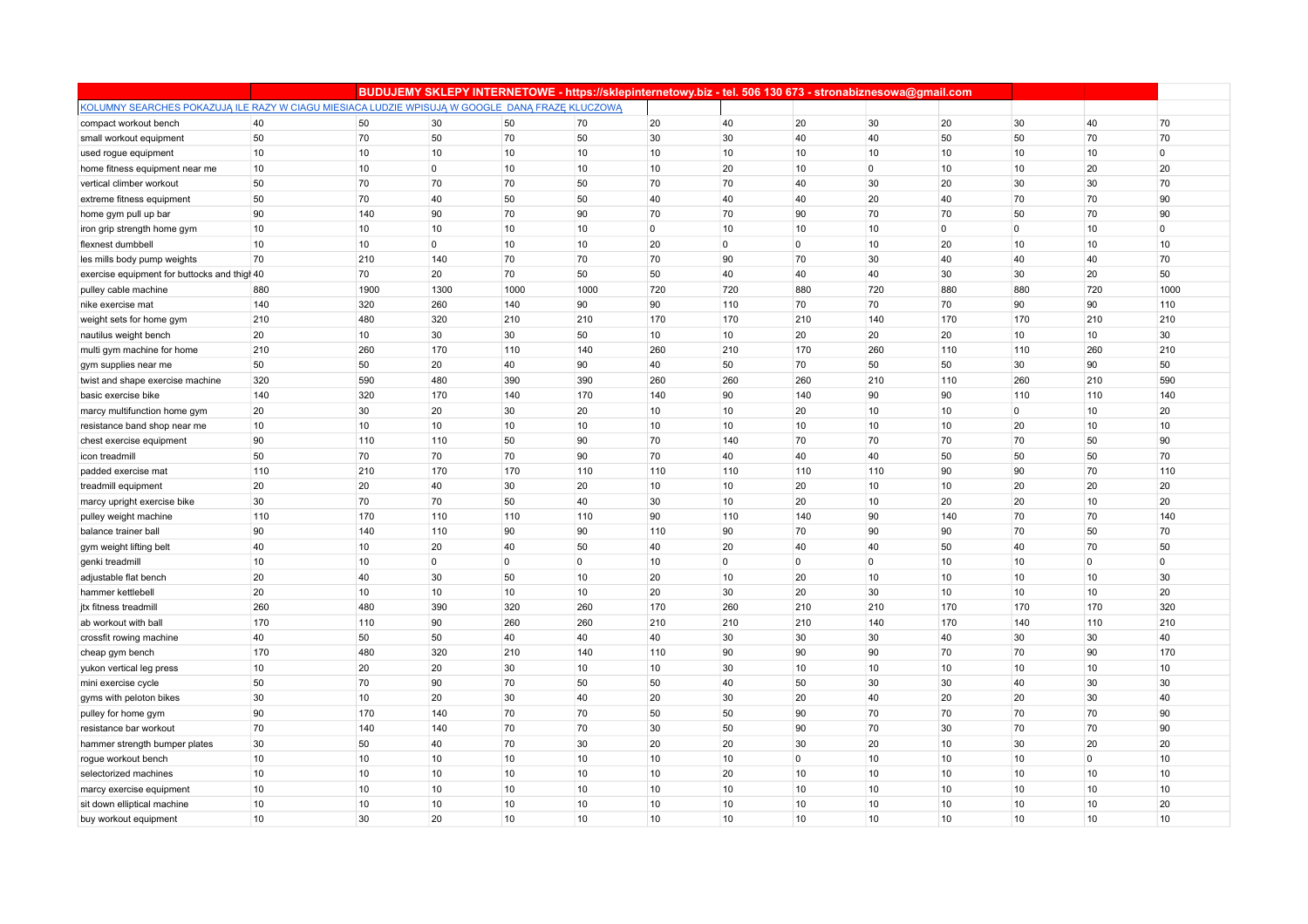| | | BUDUJEMY SKLEPY INTERNETOWE - https://sklepinternetowy.biz - tel. 506 130 673 - stronabiznesowa@gmail.com | | | | | | | | | | | |
|---|---|---|---|---|---|---|---|---|---|---|---|---|---|
| KOLUMNY SEARCHES POKAZUJĄ ILE RAZY W CIĄGU MIESIĄCA LUDZIE WPISUJĄ W GOOGLE DANĄ FRAZĘ KLUCZOWĄ | | | | | | | | | | | | | |
| compact workout bench | 40 | 50 | 30 | 50 | 70 | 20 | 40 | 20 | 30 | 20 | 30 | 40 | 70 |
| small workout equipment | 50 | 70 | 50 | 70 | 50 | 30 | 30 | 40 | 40 | 50 | 50 | 70 | 70 |
| used rogue equipment | 10 | 10 | 10 | 10 | 10 | 10 | 10 | 10 | 10 | 10 | 10 | 10 | 0 |
| home fitness equipment near me | 10 | 10 | 0 | 10 | 10 | 10 | 20 | 10 | 0 | 10 | 10 | 20 | 20 |
| vertical climber workout | 50 | 70 | 70 | 70 | 50 | 70 | 70 | 40 | 30 | 20 | 30 | 30 | 70 |
| extreme fitness equipment | 50 | 70 | 40 | 50 | 50 | 40 | 40 | 40 | 20 | 40 | 70 | 70 | 90 |
| home gym pull up bar | 90 | 140 | 90 | 70 | 90 | 70 | 70 | 90 | 70 | 70 | 50 | 70 | 90 |
| iron grip strength home gym | 10 | 10 | 10 | 10 | 10 | 0 | 10 | 10 | 10 | 0 | 0 | 10 | 0 |
| flexnest dumbbell | 10 | 10 | 0 | 10 | 10 | 20 | 0 | 0 | 10 | 20 | 10 | 10 | 10 |
| les mills body pump weights | 70 | 210 | 140 | 70 | 70 | 70 | 90 | 70 | 30 | 40 | 40 | 40 | 70 |
| exercise equipment for buttocks and thigh | 40 | 70 | 20 | 70 | 50 | 50 | 40 | 40 | 40 | 30 | 30 | 20 | 50 |
| pulley cable machine | 880 | 1900 | 1300 | 1000 | 1000 | 720 | 720 | 880 | 720 | 880 | 880 | 720 | 1000 |
| nike exercise mat | 140 | 320 | 260 | 140 | 90 | 90 | 110 | 70 | 70 | 70 | 90 | 90 | 110 |
| weight sets for home gym | 210 | 480 | 320 | 210 | 210 | 170 | 170 | 210 | 140 | 170 | 170 | 210 | 210 |
| nautilus weight bench | 20 | 10 | 30 | 30 | 50 | 10 | 10 | 20 | 20 | 20 | 10 | 10 | 30 |
| multi gym machine for home | 210 | 260 | 170 | 110 | 140 | 260 | 210 | 170 | 260 | 110 | 110 | 260 | 210 |
| gym supplies near me | 50 | 50 | 20 | 40 | 90 | 40 | 50 | 70 | 50 | 50 | 30 | 90 | 50 |
| twist and shape exercise machine | 320 | 590 | 480 | 390 | 390 | 260 | 260 | 260 | 210 | 110 | 260 | 210 | 590 |
| basic exercise bike | 140 | 320 | 170 | 140 | 170 | 140 | 90 | 140 | 90 | 90 | 110 | 110 | 140 |
| marcy multifunction home gym | 20 | 30 | 20 | 30 | 20 | 10 | 10 | 20 | 10 | 10 | 0 | 10 | 20 |
| resistance band shop near me | 10 | 10 | 10 | 10 | 10 | 10 | 10 | 10 | 10 | 10 | 20 | 10 | 10 |
| chest exercise equipment | 90 | 110 | 110 | 50 | 90 | 70 | 140 | 70 | 70 | 70 | 70 | 50 | 90 |
| icon treadmill | 50 | 70 | 70 | 70 | 90 | 70 | 40 | 40 | 40 | 50 | 50 | 50 | 70 |
| padded exercise mat | 110 | 210 | 170 | 170 | 110 | 110 | 110 | 110 | 110 | 90 | 90 | 70 | 110 |
| treadmill equipment | 20 | 20 | 40 | 30 | 20 | 10 | 10 | 20 | 10 | 10 | 20 | 20 | 20 |
| marcy upright exercise bike | 30 | 70 | 70 | 50 | 40 | 30 | 10 | 20 | 10 | 20 | 20 | 10 | 20 |
| pulley weight machine | 110 | 170 | 110 | 110 | 110 | 90 | 110 | 140 | 90 | 140 | 70 | 70 | 140 |
| balance trainer ball | 90 | 140 | 110 | 90 | 90 | 110 | 90 | 70 | 90 | 90 | 70 | 50 | 70 |
| gym weight lifting belt | 40 | 10 | 20 | 40 | 50 | 40 | 20 | 40 | 40 | 50 | 40 | 70 | 50 |
| genki treadmill | 10 | 10 | 0 | 0 | 0 | 10 | 0 | 0 | 0 | 10 | 10 | 0 | 0 |
| adjustable flat bench | 20 | 40 | 30 | 50 | 10 | 20 | 10 | 20 | 10 | 10 | 10 | 10 | 30 |
| hammer kettlebell | 20 | 10 | 10 | 10 | 10 | 20 | 30 | 20 | 30 | 10 | 10 | 10 | 20 |
| jtx fitness treadmill | 260 | 480 | 390 | 320 | 260 | 170 | 260 | 210 | 210 | 170 | 170 | 170 | 320 |
| ab workout with ball | 170 | 110 | 90 | 260 | 260 | 210 | 210 | 210 | 140 | 170 | 140 | 110 | 210 |
| crossfit rowing machine | 40 | 50 | 50 | 40 | 40 | 40 | 30 | 30 | 30 | 40 | 30 | 30 | 40 |
| cheap gym bench | 170 | 480 | 320 | 210 | 140 | 110 | 90 | 90 | 90 | 70 | 70 | 90 | 170 |
| yukon vertical leg press | 10 | 20 | 20 | 30 | 10 | 10 | 30 | 10 | 10 | 10 | 10 | 10 | 10 |
| mini exercise cycle | 50 | 70 | 90 | 70 | 50 | 50 | 40 | 50 | 30 | 30 | 40 | 30 | 30 |
| gyms with peloton bikes | 30 | 10 | 20 | 30 | 40 | 20 | 30 | 20 | 40 | 20 | 20 | 30 | 40 |
| pulley for home gym | 90 | 170 | 140 | 70 | 70 | 50 | 50 | 90 | 70 | 70 | 70 | 70 | 90 |
| resistance bar workout | 70 | 140 | 140 | 70 | 70 | 30 | 50 | 90 | 70 | 30 | 70 | 70 | 90 |
| hammer strength bumper plates | 30 | 50 | 40 | 70 | 30 | 20 | 20 | 30 | 20 | 10 | 30 | 20 | 20 |
| rogue workout bench | 10 | 10 | 10 | 10 | 10 | 10 | 10 | 0 | 10 | 10 | 10 | 0 | 10 |
| selectorized machines | 10 | 10 | 10 | 10 | 10 | 10 | 20 | 10 | 10 | 10 | 10 | 10 | 10 |
| marcy exercise equipment | 10 | 10 | 10 | 10 | 10 | 10 | 10 | 10 | 10 | 10 | 10 | 10 | 10 |
| sit down elliptical machine | 10 | 10 | 10 | 10 | 10 | 10 | 10 | 10 | 10 | 10 | 10 | 10 | 20 |
| buy workout equipment | 10 | 30 | 20 | 10 | 10 | 10 | 10 | 10 | 10 | 10 | 10 | 10 | 10 |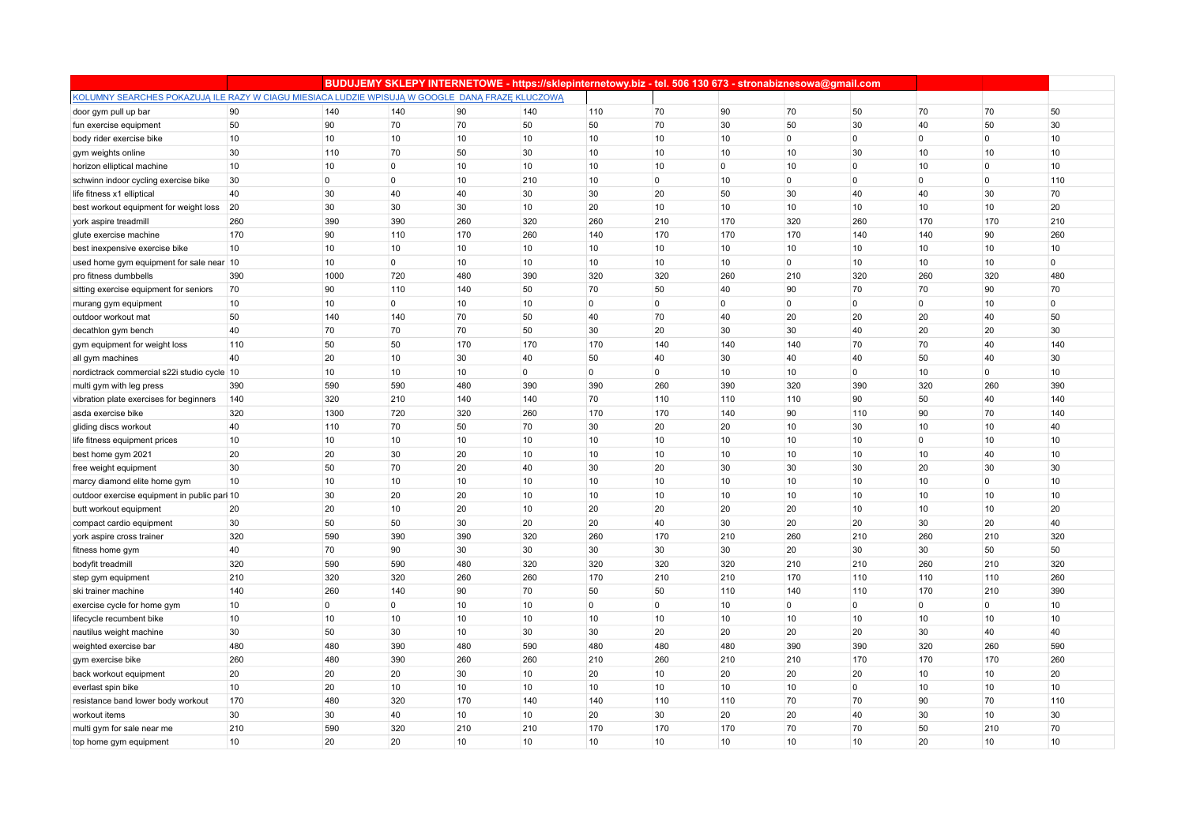| | | BUDUJEMY SKLEPY INTERNETOWE - https://sklepinternetowy.biz - tel. 506 130 673 - stronabiznesowa@gmail.com | | | | | | | | | | |
|---|---|---|---|---|---|---|---|---|---|---|---|---|
| KOLUMNY SEARCHES POKAZUJĄ ILE RAZY W CIĄGU MIESIĄCA LUDZIE WPISUJĄ W GOOGLE DANĄ FRAZĘ KLUCZOWĄ | | | | | | | | | | | | |
| door gym pull up bar | 90 | 140 | 140 | 90 | 140 | 110 | 70 | 90 | 70 | 50 | 70 | 70 | 50 |
| fun exercise equipment | 50 | 90 | 70 | 70 | 50 | 50 | 70 | 30 | 50 | 30 | 40 | 50 | 30 |
| body rider exercise bike | 10 | 10 | 10 | 10 | 10 | 10 | 10 | 10 | 0 | 0 | 0 | 0 | 10 |
| gym weights online | 30 | 110 | 70 | 50 | 30 | 10 | 10 | 10 | 10 | 30 | 10 | 10 | 10 |
| horizon elliptical machine | 10 | 10 | 0 | 10 | 10 | 10 | 10 | 0 | 10 | 0 | 10 | 0 | 10 |
| schwinn indoor cycling exercise bike | 30 | 0 | 0 | 10 | 210 | 10 | 0 | 10 | 0 | 0 | 0 | 0 | 110 |
| life fitness x1 elliptical | 40 | 30 | 40 | 40 | 30 | 30 | 20 | 50 | 30 | 40 | 40 | 30 | 70 |
| best workout equipment for weight loss | 20 | 30 | 30 | 30 | 10 | 20 | 10 | 10 | 10 | 10 | 10 | 10 | 20 |
| york aspire treadmill | 260 | 390 | 390 | 260 | 320 | 260 | 210 | 170 | 320 | 260 | 170 | 170 | 210 |
| glute exercise machine | 170 | 90 | 110 | 170 | 260 | 140 | 170 | 170 | 170 | 140 | 140 | 90 | 260 |
| best inexpensive exercise bike | 10 | 10 | 10 | 10 | 10 | 10 | 10 | 10 | 10 | 10 | 10 | 10 | 10 |
| used home gym equipment for sale near | 10 | 10 | 0 | 10 | 10 | 10 | 10 | 10 | 0 | 10 | 10 | 10 | 0 |
| pro fitness dumbbells | 390 | 1000 | 720 | 480 | 390 | 320 | 320 | 260 | 210 | 320 | 260 | 320 | 480 |
| sitting exercise equipment for seniors | 70 | 90 | 110 | 140 | 50 | 70 | 50 | 40 | 90 | 70 | 70 | 90 | 70 |
| murang gym equipment | 10 | 10 | 0 | 10 | 10 | 0 | 0 | 0 | 0 | 0 | 0 | 10 | 0 |
| outdoor workout mat | 50 | 140 | 140 | 70 | 50 | 40 | 70 | 40 | 20 | 20 | 20 | 40 | 50 |
| decathlon gym bench | 40 | 70 | 70 | 70 | 50 | 30 | 20 | 30 | 30 | 40 | 20 | 20 | 30 |
| gym equipment for weight loss | 110 | 50 | 50 | 170 | 170 | 170 | 140 | 140 | 140 | 70 | 70 | 40 | 140 |
| all gym machines | 40 | 20 | 10 | 30 | 40 | 50 | 40 | 30 | 40 | 40 | 50 | 40 | 30 |
| nordictrack commercial s22i studio cycle | 10 | 10 | 10 | 10 | 0 | 0 | 0 | 10 | 10 | 0 | 10 | 0 | 10 |
| multi gym with leg press | 390 | 590 | 590 | 480 | 390 | 390 | 260 | 390 | 320 | 390 | 320 | 260 | 390 |
| vibration plate exercises for beginners | 140 | 320 | 210 | 140 | 140 | 70 | 110 | 110 | 110 | 90 | 50 | 40 | 140 |
| asda exercise bike | 320 | 1300 | 720 | 320 | 260 | 170 | 170 | 140 | 90 | 110 | 90 | 70 | 140 |
| gliding discs workout | 40 | 110 | 70 | 50 | 70 | 30 | 20 | 20 | 10 | 30 | 10 | 10 | 40 |
| life fitness equipment prices | 10 | 10 | 10 | 10 | 10 | 10 | 10 | 10 | 10 | 10 | 0 | 10 | 10 |
| best home gym 2021 | 20 | 20 | 30 | 20 | 10 | 10 | 10 | 10 | 10 | 10 | 10 | 40 | 10 |
| free weight equipment | 30 | 50 | 70 | 20 | 40 | 30 | 20 | 30 | 30 | 30 | 20 | 30 | 30 |
| marcy diamond elite home gym | 10 | 10 | 10 | 10 | 10 | 10 | 10 | 10 | 10 | 10 | 10 | 0 | 10 |
| outdoor exercise equipment in public parl | 10 | 30 | 20 | 20 | 10 | 10 | 10 | 10 | 10 | 10 | 10 | 10 | 10 |
| butt workout equipment | 20 | 20 | 10 | 20 | 10 | 20 | 20 | 20 | 20 | 10 | 10 | 10 | 20 |
| compact cardio equipment | 30 | 50 | 50 | 30 | 20 | 20 | 40 | 30 | 20 | 20 | 30 | 20 | 40 |
| york aspire cross trainer | 320 | 590 | 390 | 390 | 320 | 260 | 170 | 210 | 260 | 210 | 260 | 210 | 320 |
| fitness home gym | 40 | 70 | 90 | 30 | 30 | 30 | 30 | 30 | 20 | 30 | 30 | 50 | 50 |
| bodyfit treadmill | 320 | 590 | 590 | 480 | 320 | 320 | 320 | 320 | 210 | 210 | 260 | 210 | 320 |
| step gym equipment | 210 | 320 | 320 | 260 | 260 | 170 | 210 | 210 | 170 | 110 | 110 | 110 | 260 |
| ski trainer machine | 140 | 260 | 140 | 90 | 70 | 50 | 50 | 110 | 140 | 110 | 170 | 210 | 390 |
| exercise cycle for home gym | 10 | 0 | 0 | 10 | 10 | 0 | 0 | 10 | 0 | 0 | 0 | 0 | 10 |
| lifecycle recumbent bike | 10 | 10 | 10 | 10 | 10 | 10 | 10 | 10 | 10 | 10 | 10 | 10 | 10 |
| nautilus weight machine | 30 | 50 | 30 | 10 | 30 | 30 | 20 | 20 | 20 | 20 | 30 | 40 | 40 |
| weighted exercise bar | 480 | 480 | 390 | 480 | 590 | 480 | 480 | 480 | 390 | 390 | 320 | 260 | 590 |
| gym exercise bike | 260 | 480 | 390 | 260 | 260 | 210 | 260 | 210 | 210 | 170 | 170 | 170 | 260 |
| back workout equipment | 20 | 20 | 20 | 30 | 10 | 20 | 10 | 20 | 20 | 20 | 10 | 10 | 20 |
| everlast spin bike | 10 | 20 | 10 | 10 | 10 | 10 | 10 | 10 | 10 | 0 | 10 | 10 | 10 |
| resistance band lower body workout | 170 | 480 | 320 | 170 | 140 | 140 | 110 | 110 | 70 | 70 | 90 | 70 | 110 |
| workout items | 30 | 30 | 40 | 10 | 10 | 20 | 30 | 20 | 20 | 40 | 30 | 10 | 30 |
| multi gym for sale near me | 210 | 590 | 320 | 210 | 210 | 170 | 170 | 170 | 70 | 70 | 50 | 210 | 70 |
| top home gym equipment | 10 | 20 | 20 | 10 | 10 | 10 | 10 | 10 | 10 | 10 | 20 | 10 | 10 |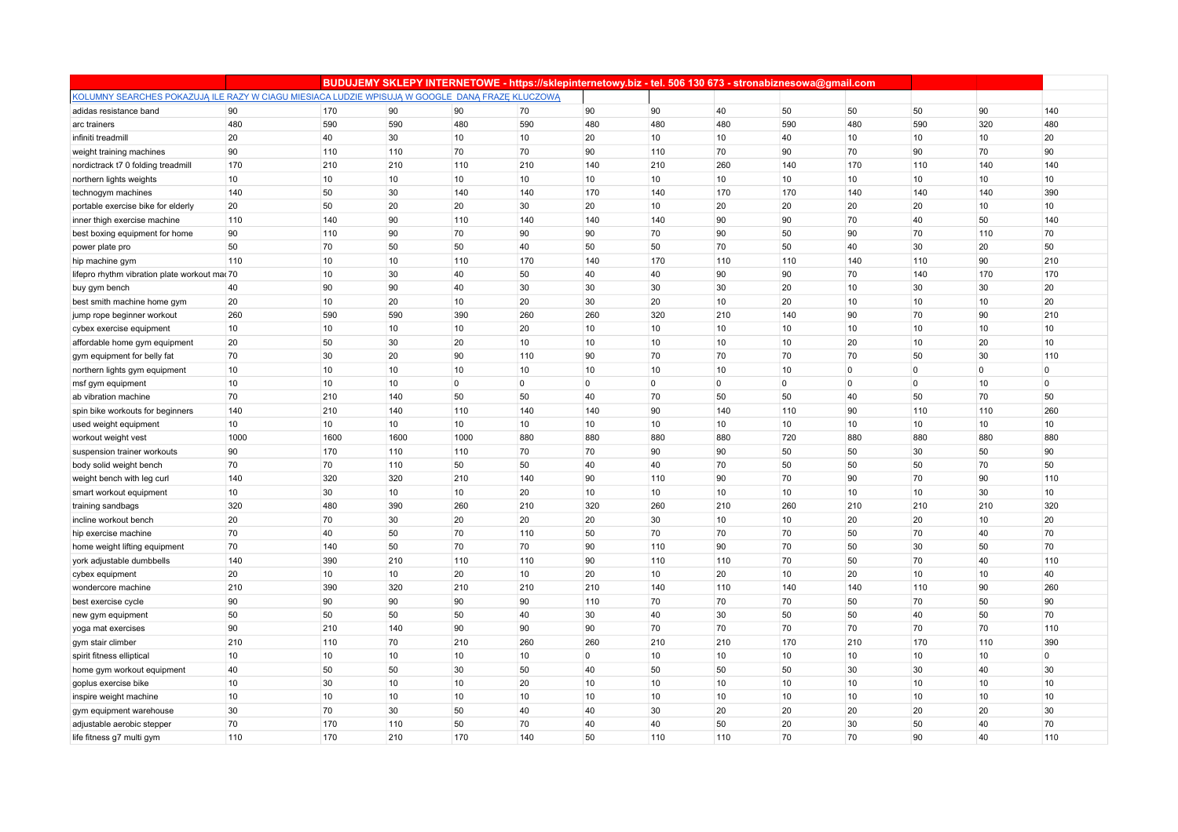| | | BUDUJEMY SKLEPY INTERNETOWE - https://sklepinternetowy.biz - tel. 506 130 673 - stronabiznesowa@gmail.com | | | | | | | | | | | |
|---|---|---|---|---|---|---|---|---|---|---|---|---|---|
| KOLUMNY SEARCHES POKAZUJĄ ILE RAZY W CIAGU MIESIACA LUDZIE WPISUJĄ W GOOGLE DANĄ FRAZĘ KLUCZOWĄ | | | | | | | | | | | | | |
| adidas resistance band | 90 | 170 | 90 | 90 | 70 | 90 | 90 | 40 | 50 | 50 | 50 | 90 | 140 |
| arc trainers | 480 | 590 | 590 | 480 | 590 | 480 | 480 | 480 | 590 | 480 | 590 | 320 | 480 |
| infiniti treadmill | 20 | 40 | 30 | 10 | 10 | 20 | 10 | 10 | 40 | 10 | 10 | 10 | 20 |
| weight training machines | 90 | 110 | 110 | 70 | 70 | 90 | 110 | 70 | 90 | 70 | 90 | 70 | 90 |
| nordictrack t7 0 folding treadmill | 170 | 210 | 210 | 110 | 210 | 140 | 210 | 260 | 140 | 170 | 110 | 140 | 140 |
| northern lights weights | 10 | 10 | 10 | 10 | 10 | 10 | 10 | 10 | 10 | 10 | 10 | 10 | 10 |
| technogym machines | 140 | 50 | 30 | 140 | 140 | 170 | 140 | 170 | 170 | 140 | 140 | 140 | 390 |
| portable exercise bike for elderly | 20 | 50 | 20 | 20 | 30 | 20 | 10 | 20 | 20 | 20 | 20 | 10 | 10 |
| inner thigh exercise machine | 110 | 140 | 90 | 110 | 140 | 140 | 140 | 90 | 90 | 70 | 40 | 50 | 140 |
| best boxing equipment for home | 90 | 110 | 90 | 70 | 90 | 90 | 70 | 90 | 50 | 90 | 70 | 110 | 70 |
| power plate pro | 50 | 70 | 50 | 50 | 40 | 50 | 50 | 70 | 50 | 40 | 30 | 20 | 50 |
| hip machine gym | 110 | 10 | 10 | 110 | 170 | 140 | 170 | 110 | 110 | 140 | 110 | 90 | 210 |
| lifepro rhythm vibration plate workout mac | 70 | 10 | 30 | 40 | 50 | 40 | 40 | 90 | 90 | 70 | 140 | 170 | 170 |
| buy gym bench | 40 | 90 | 90 | 40 | 30 | 30 | 30 | 30 | 20 | 10 | 30 | 30 | 20 |
| best smith machine home gym | 20 | 10 | 20 | 10 | 20 | 30 | 20 | 10 | 20 | 10 | 10 | 10 | 20 |
| jump rope beginner workout | 260 | 590 | 590 | 390 | 260 | 260 | 320 | 210 | 140 | 90 | 70 | 90 | 210 |
| cybex exercise equipment | 10 | 10 | 10 | 10 | 20 | 10 | 10 | 10 | 10 | 10 | 10 | 10 | 10 |
| affordable home gym equipment | 20 | 50 | 30 | 20 | 10 | 10 | 10 | 10 | 10 | 20 | 10 | 20 | 10 |
| gym equipment for belly fat | 70 | 30 | 20 | 90 | 110 | 90 | 70 | 70 | 70 | 70 | 50 | 30 | 110 |
| northern lights gym equipment | 10 | 10 | 10 | 10 | 10 | 10 | 10 | 10 | 10 | 0 | 0 | 0 | 0 |
| msf gym equipment | 10 | 10 | 10 | 0 | 0 | 0 | 0 | 0 | 0 | 0 | 0 | 10 | 0 |
| ab vibration machine | 70 | 210 | 140 | 50 | 50 | 40 | 70 | 50 | 50 | 40 | 50 | 70 | 50 |
| spin bike workouts for beginners | 140 | 210 | 140 | 110 | 140 | 140 | 90 | 140 | 110 | 90 | 110 | 110 | 260 |
| used weight equipment | 10 | 10 | 10 | 10 | 10 | 10 | 10 | 10 | 10 | 10 | 10 | 10 | 10 |
| workout weight vest | 1000 | 1600 | 1600 | 1000 | 880 | 880 | 880 | 880 | 720 | 880 | 880 | 880 | 880 |
| suspension trainer workouts | 90 | 170 | 110 | 110 | 70 | 70 | 90 | 90 | 50 | 50 | 30 | 50 | 90 |
| body solid weight bench | 70 | 70 | 110 | 50 | 50 | 40 | 40 | 70 | 50 | 50 | 50 | 70 | 50 |
| weight bench with leg curl | 140 | 320 | 320 | 210 | 140 | 90 | 110 | 90 | 70 | 90 | 70 | 90 | 110 |
| smart workout equipment | 10 | 30 | 10 | 10 | 20 | 10 | 10 | 10 | 10 | 10 | 10 | 30 | 10 |
| training sandbags | 320 | 480 | 390 | 260 | 210 | 320 | 260 | 210 | 260 | 210 | 210 | 210 | 320 |
| incline workout bench | 20 | 70 | 30 | 20 | 20 | 20 | 30 | 10 | 10 | 20 | 20 | 10 | 20 |
| hip exercise machine | 70 | 40 | 50 | 70 | 110 | 50 | 70 | 70 | 70 | 50 | 70 | 40 | 70 |
| home weight lifting equipment | 70 | 140 | 50 | 70 | 70 | 90 | 110 | 90 | 70 | 50 | 30 | 50 | 70 |
| york adjustable dumbbells | 140 | 390 | 210 | 110 | 110 | 90 | 110 | 110 | 70 | 50 | 70 | 40 | 110 |
| cybex equipment | 20 | 10 | 10 | 20 | 10 | 20 | 10 | 20 | 10 | 20 | 10 | 10 | 40 |
| wondercore machine | 210 | 390 | 320 | 210 | 210 | 210 | 140 | 110 | 140 | 140 | 110 | 90 | 260 |
| best exercise cycle | 90 | 90 | 90 | 90 | 90 | 110 | 70 | 70 | 70 | 50 | 70 | 50 | 90 |
| new gym equipment | 50 | 50 | 50 | 50 | 40 | 30 | 40 | 30 | 50 | 50 | 40 | 50 | 70 |
| yoga mat exercises | 90 | 210 | 140 | 90 | 90 | 90 | 70 | 70 | 70 | 70 | 70 | 70 | 110 |
| gym stair climber | 210 | 110 | 70 | 210 | 260 | 260 | 210 | 210 | 170 | 210 | 170 | 110 | 390 |
| spirit fitness elliptical | 10 | 10 | 10 | 10 | 10 | 0 | 10 | 10 | 10 | 10 | 10 | 10 | 0 |
| home gym workout equipment | 40 | 50 | 50 | 30 | 50 | 40 | 50 | 50 | 50 | 30 | 30 | 40 | 30 |
| goplus exercise bike | 10 | 30 | 10 | 10 | 20 | 10 | 10 | 10 | 10 | 10 | 10 | 10 | 10 |
| inspire weight machine | 10 | 10 | 10 | 10 | 10 | 10 | 10 | 10 | 10 | 10 | 10 | 10 | 10 |
| gym equipment warehouse | 30 | 70 | 30 | 50 | 40 | 40 | 30 | 20 | 20 | 20 | 20 | 20 | 30 |
| adjustable aerobic stepper | 70 | 170 | 110 | 50 | 70 | 40 | 40 | 50 | 20 | 30 | 50 | 40 | 70 |
| life fitness g7 multi gym | 110 | 170 | 210 | 170 | 140 | 50 | 110 | 110 | 70 | 70 | 90 | 40 | 110 |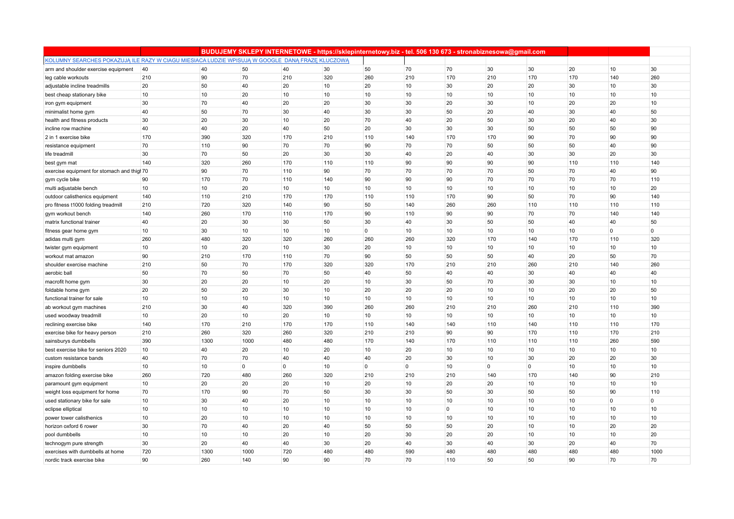| | BUDUJEMY SKLEPY INTERNETOWE - https://sklepinternetowy.biz - tel. 506 130 673 - stronabiznesowa@gmail.com | | | | | | | | | | | |
|---|---|---|---|---|---|---|---|---|---|---|---|---|
| KOLUMNY SEARCHES POKAZUJĄ ILE RAZY W CIĄGU MIESIĄCA LUDZIE WPISUJĄ W GOOGLE DANĄ FRAZĘ KLUCZOWĄ | | | | | | | | | | | | |
| arm and shoulder exercise equipment | 40 | 40 | 50 | 40 | 30 | 50 | 70 | 70 | 30 | 30 | 20 | 10 | 30 |
| leg cable workouts | 210 | 90 | 70 | 210 | 320 | 260 | 210 | 170 | 210 | 170 | 170 | 140 | 260 |
| adjustable incline treadmills | 20 | 50 | 40 | 20 | 10 | 20 | 10 | 30 | 20 | 20 | 30 | 10 | 30 |
| best cheap stationary bike | 10 | 10 | 20 | 10 | 10 | 10 | 10 | 10 | 10 | 10 | 10 | 10 | 10 |
| iron gym equipment | 30 | 70 | 40 | 20 | 20 | 30 | 30 | 20 | 30 | 10 | 20 | 20 | 10 |
| minimalist home gym | 40 | 50 | 70 | 30 | 40 | 30 | 30 | 50 | 20 | 40 | 30 | 40 | 50 |
| health and fitness products | 30 | 20 | 30 | 10 | 20 | 70 | 40 | 20 | 50 | 30 | 20 | 40 | 30 |
| incline row machine | 40 | 40 | 20 | 40 | 50 | 20 | 30 | 30 | 30 | 50 | 50 | 50 | 90 |
| 2 in 1 exercise bike | 170 | 390 | 320 | 170 | 210 | 110 | 140 | 170 | 170 | 90 | 70 | 90 | 90 |
| resistance equipment | 70 | 110 | 90 | 70 | 70 | 90 | 70 | 70 | 50 | 50 | 50 | 40 | 90 |
| life treadmill | 30 | 70 | 50 | 20 | 30 | 30 | 40 | 20 | 40 | 30 | 30 | 20 | 30 |
| best gym mat | 140 | 320 | 260 | 170 | 110 | 110 | 90 | 90 | 90 | 90 | 110 | 110 | 140 |
| exercise equipment for stomach and thigh | 70 | 90 | 70 | 110 | 90 | 70 | 70 | 70 | 70 | 50 | 70 | 40 | 90 |
| gym cycle bike | 90 | 170 | 70 | 110 | 140 | 90 | 90 | 90 | 70 | 70 | 70 | 70 | 110 |
| multi adjustable bench | 10 | 10 | 20 | 10 | 10 | 10 | 10 | 10 | 10 | 10 | 10 | 10 | 20 |
| outdoor calisthenics equipment | 140 | 110 | 210 | 170 | 170 | 110 | 110 | 170 | 90 | 50 | 70 | 90 | 140 |
| pro fitness t1000 folding treadmill | 210 | 720 | 320 | 140 | 90 | 50 | 140 | 260 | 260 | 110 | 110 | 110 | 110 |
| gym workout bench | 140 | 260 | 170 | 110 | 170 | 90 | 110 | 90 | 90 | 70 | 70 | 140 | 140 |
| matrix functional trainer | 40 | 20 | 30 | 30 | 50 | 30 | 40 | 30 | 50 | 50 | 40 | 40 | 50 |
| fitness gear home gym | 10 | 30 | 10 | 10 | 10 | 0 | 10 | 10 | 10 | 10 | 10 | 0 | 0 |
| adidas multi gym | 260 | 480 | 320 | 320 | 260 | 260 | 260 | 320 | 170 | 140 | 170 | 110 | 320 |
| twister gym equipment | 10 | 10 | 20 | 10 | 30 | 20 | 10 | 10 | 10 | 10 | 10 | 10 | 10 |
| workout mat amazon | 90 | 210 | 170 | 110 | 70 | 90 | 50 | 50 | 50 | 40 | 20 | 50 | 70 |
| shoulder exercise machine | 210 | 50 | 70 | 170 | 320 | 320 | 170 | 210 | 210 | 260 | 210 | 140 | 260 |
| aerobic ball | 50 | 70 | 50 | 70 | 50 | 40 | 50 | 40 | 40 | 30 | 40 | 40 | 40 |
| macrofit home gym | 30 | 20 | 20 | 10 | 20 | 10 | 30 | 50 | 70 | 30 | 30 | 10 | 10 |
| foldable home gym | 20 | 50 | 20 | 30 | 10 | 20 | 20 | 20 | 10 | 10 | 20 | 20 | 50 |
| functional trainer for sale | 10 | 10 | 10 | 10 | 10 | 10 | 10 | 10 | 10 | 10 | 10 | 10 | 10 |
| ab workout gym machines | 210 | 30 | 40 | 320 | 390 | 260 | 260 | 210 | 210 | 260 | 210 | 110 | 390 |
| used woodway treadmill | 10 | 20 | 10 | 20 | 10 | 10 | 10 | 10 | 10 | 10 | 10 | 10 | 10 |
| reclining exercise bike | 140 | 170 | 210 | 170 | 170 | 110 | 140 | 140 | 110 | 140 | 110 | 110 | 170 |
| exercise bike for heavy person | 210 | 260 | 320 | 260 | 320 | 210 | 210 | 90 | 90 | 170 | 110 | 170 | 210 |
| sainsburys dumbbells | 390 | 1300 | 1000 | 480 | 480 | 170 | 140 | 170 | 110 | 110 | 110 | 260 | 590 |
| best exercise bike for seniors 2020 | 10 | 40 | 20 | 10 | 20 | 10 | 20 | 10 | 10 | 10 | 10 | 10 | 10 |
| custom resistance bands | 40 | 70 | 70 | 40 | 40 | 40 | 20 | 30 | 10 | 30 | 20 | 20 | 30 |
| inspire dumbbells | 10 | 10 | 0 | 0 | 10 | 0 | 0 | 10 | 0 | 0 | 10 | 10 | 10 |
| amazon folding exercise bike | 260 | 720 | 480 | 260 | 320 | 210 | 210 | 210 | 140 | 170 | 140 | 90 | 210 |
| paramount gym equipment | 10 | 20 | 20 | 20 | 10 | 20 | 10 | 20 | 20 | 10 | 10 | 10 | 10 |
| weight loss equipment for home | 70 | 170 | 90 | 70 | 50 | 30 | 30 | 50 | 30 | 50 | 50 | 90 | 110 |
| used stationary bike for sale | 10 | 30 | 40 | 20 | 10 | 10 | 10 | 10 | 10 | 10 | 10 | 0 | 0 |
| eclipse elliptical | 10 | 10 | 10 | 10 | 10 | 10 | 10 | 0 | 10 | 10 | 10 | 10 | 10 |
| power tower calisthenics | 10 | 20 | 10 | 10 | 10 | 10 | 10 | 10 | 10 | 10 | 10 | 10 | 10 |
| horizon oxford 6 rower | 30 | 70 | 40 | 20 | 40 | 50 | 50 | 50 | 20 | 10 | 10 | 20 | 20 |
| pool dumbbells | 10 | 10 | 10 | 20 | 10 | 20 | 30 | 20 | 20 | 10 | 10 | 10 | 20 |
| technogym pure strength | 30 | 20 | 40 | 40 | 30 | 20 | 40 | 30 | 40 | 30 | 20 | 40 | 70 |
| exercises with dumbbells at home | 720 | 1300 | 1000 | 720 | 480 | 480 | 590 | 480 | 480 | 480 | 480 | 480 | 1000 |
| nordic track exercise bike | 90 | 260 | 140 | 90 | 90 | 70 | 70 | 110 | 50 | 50 | 90 | 70 | 70 |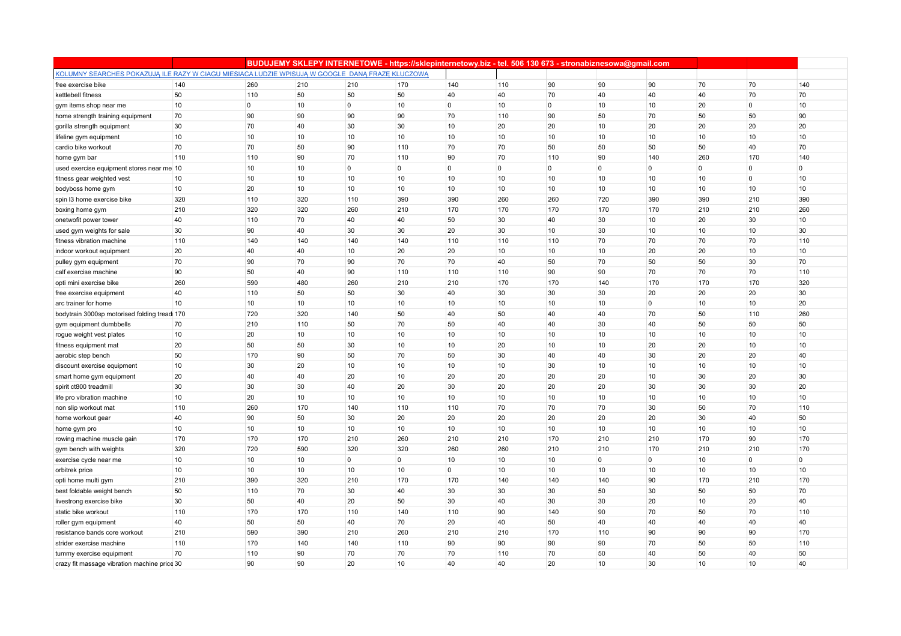| | | BUDUJEMY SKLEPY INTERNETOWE - https://sklepinternetowy.biz - tel. 506 130 673 - stronabiznesowa@gmail.com | | | | | | | | | | | |
|---|---|---|---|---|---|---|---|---|---|---|---|---|---|
| KOLUMNY SEARCHES POKAZUJĄ ILE RAZY W CIĄGU MIESIĄCA LUDZIE WPISUJĄ W GOOGLE DANĄ FRAZĘ KLUCZOWĄ | | | | | | | | | | | | | |
| free exercise bike | 140 | 260 | 210 | 210 | 170 | 140 | 110 | 90 | 90 | 90 | 70 | 70 | 140 |
| kettlebell fitness | 50 | 110 | 50 | 50 | 50 | 40 | 40 | 70 | 40 | 40 | 40 | 70 | 70 |
| gym items shop near me | 10 | 0 | 10 | 0 | 10 | 0 | 10 | 0 | 10 | 10 | 20 | 0 | 10 |
| home strength training equipment | 70 | 90 | 90 | 90 | 90 | 70 | 110 | 90 | 50 | 70 | 50 | 50 | 90 |
| gorilla strength equipment | 30 | 70 | 40 | 30 | 30 | 10 | 20 | 20 | 10 | 20 | 20 | 20 | 20 |
| lifeline gym equipment | 10 | 10 | 10 | 10 | 10 | 10 | 10 | 10 | 10 | 10 | 10 | 10 | 10 |
| cardio bike workout | 70 | 70 | 50 | 90 | 110 | 70 | 70 | 50 | 50 | 50 | 50 | 40 | 70 |
| home gym bar | 110 | 110 | 90 | 70 | 110 | 90 | 70 | 110 | 90 | 140 | 260 | 170 | 140 |
| used exercise equipment stores near me | 10 | 10 | 10 | 0 | 0 | 0 | 0 | 0 | 0 | 0 | 0 | 0 | 0 |
| fitness gear weighted vest | 10 | 10 | 10 | 10 | 10 | 10 | 10 | 10 | 10 | 10 | 10 | 0 | 10 |
| bodyboss home gym | 10 | 20 | 10 | 10 | 10 | 10 | 10 | 10 | 10 | 10 | 10 | 10 | 10 |
| spin l3 home exercise bike | 320 | 110 | 320 | 110 | 390 | 390 | 260 | 260 | 720 | 390 | 390 | 210 | 390 |
| boxing home gym | 210 | 320 | 320 | 260 | 210 | 170 | 170 | 170 | 170 | 170 | 210 | 210 | 260 |
| onetwofit power tower | 40 | 110 | 70 | 40 | 40 | 50 | 30 | 40 | 30 | 10 | 20 | 30 | 10 |
| used gym weights for sale | 30 | 90 | 40 | 30 | 30 | 20 | 30 | 10 | 30 | 10 | 10 | 10 | 30 |
| fitness vibration machine | 110 | 140 | 140 | 140 | 140 | 110 | 110 | 110 | 70 | 70 | 70 | 70 | 110 |
| indoor workout equipment | 20 | 40 | 40 | 10 | 20 | 20 | 10 | 10 | 10 | 20 | 20 | 10 | 10 |
| pulley gym equipment | 70 | 90 | 70 | 90 | 70 | 70 | 40 | 50 | 70 | 50 | 50 | 30 | 70 |
| calf exercise machine | 90 | 50 | 40 | 90 | 110 | 110 | 110 | 90 | 90 | 70 | 70 | 70 | 110 |
| opti mini exercise bike | 260 | 590 | 480 | 260 | 210 | 210 | 170 | 170 | 140 | 170 | 170 | 170 | 320 |
| free exercise equipment | 40 | 110 | 50 | 50 | 30 | 40 | 30 | 30 | 30 | 20 | 20 | 20 | 30 |
| arc trainer for home | 10 | 10 | 10 | 10 | 10 | 10 | 10 | 10 | 10 | 0 | 10 | 10 | 20 |
| bodytrain 3000sp motorised folding tread | 170 | 720 | 320 | 140 | 50 | 40 | 50 | 40 | 40 | 70 | 50 | 110 | 260 |
| gym equipment dumbbells | 70 | 210 | 110 | 50 | 70 | 50 | 40 | 40 | 30 | 40 | 50 | 50 | 50 |
| rogue weight vest plates | 10 | 20 | 10 | 10 | 10 | 10 | 10 | 10 | 10 | 10 | 10 | 10 | 10 |
| fitness equipment mat | 20 | 50 | 50 | 30 | 10 | 10 | 20 | 10 | 10 | 20 | 20 | 10 | 10 |
| aerobic step bench | 50 | 170 | 90 | 50 | 70 | 50 | 30 | 40 | 40 | 30 | 20 | 20 | 40 |
| discount exercise equipment | 10 | 30 | 20 | 10 | 10 | 10 | 10 | 30 | 10 | 10 | 10 | 10 | 10 |
| smart home gym equipment | 20 | 40 | 40 | 20 | 10 | 20 | 20 | 20 | 20 | 10 | 30 | 20 | 30 |
| spirit ct800 treadmill | 30 | 30 | 30 | 40 | 20 | 30 | 20 | 20 | 20 | 30 | 30 | 30 | 20 |
| life pro vibration machine | 10 | 20 | 10 | 10 | 10 | 10 | 10 | 10 | 10 | 10 | 10 | 10 | 10 |
| non slip workout mat | 110 | 260 | 170 | 140 | 110 | 110 | 70 | 70 | 70 | 30 | 50 | 70 | 110 |
| home workout gear | 40 | 90 | 50 | 30 | 20 | 20 | 20 | 20 | 20 | 20 | 30 | 40 | 50 |
| home gym pro | 10 | 10 | 10 | 10 | 10 | 10 | 10 | 10 | 10 | 10 | 10 | 10 | 10 |
| rowing machine muscle gain | 170 | 170 | 170 | 210 | 260 | 210 | 210 | 170 | 210 | 210 | 170 | 90 | 170 |
| gym bench with weights | 320 | 720 | 590 | 320 | 320 | 260 | 260 | 210 | 210 | 170 | 210 | 210 | 170 |
| exercise cycle near me | 10 | 10 | 10 | 0 | 0 | 10 | 10 | 10 | 0 | 0 | 10 | 0 | 0 |
| orbitrek price | 10 | 10 | 10 | 10 | 10 | 0 | 10 | 10 | 10 | 10 | 10 | 10 | 10 |
| opti home multi gym | 210 | 390 | 320 | 210 | 170 | 170 | 140 | 140 | 140 | 90 | 170 | 210 | 170 |
| best foldable weight bench | 50 | 110 | 70 | 30 | 40 | 30 | 30 | 30 | 50 | 30 | 50 | 50 | 70 |
| livestrong exercise bike | 30 | 50 | 40 | 20 | 50 | 30 | 40 | 30 | 30 | 20 | 10 | 20 | 40 |
| static bike workout | 110 | 170 | 170 | 110 | 140 | 110 | 90 | 140 | 90 | 70 | 50 | 70 | 110 |
| roller gym equipment | 40 | 50 | 50 | 40 | 70 | 20 | 40 | 50 | 40 | 40 | 40 | 40 | 40 |
| resistance bands core workout | 210 | 590 | 390 | 210 | 260 | 210 | 210 | 170 | 110 | 90 | 90 | 90 | 170 |
| strider exercise machine | 110 | 170 | 140 | 140 | 110 | 90 | 90 | 90 | 90 | 70 | 50 | 50 | 110 |
| tummy exercise equipment | 70 | 110 | 90 | 70 | 70 | 70 | 110 | 70 | 50 | 40 | 50 | 40 | 50 |
| crazy fit massage vibration machine price | 30 | 90 | 90 | 20 | 10 | 40 | 40 | 20 | 10 | 30 | 10 | 10 | 40 |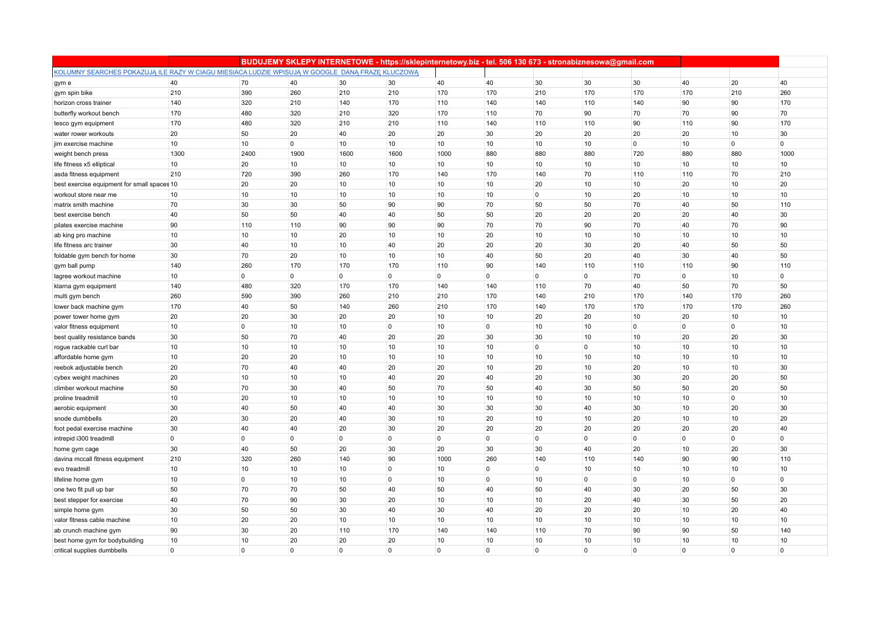| | | BUDUJEMY SKLEPY INTERNETOWE - https://sklepinternetowy.biz - tel. 506 130 673 - stronabiznesowa@gmail.com | | | | | | | | | | | |
|---|---|---|---|---|---|---|---|---|---|---|---|---|---|
| KOLUMNY SEARCHES POKAZUJĄ ILE RAZY W CIĄGU MIESIĄCA LUDZIE WPISUJĄ W GOOGLE DANĄ FRAZĘ KLUCZOWĄ | | | | | | | | | | | | | |
| gym e | 40 | 70 | 40 | 30 | 30 | 40 | 40 | 30 | 30 | 30 | 40 | 20 | 40 |
| gym spin bike | 210 | 390 | 260 | 210 | 210 | 170 | 170 | 210 | 170 | 170 | 170 | 210 | 260 |
| horizon cross trainer | 140 | 320 | 210 | 140 | 170 | 110 | 140 | 140 | 110 | 140 | 90 | 90 | 170 |
| butterfly workout bench | 170 | 480 | 320 | 210 | 320 | 170 | 110 | 70 | 90 | 70 | 70 | 90 | 70 |
| tesco gym equipment | 170 | 480 | 320 | 210 | 210 | 110 | 140 | 110 | 110 | 90 | 110 | 90 | 170 |
| water rower workouts | 20 | 50 | 20 | 40 | 20 | 20 | 30 | 20 | 20 | 20 | 20 | 10 | 30 |
| jim exercise machine | 10 | 10 | 0 | 10 | 10 | 10 | 10 | 10 | 10 | 0 | 10 | 0 | 0 |
| weight bench press | 1300 | 2400 | 1900 | 1600 | 1600 | 1000 | 880 | 880 | 880 | 720 | 880 | 880 | 1000 |
| life fitness x5 elliptical | 10 | 20 | 10 | 10 | 10 | 10 | 10 | 10 | 10 | 10 | 10 | 10 | 10 |
| asda fitness equipment | 210 | 720 | 390 | 260 | 170 | 140 | 170 | 140 | 70 | 110 | 110 | 70 | 210 |
| best exercise equipment for small spaces | 10 | 20 | 20 | 10 | 10 | 10 | 10 | 20 | 10 | 10 | 20 | 10 | 20 |
| workout store near me | 10 | 10 | 10 | 10 | 10 | 10 | 10 | 0 | 10 | 20 | 10 | 10 | 10 |
| matrix smith machine | 70 | 30 | 30 | 50 | 90 | 90 | 70 | 50 | 50 | 70 | 40 | 50 | 110 |
| best exercise bench | 40 | 50 | 50 | 40 | 40 | 50 | 50 | 20 | 20 | 20 | 20 | 40 | 30 |
| pilates exercise machine | 90 | 110 | 110 | 90 | 90 | 90 | 70 | 70 | 90 | 70 | 40 | 70 | 90 |
| ab king pro machine | 10 | 10 | 10 | 20 | 10 | 10 | 20 | 10 | 10 | 10 | 10 | 10 | 10 |
| life fitness arc trainer | 30 | 40 | 10 | 10 | 40 | 20 | 20 | 20 | 30 | 20 | 40 | 50 | 50 |
| foldable gym bench for home | 30 | 70 | 20 | 10 | 10 | 10 | 40 | 50 | 20 | 40 | 30 | 40 | 50 |
| gym ball pump | 140 | 260 | 170 | 170 | 170 | 110 | 90 | 140 | 110 | 110 | 110 | 90 | 110 |
| lagree workout machine | 10 | 0 | 0 | 0 | 0 | 0 | 0 | 0 | 0 | 70 | 0 | 10 | 0 |
| klarna gym equipment | 140 | 480 | 320 | 170 | 170 | 140 | 140 | 110 | 70 | 40 | 50 | 70 | 50 |
| multi gym bench | 260 | 590 | 390 | 260 | 210 | 210 | 170 | 140 | 210 | 170 | 140 | 170 | 260 |
| lower back machine gym | 170 | 40 | 50 | 140 | 260 | 210 | 170 | 140 | 170 | 170 | 170 | 170 | 260 |
| power tower home gym | 20 | 20 | 30 | 20 | 20 | 10 | 10 | 20 | 20 | 10 | 20 | 10 | 10 |
| valor fitness equipment | 10 | 0 | 10 | 10 | 0 | 10 | 0 | 10 | 10 | 0 | 0 | 0 | 10 |
| best quality resistance bands | 30 | 50 | 70 | 40 | 20 | 20 | 30 | 30 | 10 | 10 | 20 | 20 | 30 |
| rogue rackable curl bar | 10 | 10 | 10 | 10 | 10 | 10 | 10 | 0 | 0 | 10 | 10 | 10 | 10 |
| affordable home gym | 10 | 20 | 20 | 10 | 10 | 10 | 10 | 10 | 10 | 10 | 10 | 10 | 10 |
| reebok adjustable bench | 20 | 70 | 40 | 40 | 20 | 20 | 10 | 20 | 10 | 20 | 10 | 10 | 30 |
| cybex weight machines | 20 | 10 | 10 | 10 | 40 | 20 | 40 | 20 | 10 | 30 | 20 | 20 | 50 |
| climber workout machine | 50 | 70 | 30 | 40 | 50 | 70 | 50 | 40 | 30 | 50 | 50 | 20 | 50 |
| proline treadmill | 10 | 20 | 10 | 10 | 10 | 10 | 10 | 10 | 10 | 10 | 10 | 0 | 10 |
| aerobic equipment | 30 | 40 | 50 | 40 | 40 | 30 | 30 | 30 | 40 | 30 | 10 | 20 | 30 |
| snode dumbbells | 20 | 30 | 20 | 40 | 30 | 10 | 20 | 10 | 10 | 20 | 10 | 10 | 20 |
| foot pedal exercise machine | 30 | 40 | 40 | 20 | 30 | 20 | 20 | 20 | 20 | 20 | 20 | 20 | 40 |
| intrepid i300 treadmill | 0 | 0 | 0 | 0 | 0 | 0 | 0 | 0 | 0 | 0 | 0 | 0 | 0 |
| home gym cage | 30 | 40 | 50 | 20 | 30 | 20 | 30 | 30 | 40 | 20 | 10 | 20 | 30 |
| davina mccall fitness equipment | 210 | 320 | 260 | 140 | 90 | 1000 | 260 | 140 | 110 | 140 | 90 | 90 | 110 |
| evo treadmill | 10 | 10 | 10 | 10 | 0 | 10 | 0 | 0 | 10 | 10 | 10 | 10 | 10 |
| lifeline home gym | 10 | 0 | 10 | 10 | 0 | 10 | 0 | 10 | 0 | 0 | 10 | 0 | 0 |
| one two fit pull up bar | 50 | 70 | 70 | 50 | 40 | 50 | 40 | 50 | 40 | 30 | 20 | 50 | 30 |
| best stepper for exercise | 40 | 70 | 90 | 30 | 20 | 10 | 10 | 10 | 20 | 40 | 30 | 50 | 20 |
| simple home gym | 30 | 50 | 50 | 30 | 40 | 30 | 40 | 20 | 20 | 20 | 10 | 20 | 40 |
| valor fitness cable machine | 10 | 20 | 20 | 10 | 10 | 10 | 10 | 10 | 10 | 10 | 10 | 10 | 10 |
| ab crunch machine gym | 90 | 30 | 20 | 110 | 170 | 140 | 140 | 110 | 70 | 90 | 90 | 50 | 140 |
| best home gym for bodybuilding | 10 | 10 | 20 | 20 | 20 | 10 | 10 | 10 | 10 | 10 | 10 | 10 | 10 |
| critical supplies dumbbells | 0 | 0 | 0 | 0 | 0 | 0 | 0 | 0 | 0 | 0 | 0 | 0 | 0 |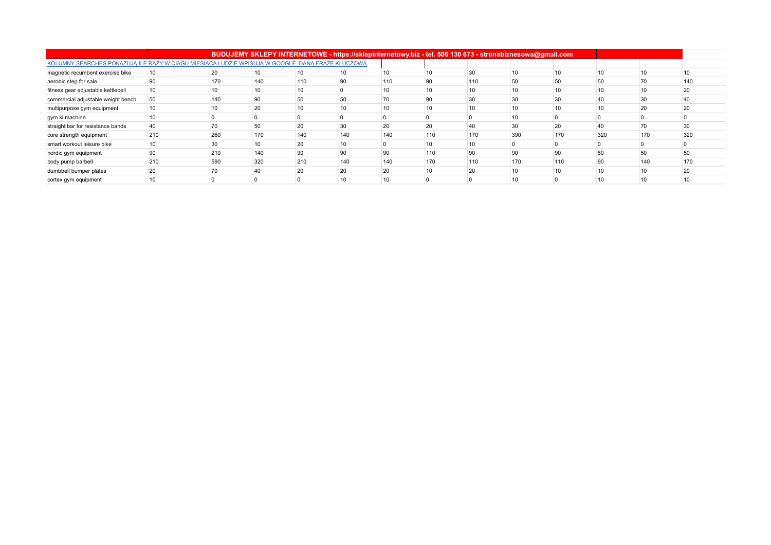| | | | | | | | | | | | | | |
|---|---|---|---|---|---|---|---|---|---|---|---|---|---|
| | BUDUJEMY SKLEPY INTERNETOWE - https://sklepinternetowy.biz - tel. 506 130 673 - stronabiznesowa@gmail.com | | | | | | | | | | | | |
| KOLUMNY SEARCHES POKAZUJĄ ILE RAZY W CIAGU MIESIACA LUDZIE WPISUJĄ W GOOGLE DANĄ FRAZĘ KLUCZOWĄ | | | | | | | | | | | | | |
| magnetic recumbent exercise bike | 10 | 20 | 10 | 10 | 10 | 10 | 10 | 30 | 10 | 10 | 10 | 10 | 10 |
| aerobic step for sale | 90 | 170 | 140 | 110 | 90 | 110 | 90 | 110 | 50 | 50 | 50 | 70 | 140 |
| fitness gear adjustable kettlebell | 10 | 10 | 10 | 10 | 0 | 10 | 10 | 10 | 10 | 10 | 10 | 10 | 20 |
| commercial adjustable weight bench | 50 | 140 | 90 | 50 | 50 | 70 | 90 | 30 | 30 | 30 | 40 | 30 | 40 |
| multipurpose gym equipment | 10 | 10 | 20 | 10 | 10 | 10 | 10 | 10 | 10 | 10 | 10 | 20 | 20 |
| gym ki machine | 10 | 0 | 0 | 0 | 0 | 0 | 0 | 0 | 10 | 0 | 0 | 0 | 0 |
| straight bar for resistance bands | 40 | 70 | 50 | 20 | 30 | 20 | 20 | 40 | 30 | 20 | 40 | 70 | 30 |
| core strength equipment | 210 | 260 | 170 | 140 | 140 | 140 | 110 | 170 | 390 | 170 | 320 | 170 | 320 |
| smart workout leisure bike | 10 | 30 | 10 | 20 | 10 | 0 | 10 | 10 | 0 | 0 | 0 | 0 | 0 |
| nordic gym equipment | 90 | 210 | 140 | 90 | 90 | 90 | 110 | 90 | 90 | 90 | 50 | 50 | 50 |
| body pump barbell | 210 | 590 | 320 | 210 | 140 | 140 | 170 | 110 | 170 | 110 | 90 | 140 | 170 |
| dumbbell bumper plates | 20 | 70 | 40 | 20 | 20 | 20 | 10 | 20 | 10 | 10 | 10 | 10 | 20 |
| cortex gym equipment | 10 | 0 | 0 | 0 | 10 | 10 | 0 | 0 | 10 | 0 | 10 | 10 | 10 |